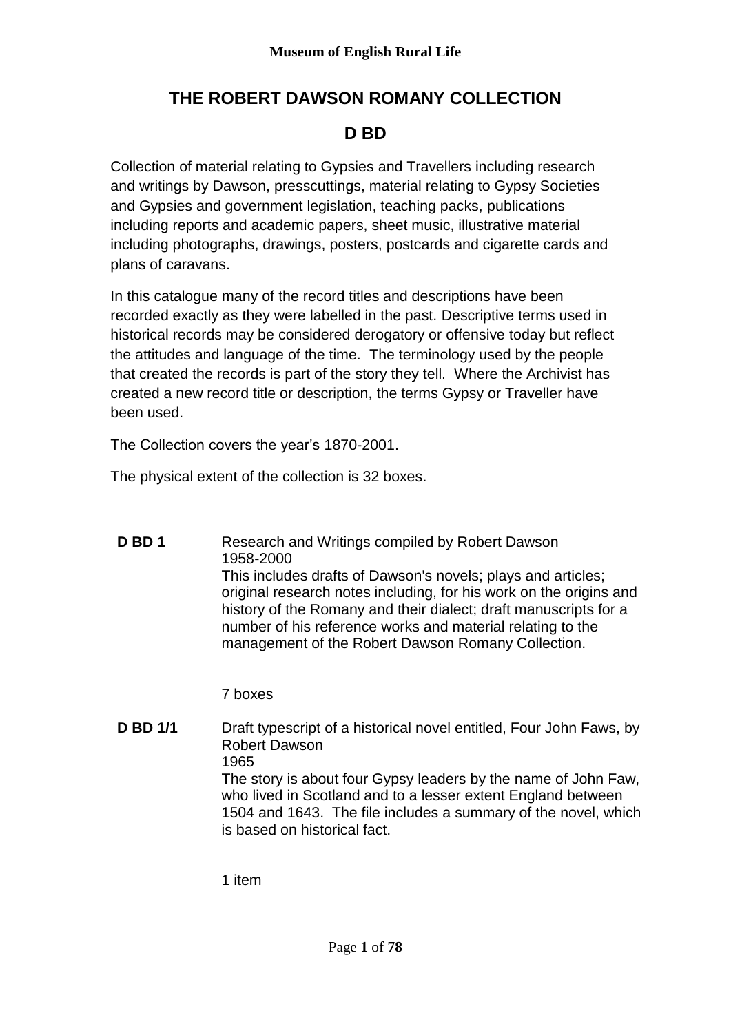**Museum of English Rural Life**

# THE ROBERT DAWSON ROMANY COLLECTION

## D BD

Collection of material relating to Gypsies and Travellers including research and writings by Dawson, presscuttings, material relating to Gypsy Societies and Gypsies and government legislation, teaching packs, publications including reports and academic papers, sheet music, illustrative material including photographs, drawings, posters, postcards and cigarette cards and plans of caravans.

In this catalogue many of the record titles and descriptions have been recorded exactly as they were labelled in the past. Descriptive terms used in historical records may be considered derogatory or offensive today but reflect the attitudes and language of the time. The terminology used by the people that created the records is part of the story they tell. Where the Archivist has created a new record title or description, the terms Gypsy or Traveller have been used.

The Collection covers the year's 1870-2001.

The physical extent of the collection is 32 boxes.

**D BD 1**

Research and Writings compiled by Robert Dawson
1958-2000
This includes drafts of Dawson's novels; plays and articles; original research notes including, for his work on the origins and history of the Romany and their dialect; draft manuscripts for a number of his reference works and material relating to the management of the Robert Dawson Romany Collection.

7 boxes

**D BD 1/1**

Draft typescript of a historical novel entitled, Four John Faws, by Robert Dawson
1965
The story is about four Gypsy leaders by the name of John Faw, who lived in Scotland and to a lesser extent England between 1504 and 1643. The file includes a summary of the novel, which is based on historical fact.

1 item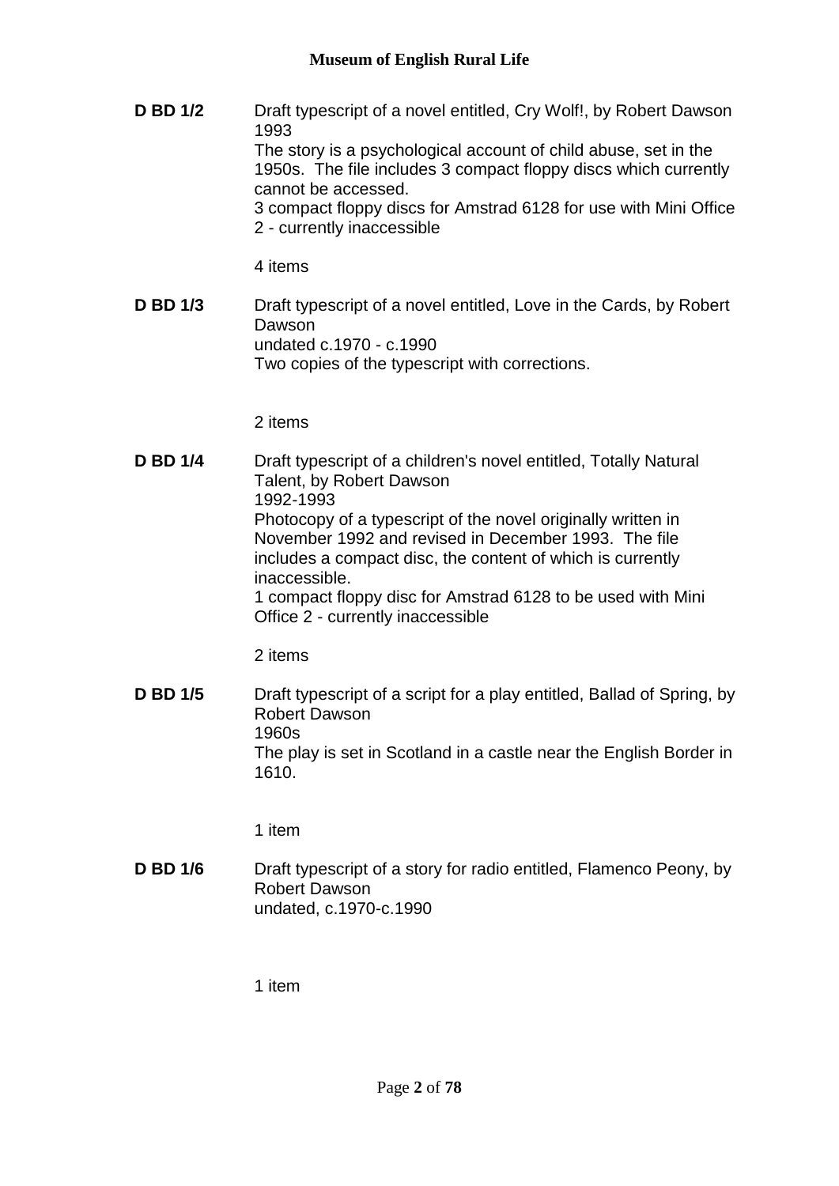**D BD 1/2** Draft typescript of a novel entitled, Cry Wolf!, by Robert Dawson
1993
The story is a psychological account of child abuse, set in the 1950s. The file includes 3 compact floppy discs which currently cannot be accessed.
3 compact floppy discs for Amstrad 6128 for use with Mini Office 2 - currently inaccessible

4 items

**D BD 1/3** Draft typescript of a novel entitled, Love in the Cards, by Robert Dawson
undated c.1970 - c.1990
Two copies of the typescript with corrections.

2 items

**D BD 1/4** Draft typescript of a children's novel entitled, Totally Natural Talent, by Robert Dawson
1992-1993
Photocopy of a typescript of the novel originally written in November 1992 and revised in December 1993. The file includes a compact disc, the content of which is currently inaccessible.
1 compact floppy disc for Amstrad 6128 to be used with Mini Office 2 - currently inaccessible

2 items

**D BD 1/5** Draft typescript of a script for a play entitled, Ballad of Spring, by Robert Dawson
1960s
The play is set in Scotland in a castle near the English Border in 1610.

1 item

**D BD 1/6** Draft typescript of a story for radio entitled, Flamenco Peony, by Robert Dawson
undated, c.1970-c.1990

1 item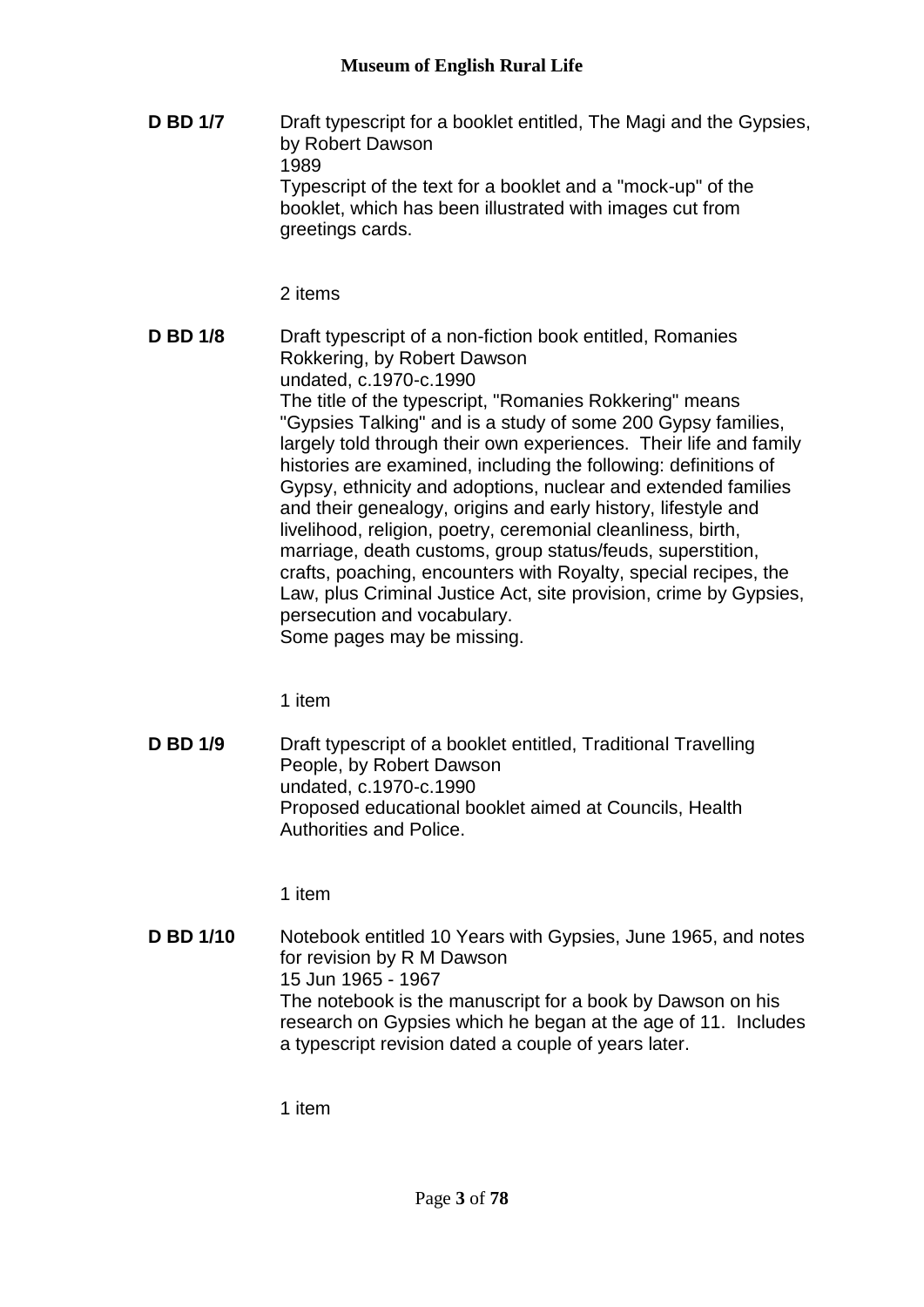**D BD 1/7** Draft typescript for a booklet entitled, The Magi and the Gypsies, by Robert Dawson

1989

Typescript of the text for a booklet and a "mock-up" of the booklet, which has been illustrated with images cut from greetings cards.

2 items

**D BD 1/8** Draft typescript of a non-fiction book entitled, Romanies Rokkering, by Robert Dawson

undated, c.1970-c.1990

The title of the typescript, "Romanies Rokkering" means "Gypsies Talking" and is a study of some 200 Gypsy families, largely told through their own experiences. Their life and family histories are examined, including the following: definitions of Gypsy, ethnicity and adoptions, nuclear and extended families and their genealogy, origins and early history, lifestyle and livelihood, religion, poetry, ceremonial cleanliness, birth, marriage, death customs, group status/feuds, superstition, crafts, poaching, encounters with Royalty, special recipes, the Law, plus Criminal Justice Act, site provision, crime by Gypsies, persecution and vocabulary.

Some pages may be missing.

1 item

**D BD 1/9** Draft typescript of a booklet entitled, Traditional Travelling People, by Robert Dawson

undated, c.1970-c.1990

Proposed educational booklet aimed at Councils, Health Authorities and Police.

1 item

**D BD 1/10** Notebook entitled 10 Years with Gypsies, June 1965, and notes for revision by R M Dawson

15 Jun 1965 - 1967

The notebook is the manuscript for a book by Dawson on his research on Gypsies which he began at the age of 11. Includes a typescript revision dated a couple of years later.

1 item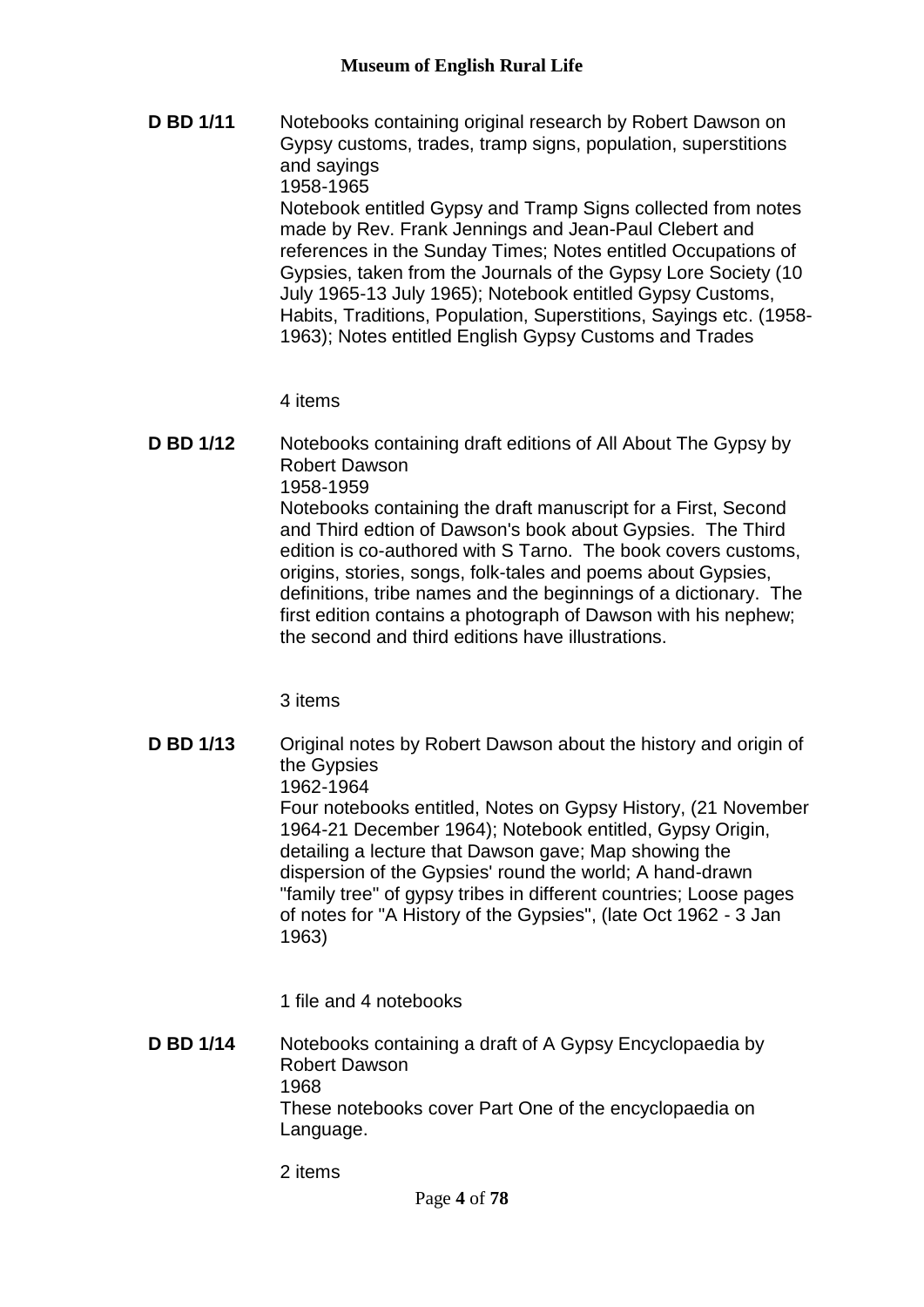**D BD 1/11** Notebooks containing original research by Robert Dawson on Gypsy customs, trades, tramp signs, population, superstitions and sayings

1958-1965

Notebook entitled Gypsy and Tramp Signs collected from notes made by Rev. Frank Jennings and Jean-Paul Clebert and references in the Sunday Times; Notes entitled Occupations of Gypsies, taken from the Journals of the Gypsy Lore Society (10 July 1965-13 July 1965); Notebook entitled Gypsy Customs, Habits, Traditions, Population, Superstitions, Sayings etc. (1958-1963); Notes entitled English Gypsy Customs and Trades

4 items

**D BD 1/12** Notebooks containing draft editions of All About The Gypsy by Robert Dawson

1958-1959

Notebooks containing the draft manuscript for a First, Second and Third edtion of Dawson's book about Gypsies. The Third edition is co-authored with S Tarno. The book covers customs, origins, stories, songs, folk-tales and poems about Gypsies, definitions, tribe names and the beginnings of a dictionary. The first edition contains a photograph of Dawson with his nephew; the second and third editions have illustrations.

3 items

**D BD 1/13** Original notes by Robert Dawson about the history and origin of the Gypsies

1962-1964

Four notebooks entitled, Notes on Gypsy History, (21 November 1964-21 December 1964); Notebook entitled, Gypsy Origin, detailing a lecture that Dawson gave; Map showing the dispersion of the Gypsies' round the world; A hand-drawn "family tree" of gypsy tribes in different countries; Loose pages of notes for "A History of the Gypsies", (late Oct 1962 - 3 Jan 1963)

1 file and 4 notebooks

**D BD 1/14** Notebooks containing a draft of A Gypsy Encyclopaedia by Robert Dawson

1968

These notebooks cover Part One of the encyclopaedia on Language.

2 items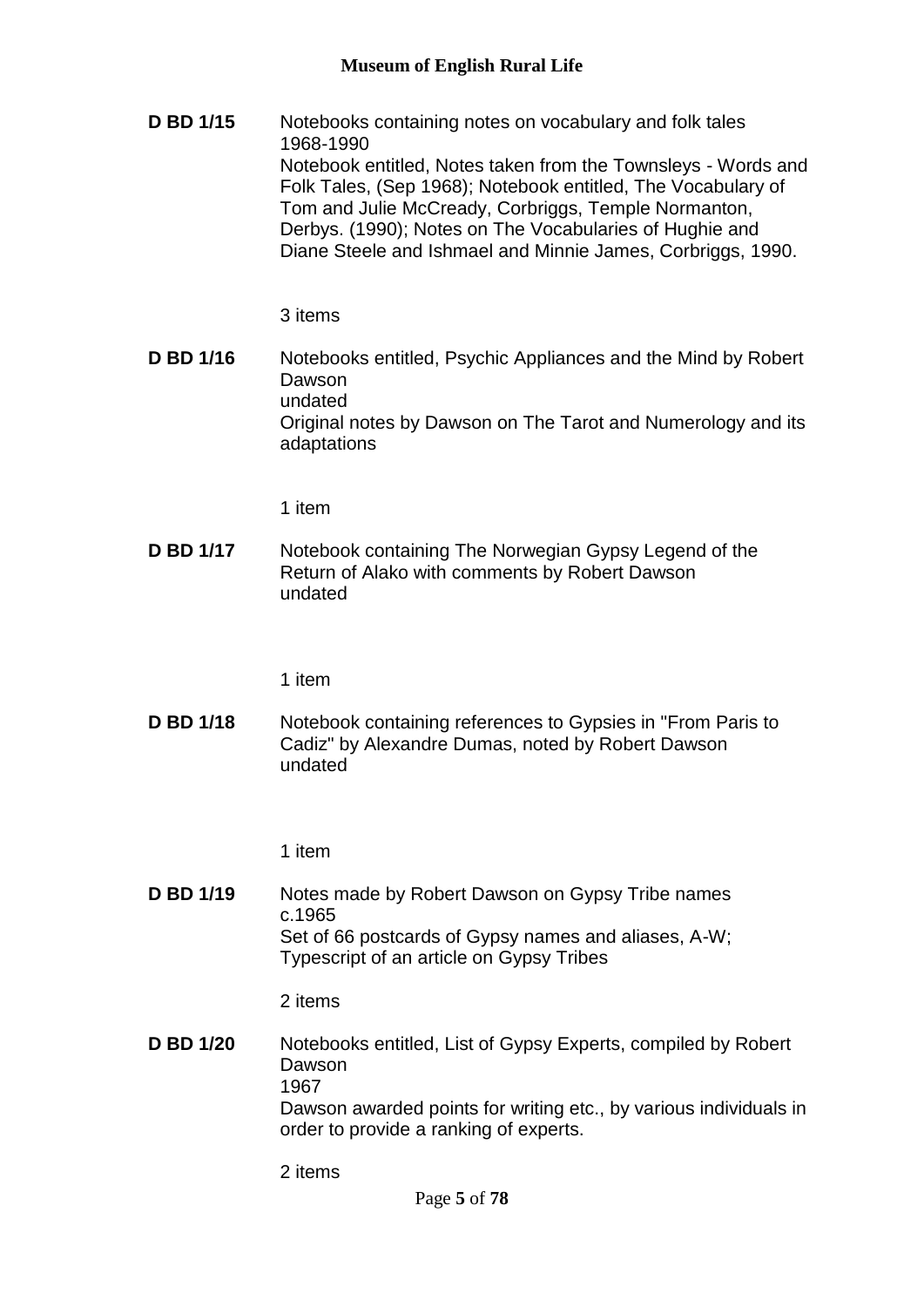**D BD 1/15** Notebooks containing notes on vocabulary and folk tales
1968-1990
Notebook entitled, Notes taken from the Townsleys - Words and Folk Tales, (Sep 1968); Notebook entitled, The Vocabulary of Tom and Julie McCready, Corbriggs, Temple Normanton, Derbys. (1990); Notes on The Vocabularies of Hughie and Diane Steele and Ishmael and Minnie James, Corbriggs, 1990.

3 items

**D BD 1/16** Notebooks entitled, Psychic Appliances and the Mind by Robert Dawson
undated
Original notes by Dawson on The Tarot and Numerology and its adaptations

1 item

**D BD 1/17** Notebook containing The Norwegian Gypsy Legend of the Return of Alako with comments by Robert Dawson
undated

1 item

**D BD 1/18** Notebook containing references to Gypsies in "From Paris to Cadiz" by Alexandre Dumas, noted by Robert Dawson
undated

1 item

**D BD 1/19** Notes made by Robert Dawson on Gypsy Tribe names
c.1965
Set of 66 postcards of Gypsy names and aliases, A-W; Typescript of an article on Gypsy Tribes

2 items

**D BD 1/20** Notebooks entitled, List of Gypsy Experts, compiled by Robert Dawson
1967
Dawson awarded points for writing etc., by various individuals in order to provide a ranking of experts.

2 items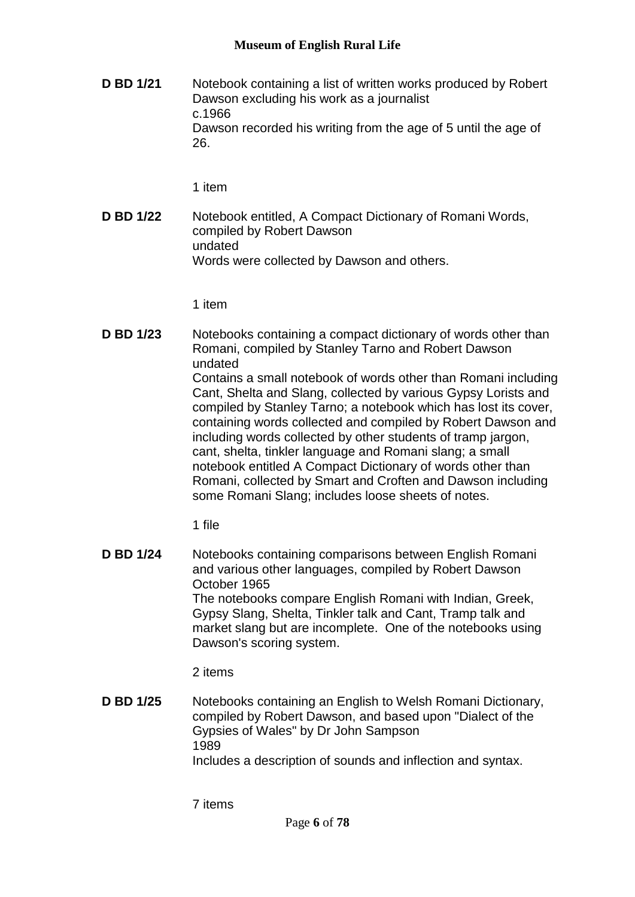**D BD 1/21** Notebook containing a list of written works produced by Robert Dawson excluding his work as a journalist
c.1966
Dawson recorded his writing from the age of 5 until the age of 26.

1 item

**D BD 1/22** Notebook entitled, A Compact Dictionary of Romani Words, compiled by Robert Dawson
undated
Words were collected by Dawson and others.

1 item

**D BD 1/23** Notebooks containing a compact dictionary of words other than Romani, compiled by Stanley Tarno and Robert Dawson
undated
Contains a small notebook of words other than Romani including Cant, Shelta and Slang, collected by various Gypsy Lorists and compiled by Stanley Tarno; a notebook which has lost its cover, containing words collected and compiled by Robert Dawson and including words collected by other students of tramp jargon, cant, shelta, tinkler language and Romani slang; a small notebook entitled A Compact Dictionary of words other than Romani, collected by Smart and Croften and Dawson including some Romani Slang; includes loose sheets of notes.

1 file

**D BD 1/24** Notebooks containing comparisons between English Romani and various other languages, compiled by Robert Dawson
October 1965
The notebooks compare English Romani with Indian, Greek, Gypsy Slang, Shelta, Tinkler talk and Cant, Tramp talk and market slang but are incomplete. One of the notebooks using Dawson's scoring system.

2 items

**D BD 1/25** Notebooks containing an English to Welsh Romani Dictionary, compiled by Robert Dawson, and based upon "Dialect of the Gypsies of Wales" by Dr John Sampson
1989
Includes a description of sounds and inflection and syntax.

7 items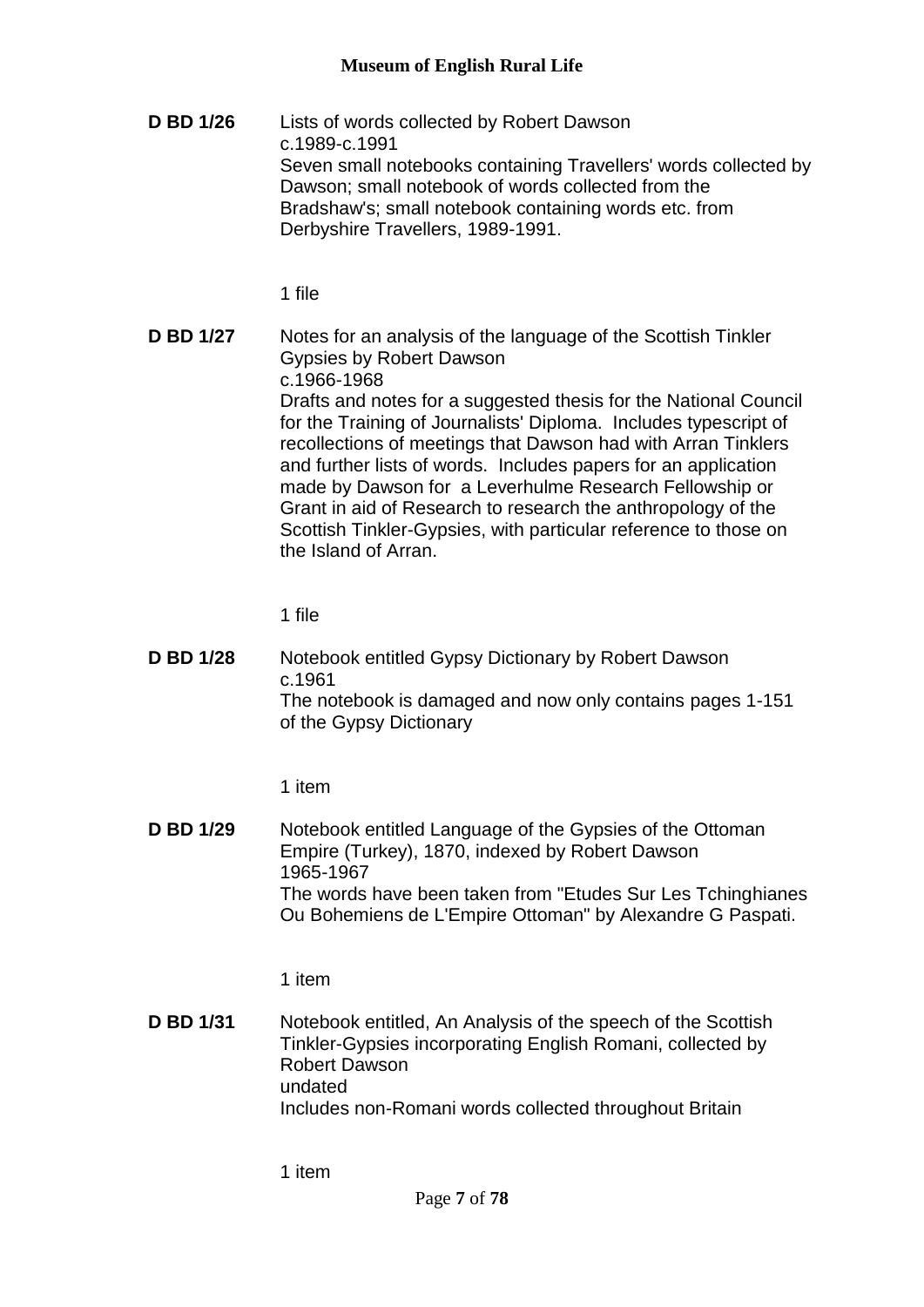**D BD 1/26** Lists of words collected by Robert Dawson
c.1989-c.1991
Seven small notebooks containing Travellers' words collected by Dawson; small notebook of words collected from the Bradshaw's; small notebook containing words etc. from Derbyshire Travellers, 1989-1991.

1 file

**D BD 1/27** Notes for an analysis of the language of the Scottish Tinkler Gypsies by Robert Dawson
c.1966-1968
Drafts and notes for a suggested thesis for the National Council for the Training of Journalists' Diploma. Includes typescript of recollections of meetings that Dawson had with Arran Tinklers and further lists of words. Includes papers for an application made by Dawson for a Leverhulme Research Fellowship or Grant in aid of Research to research the anthropology of the Scottish Tinkler-Gypsies, with particular reference to those on the Island of Arran.

1 file

**D BD 1/28** Notebook entitled Gypsy Dictionary by Robert Dawson
c.1961
The notebook is damaged and now only contains pages 1-151 of the Gypsy Dictionary

1 item

**D BD 1/29** Notebook entitled Language of the Gypsies of the Ottoman Empire (Turkey), 1870, indexed by Robert Dawson
1965-1967
The words have been taken from "Etudes Sur Les Tchinghianes Ou Bohemiens de L'Empire Ottoman" by Alexandre G Paspati.

1 item

**D BD 1/31** Notebook entitled, An Analysis of the speech of the Scottish Tinkler-Gypsies incorporating English Romani, collected by Robert Dawson
undated
Includes non-Romani words collected throughout Britain

1 item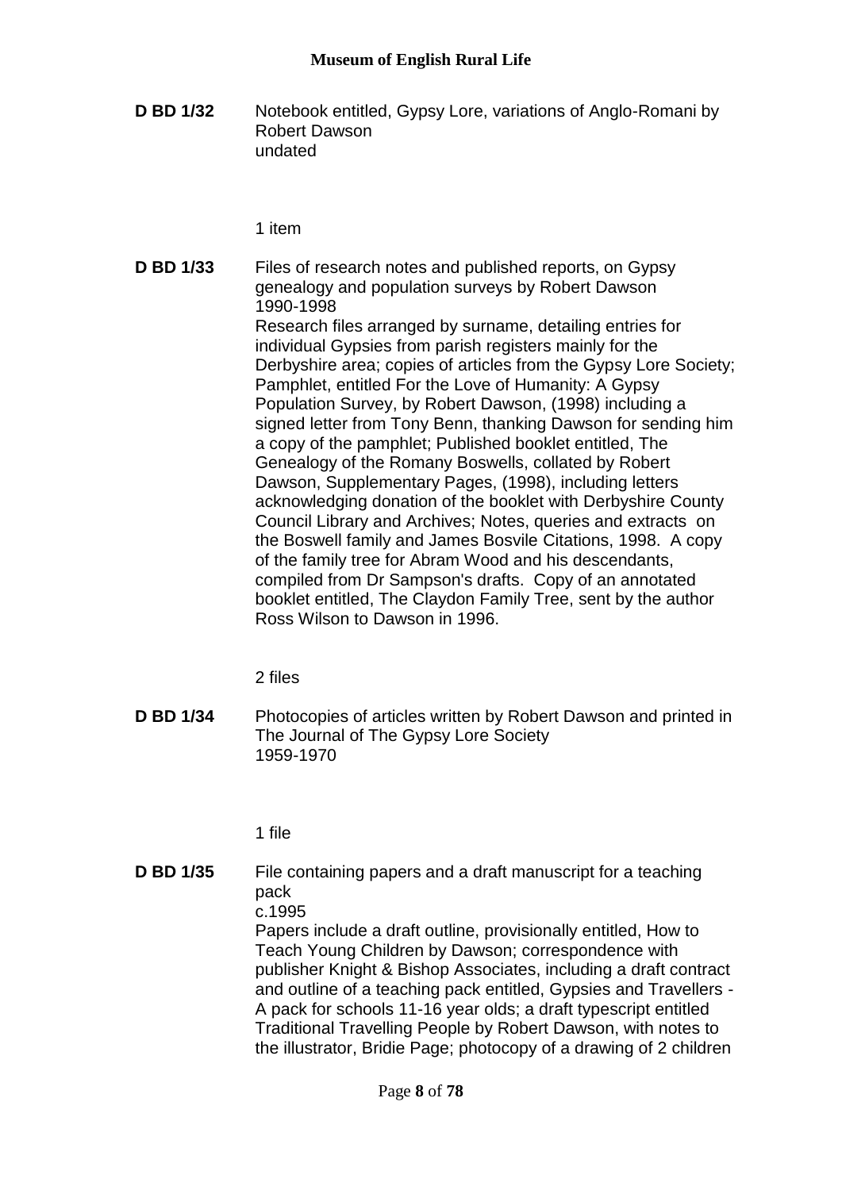**D BD 1/32** Notebook entitled, Gypsy Lore, variations of Anglo-Romani by Robert Dawson
undated

1 item

**D BD 1/33** Files of research notes and published reports, on Gypsy genealogy and population surveys by Robert Dawson
1990-1998
Research files arranged by surname, detailing entries for individual Gypsies from parish registers mainly for the Derbyshire area; copies of articles from the Gypsy Lore Society; Pamphlet, entitled For the Love of Humanity: A Gypsy Population Survey, by Robert Dawson, (1998) including a signed letter from Tony Benn, thanking Dawson for sending him a copy of the pamphlet; Published booklet entitled, The Genealogy of the Romany Boswells, collated by Robert Dawson, Supplementary Pages, (1998), including letters acknowledging donation of the booklet with Derbyshire County Council Library and Archives; Notes, queries and extracts on the Boswell family and James Bosvile Citations, 1998. A copy of the family tree for Abram Wood and his descendants, compiled from Dr Sampson's drafts. Copy of an annotated booklet entitled, The Claydon Family Tree, sent by the author Ross Wilson to Dawson in 1996.

2 files

**D BD 1/34** Photocopies of articles written by Robert Dawson and printed in The Journal of The Gypsy Lore Society
1959-1970

1 file

**D BD 1/35** File containing papers and a draft manuscript for a teaching pack
c.1995
Papers include a draft outline, provisionally entitled, How to Teach Young Children by Dawson; correspondence with publisher Knight & Bishop Associates, including a draft contract and outline of a teaching pack entitled, Gypsies and Travellers - A pack for schools 11-16 year olds; a draft typescript entitled Traditional Travelling People by Robert Dawson, with notes to the illustrator, Bridie Page; photocopy of a drawing of 2 children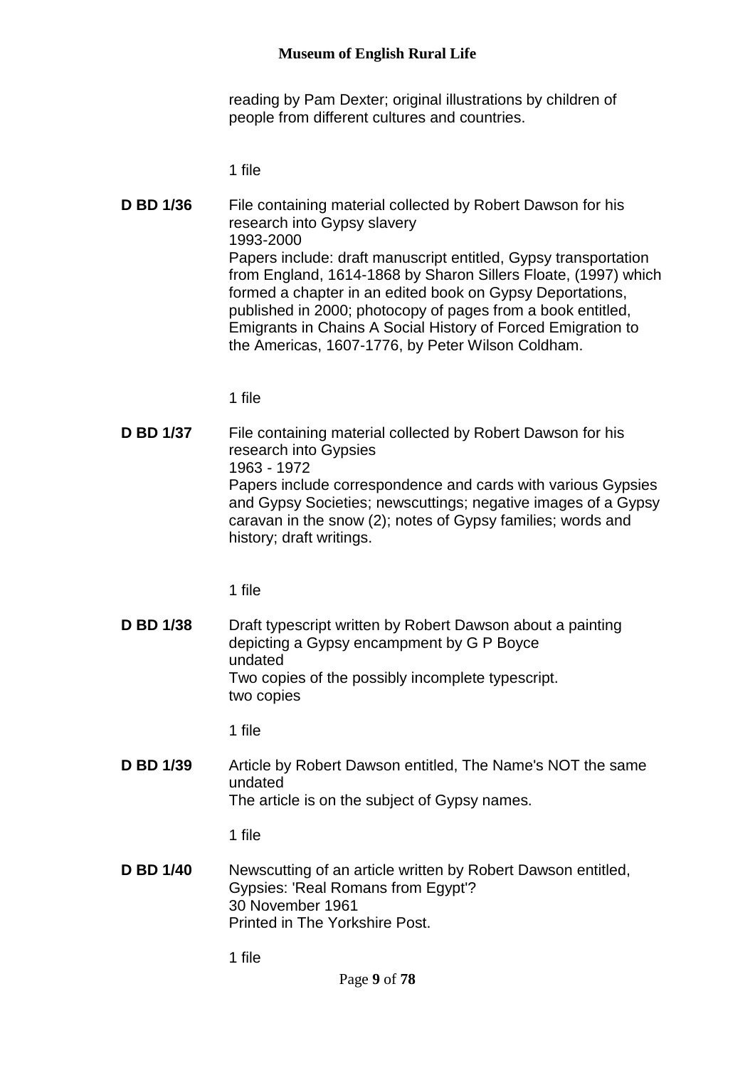reading by Pam Dexter; original illustrations by children of people from different cultures and countries.

1 file

**D BD 1/36** File containing material collected by Robert Dawson for his research into Gypsy slavery
1993-2000
Papers include: draft manuscript entitled, Gypsy transportation from England, 1614-1868 by Sharon Sillers Floate, (1997) which formed a chapter in an edited book on Gypsy Deportations, published in 2000; photocopy of pages from a book entitled, Emigrants in Chains A Social History of Forced Emigration to the Americas, 1607-1776, by Peter Wilson Coldham.

1 file

**D BD 1/37** File containing material collected by Robert Dawson for his research into Gypsies
1963 - 1972
Papers include correspondence and cards with various Gypsies and Gypsy Societies; newscuttings; negative images of a Gypsy caravan in the snow (2); notes of Gypsy families; words and history; draft writings.

1 file

**D BD 1/38** Draft typescript written by Robert Dawson about a painting depicting a Gypsy encampment by G P Boyce
undated
Two copies of the possibly incomplete typescript.
two copies

1 file

**D BD 1/39** Article by Robert Dawson entitled, The Name's NOT the same
undated
The article is on the subject of Gypsy names.

1 file

**D BD 1/40** Newscutting of an article written by Robert Dawson entitled, Gypsies: 'Real Romans from Egypt'?
30 November 1961
Printed in The Yorkshire Post.

1 file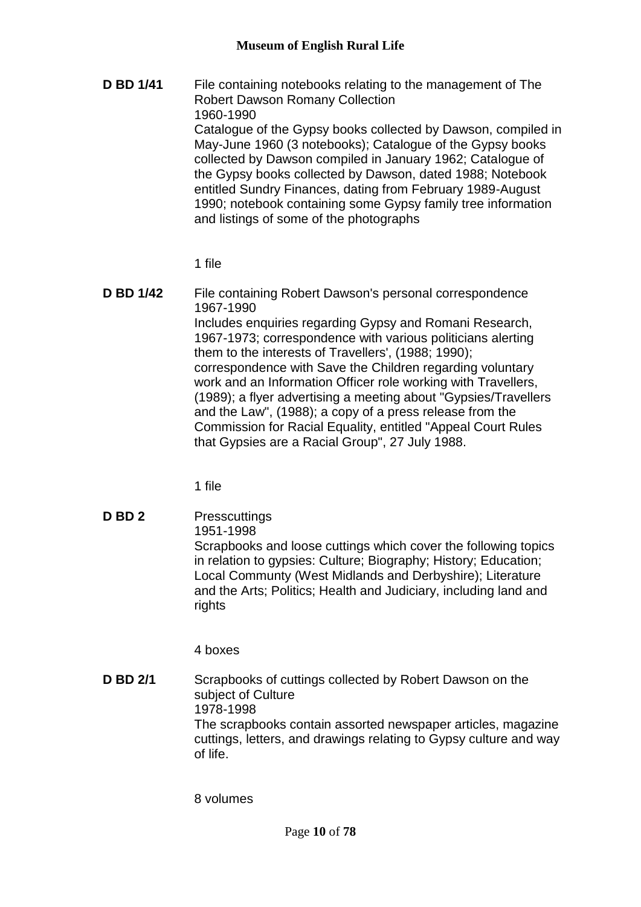**D BD 1/41** File containing notebooks relating to the management of The Robert Dawson Romany Collection
1960-1990
Catalogue of the Gypsy books collected by Dawson, compiled in May-June 1960 (3 notebooks); Catalogue of the Gypsy books collected by Dawson compiled in January 1962; Catalogue of the Gypsy books collected by Dawson, dated 1988; Notebook entitled Sundry Finances, dating from February 1989-August 1990; notebook containing some Gypsy family tree information and listings of some of the photographs

1 file

**D BD 1/42** File containing Robert Dawson's personal correspondence
1967-1990
Includes enquiries regarding Gypsy and Romani Research, 1967-1973; correspondence with various politicians alerting them to the interests of Travellers', (1988; 1990); correspondence with Save the Children regarding voluntary work and an Information Officer role working with Travellers, (1989); a flyer advertising a meeting about "Gypsies/Travellers and the Law", (1988); a copy of a press release from the Commission for Racial Equality, entitled "Appeal Court Rules that Gypsies are a Racial Group", 27 July 1988.

1 file

**D BD 2** Presscuttings
1951-1998
Scrapbooks and loose cuttings which cover the following topics in relation to gypsies: Culture; Biography; History; Education; Local Communty (West Midlands and Derbyshire); Literature and the Arts; Politics; Health and Judiciary, including land and rights

4 boxes

**D BD 2/1** Scrapbooks of cuttings collected by Robert Dawson on the subject of Culture
1978-1998
The scrapbooks contain assorted newspaper articles, magazine cuttings, letters, and drawings relating to Gypsy culture and way of life.

8 volumes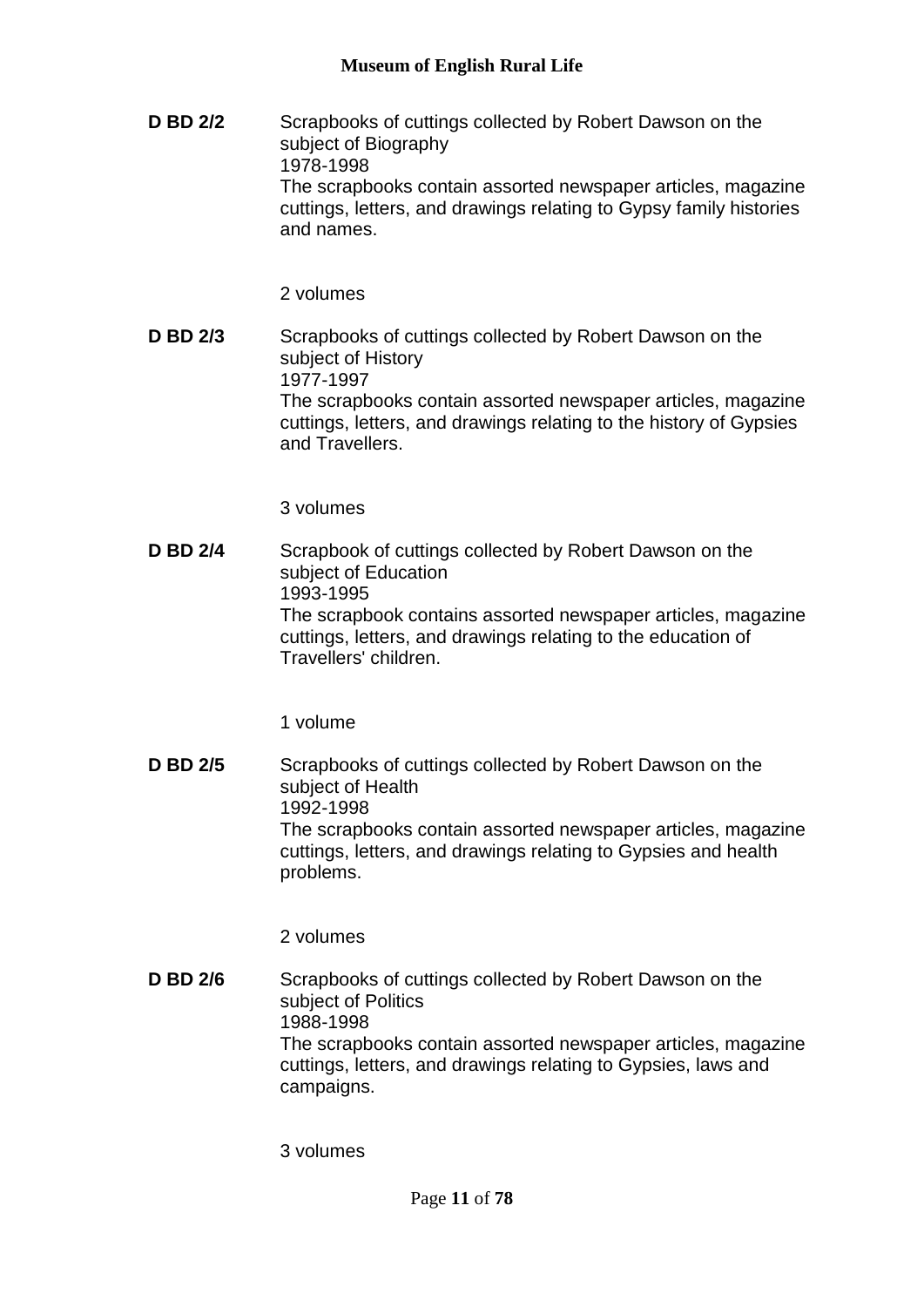**D BD 2/2** Scrapbooks of cuttings collected by Robert Dawson on the subject of Biography
1978-1998
The scrapbooks contain assorted newspaper articles, magazine cuttings, letters, and drawings relating to Gypsy family histories and names.

2 volumes

**D BD 2/3** Scrapbooks of cuttings collected by Robert Dawson on the subject of History
1977-1997
The scrapbooks contain assorted newspaper articles, magazine cuttings, letters, and drawings relating to the history of Gypsies and Travellers.

3 volumes

**D BD 2/4** Scrapbook of cuttings collected by Robert Dawson on the subject of Education
1993-1995
The scrapbook contains assorted newspaper articles, magazine cuttings, letters, and drawings relating to the education of Travellers' children.

1 volume

**D BD 2/5** Scrapbooks of cuttings collected by Robert Dawson on the subject of Health
1992-1998
The scrapbooks contain assorted newspaper articles, magazine cuttings, letters, and drawings relating to Gypsies and health problems.

2 volumes

**D BD 2/6** Scrapbooks of cuttings collected by Robert Dawson on the subject of Politics
1988-1998
The scrapbooks contain assorted newspaper articles, magazine cuttings, letters, and drawings relating to Gypsies, laws and campaigns.

3 volumes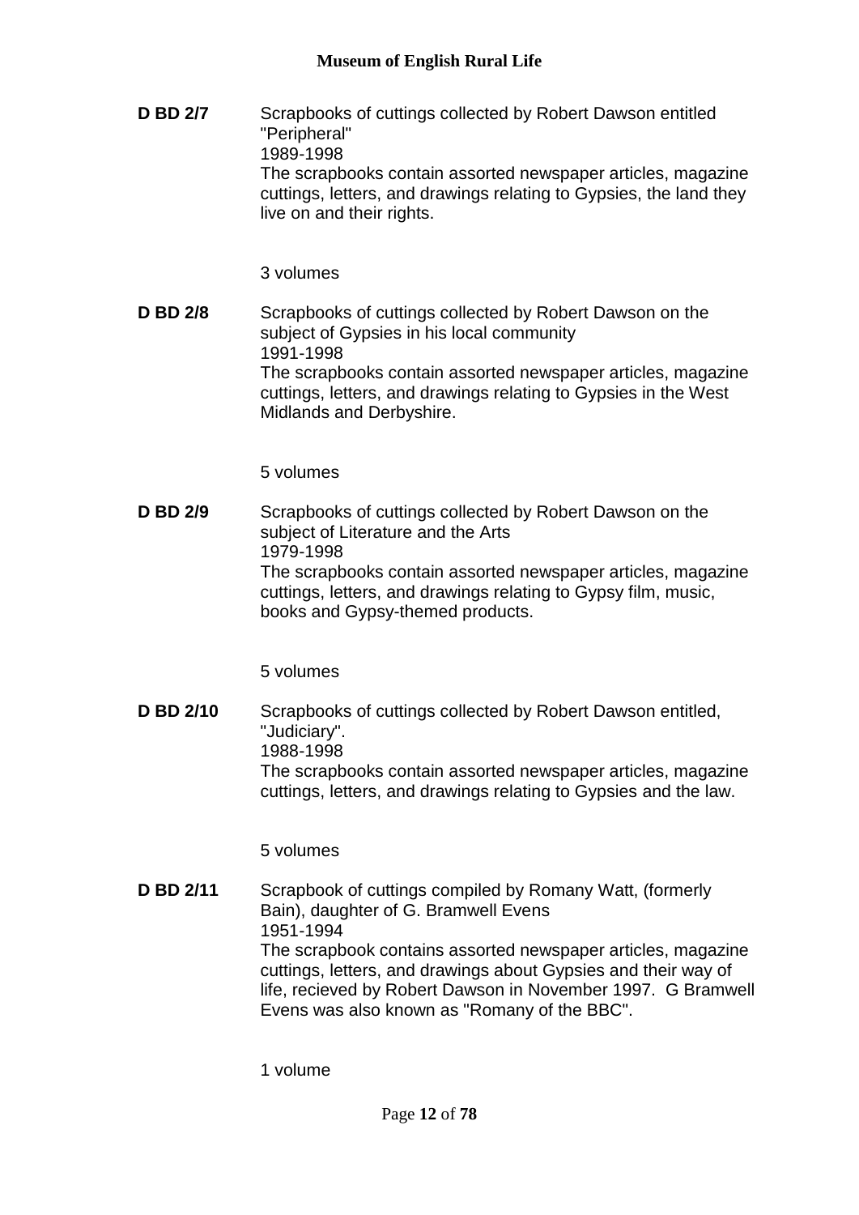**D BD 2/7** Scrapbooks of cuttings collected by Robert Dawson entitled "Peripheral"
1989-1998
The scrapbooks contain assorted newspaper articles, magazine cuttings, letters, and drawings relating to Gypsies, the land they live on and their rights.

3 volumes

**D BD 2/8** Scrapbooks of cuttings collected by Robert Dawson on the subject of Gypsies in his local community
1991-1998
The scrapbooks contain assorted newspaper articles, magazine cuttings, letters, and drawings relating to Gypsies in the West Midlands and Derbyshire.

5 volumes

**D BD 2/9** Scrapbooks of cuttings collected by Robert Dawson on the subject of Literature and the Arts
1979-1998
The scrapbooks contain assorted newspaper articles, magazine cuttings, letters, and drawings relating to Gypsy film, music, books and Gypsy-themed products.

5 volumes

**D BD 2/10** Scrapbooks of cuttings collected by Robert Dawson entitled, "Judiciary".
1988-1998
The scrapbooks contain assorted newspaper articles, magazine cuttings, letters, and drawings relating to Gypsies and the law.

5 volumes

**D BD 2/11** Scrapbook of cuttings compiled by Romany Watt, (formerly Bain), daughter of G. Bramwell Evens
1951-1994
The scrapbook contains assorted newspaper articles, magazine cuttings, letters, and drawings about Gypsies and their way of life, recieved by Robert Dawson in November 1997. G Bramwell Evens was also known as "Romany of the BBC".

1 volume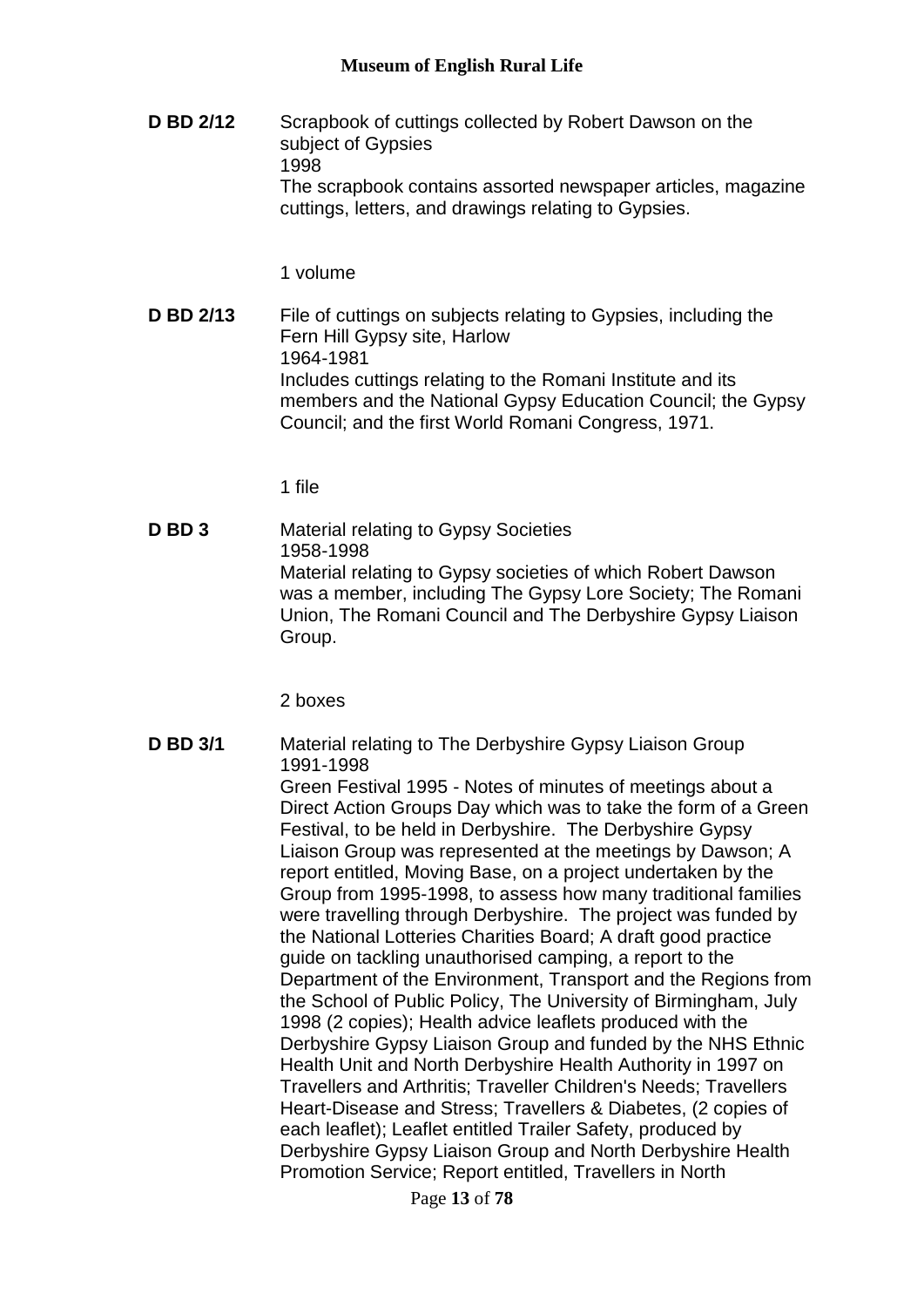**D BD 2/12** Scrapbook of cuttings collected by Robert Dawson on the subject of Gypsies
1998
The scrapbook contains assorted newspaper articles, magazine cuttings, letters, and drawings relating to Gypsies.

1 volume

**D BD 2/13** File of cuttings on subjects relating to Gypsies, including the Fern Hill Gypsy site, Harlow
1964-1981
Includes cuttings relating to the Romani Institute and its members and the National Gypsy Education Council; the Gypsy Council; and the first World Romani Congress, 1971.

1 file

**D BD 3** Material relating to Gypsy Societies
1958-1998
Material relating to Gypsy societies of which Robert Dawson was a member, including The Gypsy Lore Society; The Romani Union, The Romani Council and The Derbyshire Gypsy Liaison Group.

2 boxes

**D BD 3/1** Material relating to The Derbyshire Gypsy Liaison Group
1991-1998
Green Festival 1995 - Notes of minutes of meetings about a Direct Action Groups Day which was to take the form of a Green Festival, to be held in Derbyshire. The Derbyshire Gypsy Liaison Group was represented at the meetings by Dawson; A report entitled, Moving Base, on a project undertaken by the Group from 1995-1998, to assess how many traditional families were travelling through Derbyshire. The project was funded by the National Lotteries Charities Board; A draft good practice guide on tackling unauthorised camping, a report to the Department of the Environment, Transport and the Regions from the School of Public Policy, The University of Birmingham, July 1998 (2 copies); Health advice leaflets produced with the Derbyshire Gypsy Liaison Group and funded by the NHS Ethnic Health Unit and North Derbyshire Health Authority in 1997 on Travellers and Arthritis; Traveller Children's Needs; Travellers Heart-Disease and Stress; Travellers & Diabetes, (2 copies of each leaflet); Leaflet entitled Trailer Safety, produced by Derbyshire Gypsy Liaison Group and North Derbyshire Health Promotion Service; Report entitled, Travellers in North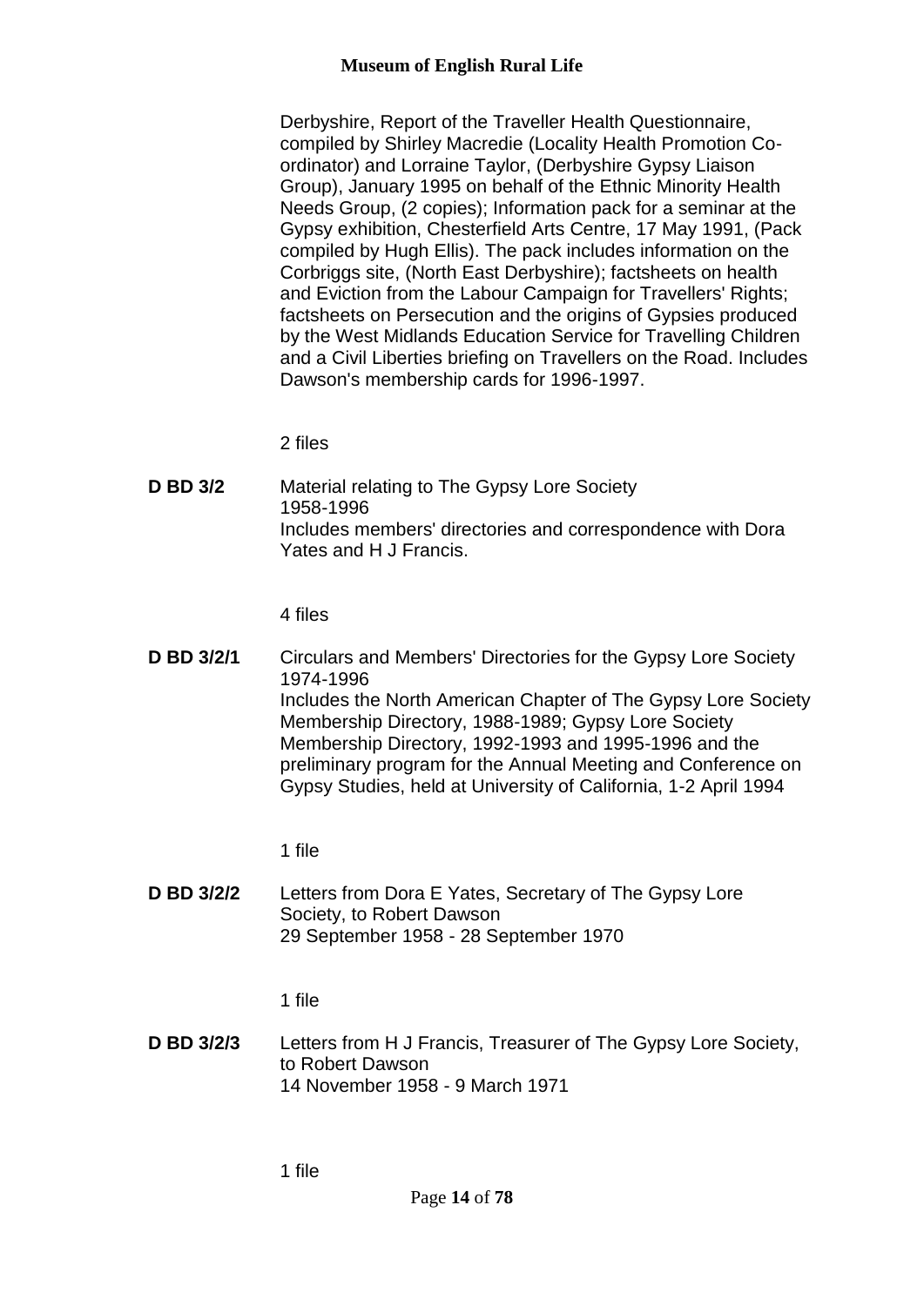Derbyshire, Report of the Traveller Health Questionnaire, compiled by Shirley Macredie (Locality Health Promotion Co-ordinator) and Lorraine Taylor, (Derbyshire Gypsy Liaison Group), January 1995 on behalf of the Ethnic Minority Health Needs Group, (2 copies); Information pack for a seminar at the Gypsy exhibition, Chesterfield Arts Centre, 17 May 1991, (Pack compiled by Hugh Ellis). The pack includes information on the Corbriggs site, (North East Derbyshire); factsheets on health and Eviction from the Labour Campaign for Travellers' Rights; factsheets on Persecution and the origins of Gypsies produced by the West Midlands Education Service for Travelling Children and a Civil Liberties briefing on Travellers on the Road. Includes Dawson's membership cards for 1996-1997.

2 files

**D BD 3/2** Material relating to The Gypsy Lore Society
1958-1996
Includes members' directories and correspondence with Dora Yates and H J Francis.

4 files

**D BD 3/2/1** Circulars and Members' Directories for the Gypsy Lore Society
1974-1996
Includes the North American Chapter of The Gypsy Lore Society Membership Directory, 1988-1989; Gypsy Lore Society Membership Directory, 1992-1993 and 1995-1996 and the preliminary program for the Annual Meeting and Conference on Gypsy Studies, held at University of California, 1-2 April 1994

1 file

**D BD 3/2/2** Letters from Dora E Yates, Secretary of The Gypsy Lore Society, to Robert Dawson
29 September 1958 - 28 September 1970

1 file

**D BD 3/2/3** Letters from H J Francis, Treasurer of The Gypsy Lore Society, to Robert Dawson
14 November 1958 - 9 March 1971

1 file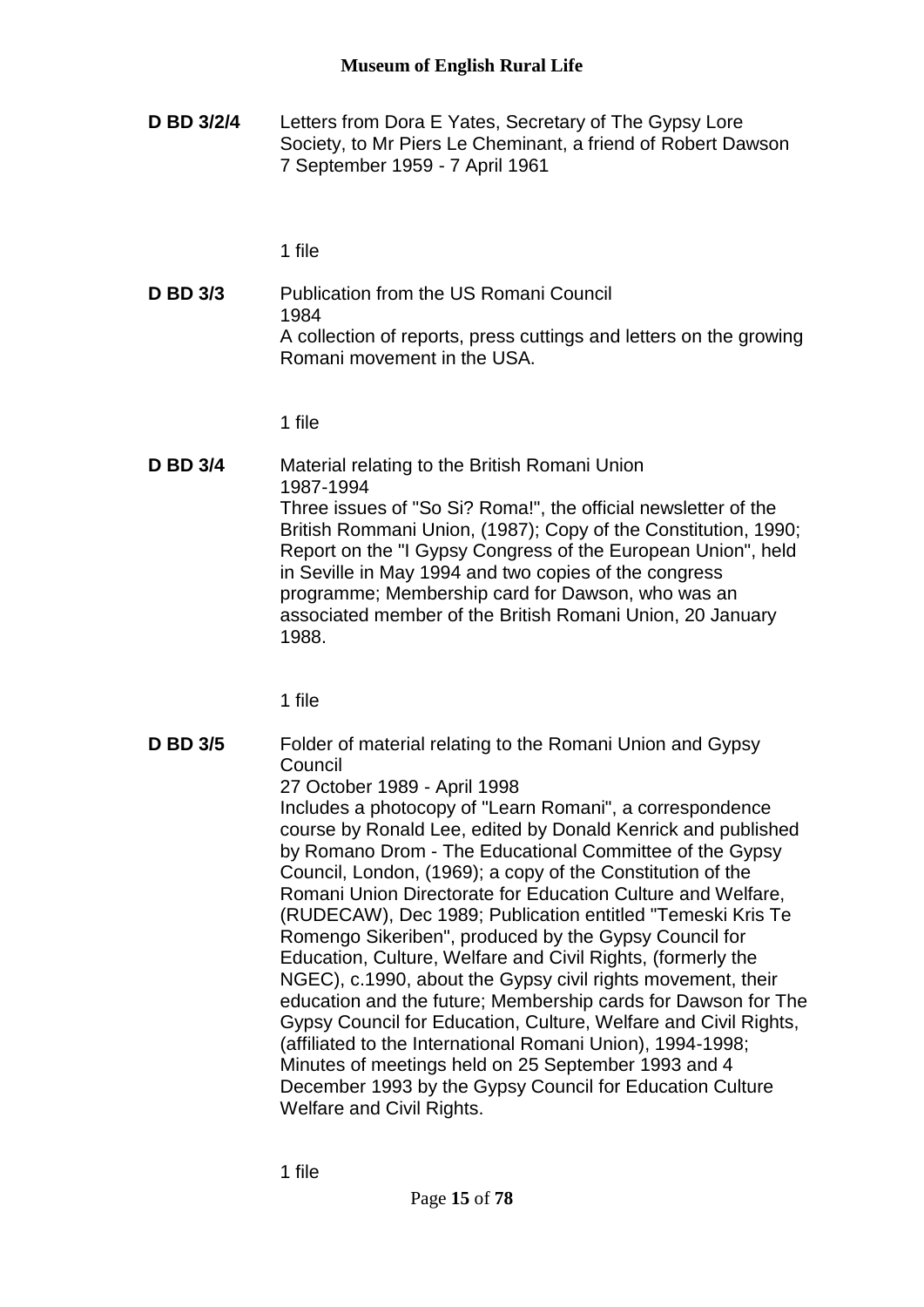**D BD 3/2/4** Letters from Dora E Yates, Secretary of The Gypsy Lore Society, to Mr Piers Le Cheminant, a friend of Robert Dawson
7 September 1959 - 7 April 1961

1 file

**D BD 3/3** Publication from the US Romani Council
1984
A collection of reports, press cuttings and letters on the growing Romani movement in the USA.

1 file

**D BD 3/4** Material relating to the British Romani Union
1987-1994
Three issues of "So Si? Roma!", the official newsletter of the British Rommani Union, (1987); Copy of the Constitution, 1990; Report on the "I Gypsy Congress of the European Union", held in Seville in May 1994 and two copies of the congress programme; Membership card for Dawson, who was an associated member of the British Romani Union, 20 January 1988.

1 file

**D BD 3/5** Folder of material relating to the Romani Union and Gypsy Council
27 October 1989 - April 1998
Includes a photocopy of "Learn Romani", a correspondence course by Ronald Lee, edited by Donald Kenrick and published by Romano Drom - The Educational Committee of the Gypsy Council, London, (1969); a copy of the Constitution of the Romani Union Directorate for Education Culture and Welfare, (RUDECAW), Dec 1989; Publication entitled "Temeski Kris Te Romengo Sikeriben", produced by the Gypsy Council for Education, Culture, Welfare and Civil Rights, (formerly the NGEC), c.1990, about the Gypsy civil rights movement, their education and the future; Membership cards for Dawson for The Gypsy Council for Education, Culture, Welfare and Civil Rights, (affiliated to the International Romani Union), 1994-1998; Minutes of meetings held on 25 September 1993 and 4 December 1993 by the Gypsy Council for Education Culture Welfare and Civil Rights.

1 file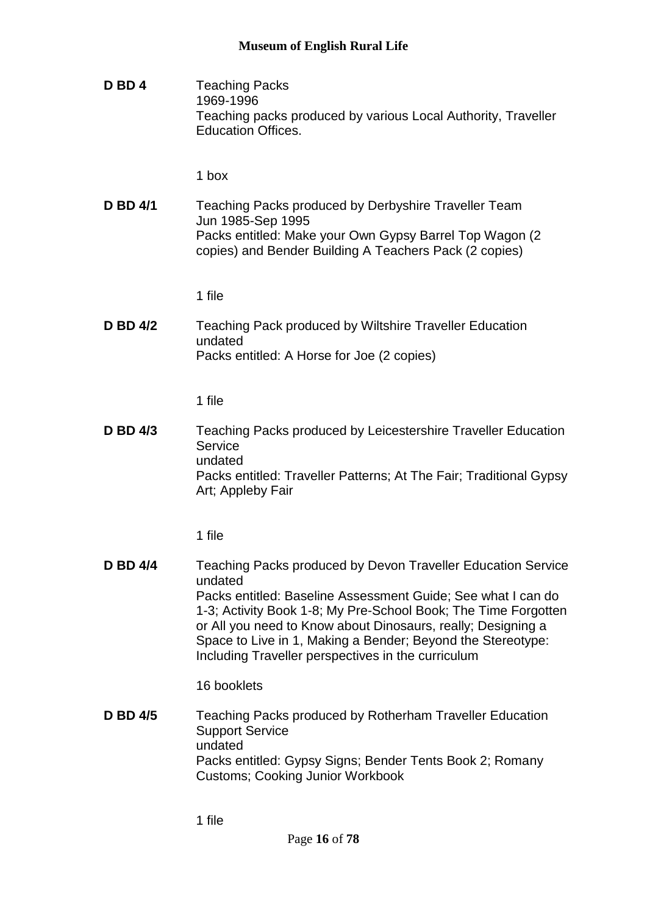**D BD 4** Teaching Packs
1969-1996
Teaching packs produced by various Local Authority, Traveller Education Offices.

1 box

**D BD 4/1** Teaching Packs produced by Derbyshire Traveller Team
Jun 1985-Sep 1995
Packs entitled: Make your Own Gypsy Barrel Top Wagon (2 copies) and Bender Building A Teachers Pack (2 copies)

1 file

**D BD 4/2** Teaching Pack produced by Wiltshire Traveller Education
undated
Packs entitled: A Horse for Joe (2 copies)

1 file

**D BD 4/3** Teaching Packs produced by Leicestershire Traveller Education Service
undated
Packs entitled: Traveller Patterns; At The Fair; Traditional Gypsy Art; Appleby Fair

1 file

**D BD 4/4** Teaching Packs produced by Devon Traveller Education Service
undated
Packs entitled: Baseline Assessment Guide; See what I can do 1-3; Activity Book 1-8; My Pre-School Book; The Time Forgotten or All you need to Know about Dinosaurs, really; Designing a Space to Live in 1, Making a Bender; Beyond the Stereotype: Including Traveller perspectives in the curriculum

16 booklets

**D BD 4/5** Teaching Packs produced by Rotherham Traveller Education Support Service
undated
Packs entitled: Gypsy Signs; Bender Tents Book 2; Romany Customs; Cooking Junior Workbook

1 file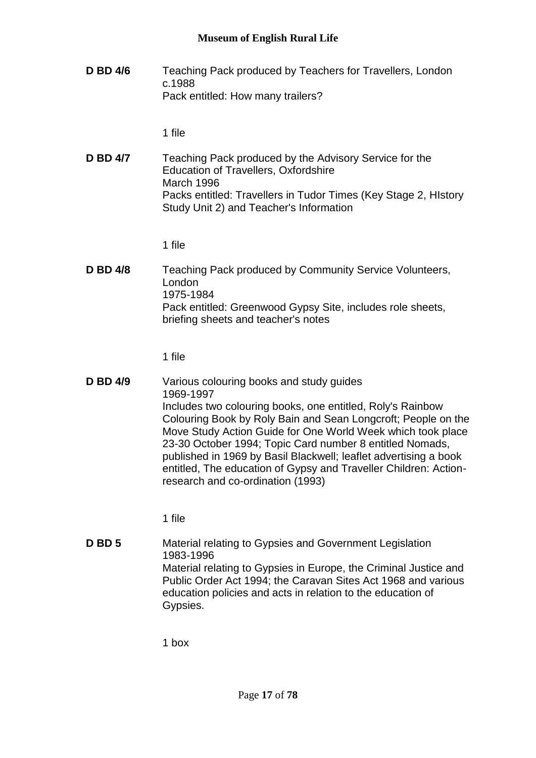**D BD 4/6** Teaching Pack produced by Teachers for Travellers, London
c.1988
Pack entitled: How many trailers?

1 file

**D BD 4/7** Teaching Pack produced by the Advisory Service for the Education of Travellers, Oxfordshire
March 1996
Packs entitled: Travellers in Tudor Times (Key Stage 2, HIstory Study Unit 2) and Teacher's Information

1 file

**D BD 4/8** Teaching Pack produced by Community Service Volunteers, London
1975-1984
Pack entitled: Greenwood Gypsy Site, includes role sheets, briefing sheets and teacher's notes

1 file

**D BD 4/9** Various colouring books and study guides
1969-1997
Includes two colouring books, one entitled, Roly's Rainbow Colouring Book by Roly Bain and Sean Longcroft; People on the Move Study Action Guide for One World Week which took place 23-30 October 1994; Topic Card number 8 entitled Nomads, published in 1969 by Basil Blackwell; leaflet advertising a book entitled, The education of Gypsy and Traveller Children: Action-research and co-ordination (1993)

1 file

**D BD 5** Material relating to Gypsies and Government Legislation
1983-1996
Material relating to Gypsies in Europe, the Criminal Justice and Public Order Act 1994; the Caravan Sites Act 1968 and various education policies and acts in relation to the education of Gypsies.

1 box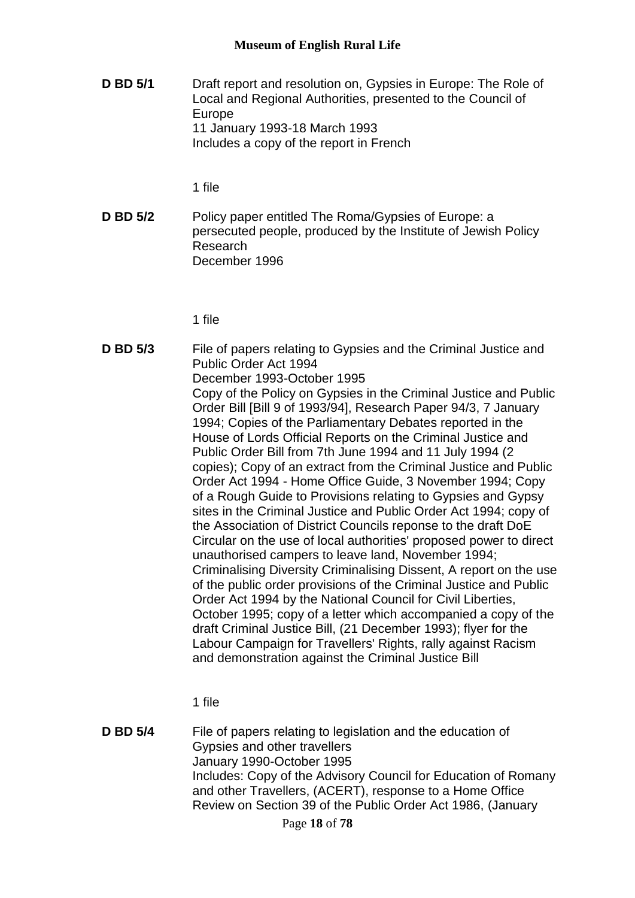**D BD 5/1** Draft report and resolution on, Gypsies in Europe: The Role of Local and Regional Authorities, presented to the Council of Europe
11 January 1993-18 March 1993
Includes a copy of the report in French

1 file

**D BD 5/2** Policy paper entitled The Roma/Gypsies of Europe: a persecuted people, produced by the Institute of Jewish Policy Research
December 1996

1 file

**D BD 5/3** File of papers relating to Gypsies and the Criminal Justice and Public Order Act 1994
December 1993-October 1995
Copy of the Policy on Gypsies in the Criminal Justice and Public Order Bill [Bill 9 of 1993/94], Research Paper 94/3, 7 January 1994; Copies of the Parliamentary Debates reported in the House of Lords Official Reports on the Criminal Justice and Public Order Bill from 7th June 1994 and 11 July 1994 (2 copies); Copy of an extract from the Criminal Justice and Public Order Act 1994 - Home Office Guide, 3 November 1994; Copy of a Rough Guide to Provisions relating to Gypsies and Gypsy sites in the Criminal Justice and Public Order Act 1994; copy of the Association of District Councils reponse to the draft DoE Circular on the use of local authorities' proposed power to direct unauthorised campers to leave land, November 1994; Criminalising Diversity Criminalising Dissent, A report on the use of the public order provisions of the Criminal Justice and Public Order Act 1994 by the National Council for Civil Liberties, October 1995; copy of a letter which accompanied a copy of the draft Criminal Justice Bill, (21 December 1993); flyer for the Labour Campaign for Travellers' Rights, rally against Racism and demonstration against the Criminal Justice Bill

1 file

**D BD 5/4** File of papers relating to legislation and the education of Gypsies and other travellers
January 1990-October 1995
Includes: Copy of the Advisory Council for Education of Romany and other Travellers, (ACERT), response to a Home Office Review on Section 39 of the Public Order Act 1986, (January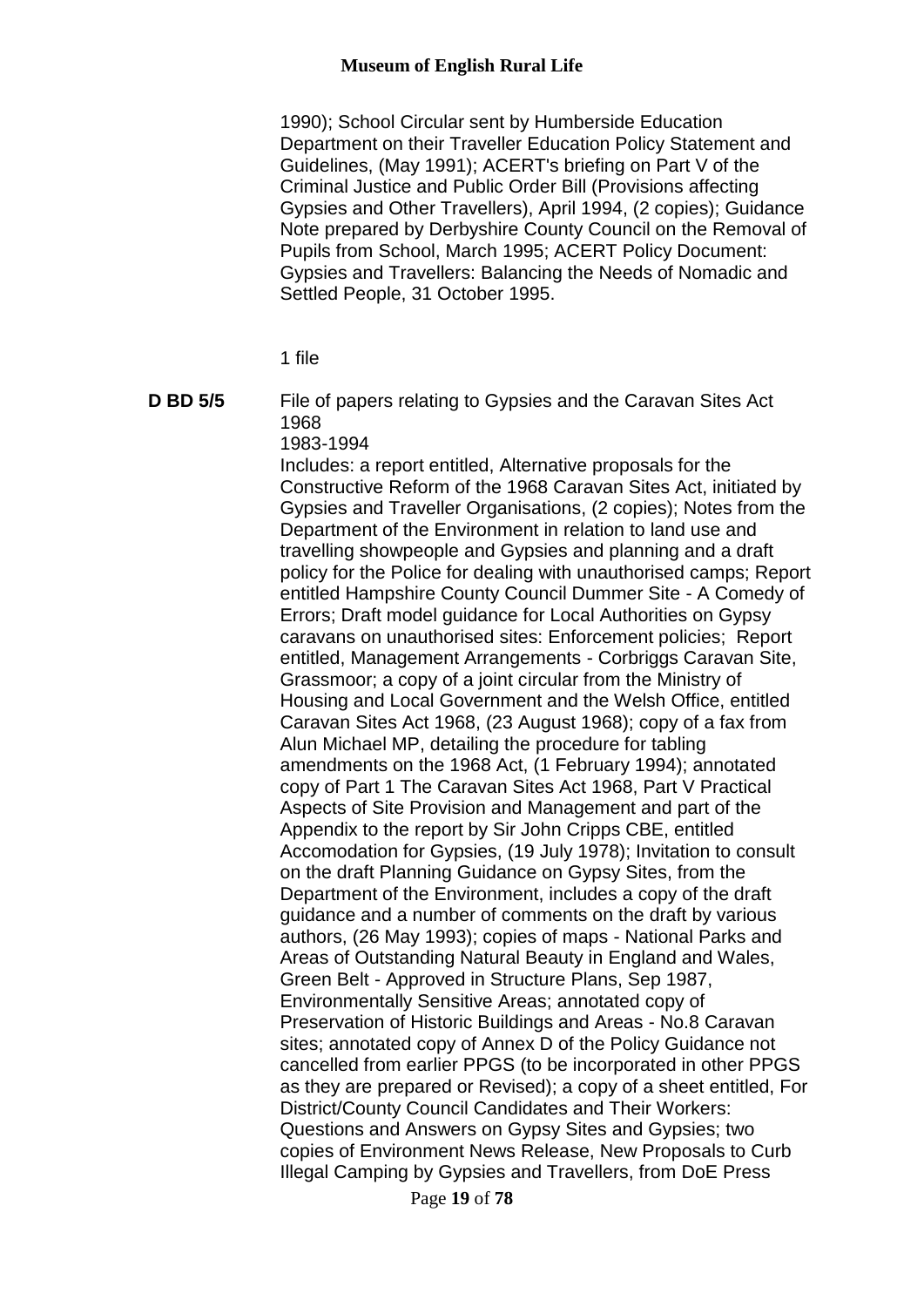1990); School Circular sent by Humberside Education Department on their Traveller Education Policy Statement and Guidelines, (May 1991); ACERT's briefing on Part V of the Criminal Justice and Public Order Bill (Provisions affecting Gypsies and Other Travellers), April 1994, (2 copies); Guidance Note prepared by Derbyshire County Council on the Removal of Pupils from School, March 1995; ACERT Policy Document: Gypsies and Travellers: Balancing the Needs of Nomadic and Settled People, 31 October 1995.

1 file

**D BD 5/5** File of papers relating to Gypsies and the Caravan Sites Act 1968

1983-1994

Includes: a report entitled, Alternative proposals for the Constructive Reform of the 1968 Caravan Sites Act, initiated by Gypsies and Traveller Organisations, (2 copies); Notes from the Department of the Environment in relation to land use and travelling showpeople and Gypsies and planning and a draft policy for the Police for dealing with unauthorised camps; Report entitled Hampshire County Council Dummer Site - A Comedy of Errors; Draft model guidance for Local Authorities on Gypsy caravans on unauthorised sites: Enforcement policies; Report entitled, Management Arrangements - Corbriggs Caravan Site, Grassmoor; a copy of a joint circular from the Ministry of Housing and Local Government and the Welsh Office, entitled Caravan Sites Act 1968, (23 August 1968); copy of a fax from Alun Michael MP, detailing the procedure for tabling amendments on the 1968 Act, (1 February 1994); annotated copy of Part 1 The Caravan Sites Act 1968, Part V Practical Aspects of Site Provision and Management and part of the Appendix to the report by Sir John Cripps CBE, entitled Accomodation for Gypsies, (19 July 1978); Invitation to consult on the draft Planning Guidance on Gypsy Sites, from the Department of the Environment, includes a copy of the draft guidance and a number of comments on the draft by various authors, (26 May 1993); copies of maps - National Parks and Areas of Outstanding Natural Beauty in England and Wales, Green Belt - Approved in Structure Plans, Sep 1987, Environmentally Sensitive Areas; annotated copy of Preservation of Historic Buildings and Areas - No.8 Caravan sites; annotated copy of Annex D of the Policy Guidance not cancelled from earlier PPGS (to be incorporated in other PPGS as they are prepared or Revised); a copy of a sheet entitled, For District/County Council Candidates and Their Workers: Questions and Answers on Gypsy Sites and Gypsies; two copies of Environment News Release, New Proposals to Curb Illegal Camping by Gypsies and Travellers, from DoE Press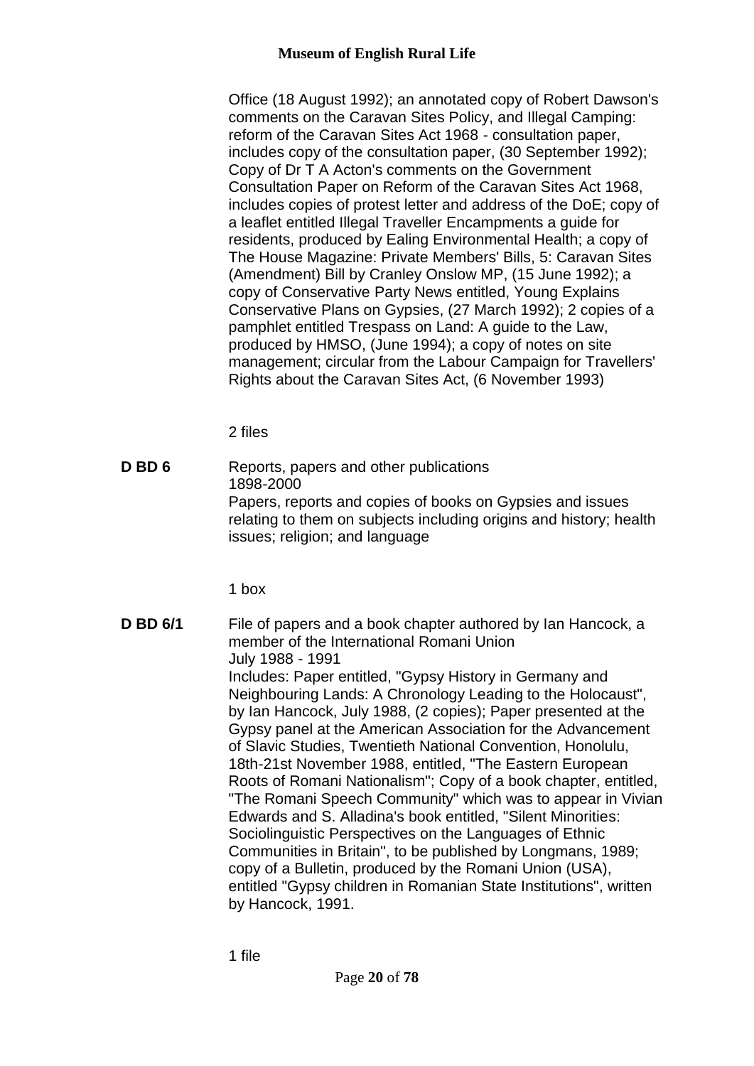Office (18 August 1992); an annotated copy of Robert Dawson's comments on the Caravan Sites Policy, and Illegal Camping: reform of the Caravan Sites Act 1968 - consultation paper, includes copy of the consultation paper, (30 September 1992); Copy of Dr T A Acton's comments on the Government Consultation Paper on Reform of the Caravan Sites Act 1968, includes copies of protest letter and address of the DoE; copy of a leaflet entitled Illegal Traveller Encampments a guide for residents, produced by Ealing Environmental Health; a copy of The House Magazine: Private Members' Bills, 5: Caravan Sites (Amendment) Bill by Cranley Onslow MP, (15 June 1992); a copy of Conservative Party News entitled, Young Explains Conservative Plans on Gypsies, (27 March 1992); 2 copies of a pamphlet entitled Trespass on Land: A guide to the Law, produced by HMSO, (June 1994); a copy of notes on site management; circular from the Labour Campaign for Travellers' Rights about the Caravan Sites Act, (6 November 1993)

2 files

**D BD 6** Reports, papers and other publications
1898-2000
Papers, reports and copies of books on Gypsies and issues relating to them on subjects including origins and history; health issues; religion; and language

1 box

**D BD 6/1** File of papers and a book chapter authored by Ian Hancock, a member of the International Romani Union
July 1988 - 1991
Includes: Paper entitled, "Gypsy History in Germany and Neighbouring Lands: A Chronology Leading to the Holocaust", by Ian Hancock, July 1988, (2 copies); Paper presented at the Gypsy panel at the American Association for the Advancement of Slavic Studies, Twentieth National Convention, Honolulu, 18th-21st November 1988, entitled, "The Eastern European Roots of Romani Nationalism"; Copy of a book chapter, entitled, "The Romani Speech Community" which was to appear in Vivian Edwards and S. Alladina's book entitled, "Silent Minorities: Sociolinguistic Perspectives on the Languages of Ethnic Communities in Britain", to be published by Longmans, 1989; copy of a Bulletin, produced by the Romani Union (USA), entitled "Gypsy children in Romanian State Institutions", written by Hancock, 1991.

1 file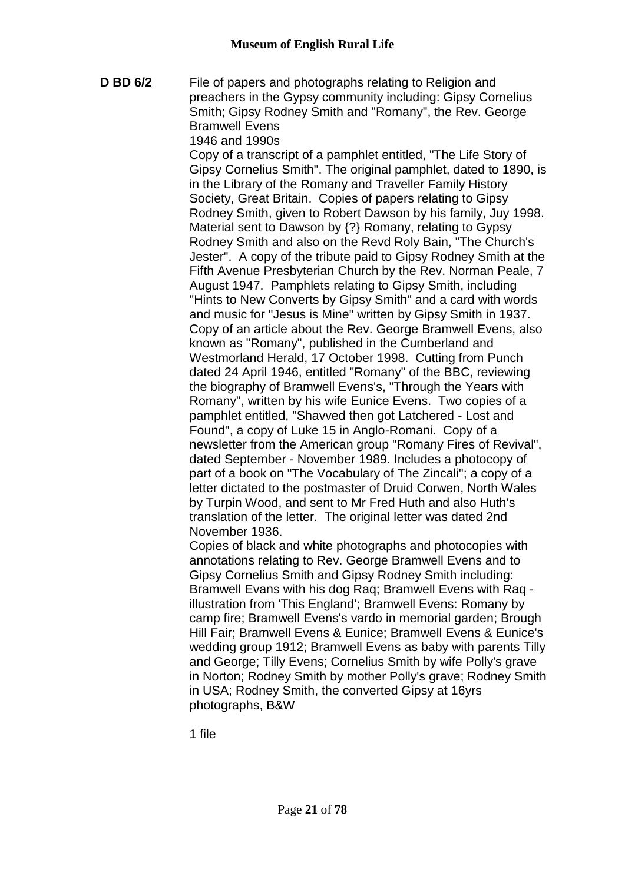**D BD 6/2** File of papers and photographs relating to Religion and preachers in the Gypsy community including: Gipsy Cornelius Smith; Gipsy Rodney Smith and "Romany", the Rev. George Bramwell Evens

1946 and 1990s

Copy of a transcript of a pamphlet entitled, "The Life Story of Gipsy Cornelius Smith". The original pamphlet, dated to 1890, is in the Library of the Romany and Traveller Family History Society, Great Britain. Copies of papers relating to Gipsy Rodney Smith, given to Robert Dawson by his family, Juy 1998. Material sent to Dawson by {?} Romany, relating to Gypsy Rodney Smith and also on the Revd Roly Bain, "The Church's Jester". A copy of the tribute paid to Gipsy Rodney Smith at the Fifth Avenue Presbyterian Church by the Rev. Norman Peale, 7 August 1947. Pamphlets relating to Gipsy Smith, including "Hints to New Converts by Gipsy Smith" and a card with words and music for "Jesus is Mine" written by Gipsy Smith in 1937. Copy of an article about the Rev. George Bramwell Evens, also known as "Romany", published in the Cumberland and Westmorland Herald, 17 October 1998. Cutting from Punch dated 24 April 1946, entitled "Romany" of the BBC, reviewing the biography of Bramwell Evens's, "Through the Years with Romany", written by his wife Eunice Evens. Two copies of a pamphlet entitled, "Shavved then got Latchered - Lost and Found", a copy of Luke 15 in Anglo-Romani. Copy of a newsletter from the American group "Romany Fires of Revival", dated September - November 1989. Includes a photocopy of part of a book on "The Vocabulary of The Zincali"; a copy of a letter dictated to the postmaster of Druid Corwen, North Wales by Turpin Wood, and sent to Mr Fred Huth and also Huth's translation of the letter. The original letter was dated 2nd November 1936.

Copies of black and white photographs and photocopies with annotations relating to Rev. George Bramwell Evens and to Gipsy Cornelius Smith and Gipsy Rodney Smith including: Bramwell Evans with his dog Raq; Bramwell Evens with Raq - illustration from 'This England'; Bramwell Evens: Romany by camp fire; Bramwell Evens's vardo in memorial garden; Brough Hill Fair; Bramwell Evens & Eunice; Bramwell Evens & Eunice's wedding group 1912; Bramwell Evens as baby with parents Tilly and George; Tilly Evens; Cornelius Smith by wife Polly's grave in Norton; Rodney Smith by mother Polly's grave; Rodney Smith in USA; Rodney Smith, the converted Gipsy at 16yrs photographs, B&W

1 file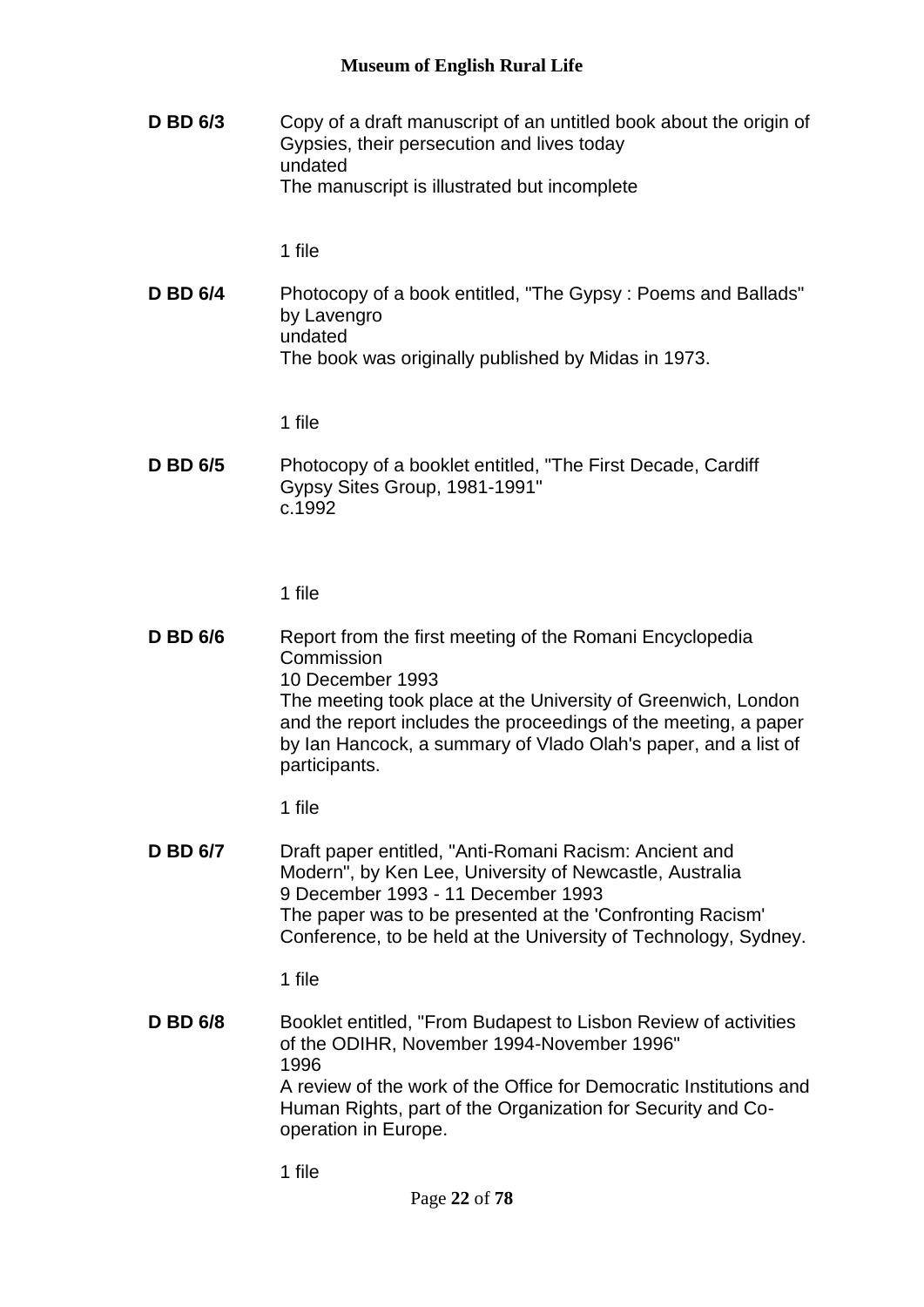**D BD 6/3** Copy of a draft manuscript of an untitled book about the origin of Gypsies, their persecution and lives today
undated
The manuscript is illustrated but incomplete

1 file

**D BD 6/4** Photocopy of a book entitled, "The Gypsy : Poems and Ballads" by Lavengro
undated
The book was originally published by Midas in 1973.

1 file

**D BD 6/5** Photocopy of a booklet entitled, "The First Decade, Cardiff Gypsy Sites Group, 1981-1991"
c.1992

1 file

**D BD 6/6** Report from the first meeting of the Romani Encyclopedia Commission
10 December 1993
The meeting took place at the University of Greenwich, London and the report includes the proceedings of the meeting, a paper by Ian Hancock, a summary of Vlado Olah's paper, and a list of participants.

1 file

**D BD 6/7** Draft paper entitled, "Anti-Romani Racism: Ancient and Modern", by Ken Lee, University of Newcastle, Australia
9 December 1993 - 11 December 1993
The paper was to be presented at the 'Confronting Racism' Conference, to be held at the University of Technology, Sydney.

1 file

**D BD 6/8** Booklet entitled, "From Budapest to Lisbon Review of activities of the ODIHR, November 1994-November 1996"
1996
A review of the work of the Office for Democratic Institutions and Human Rights, part of the Organization for Security and Co-operation in Europe.

1 file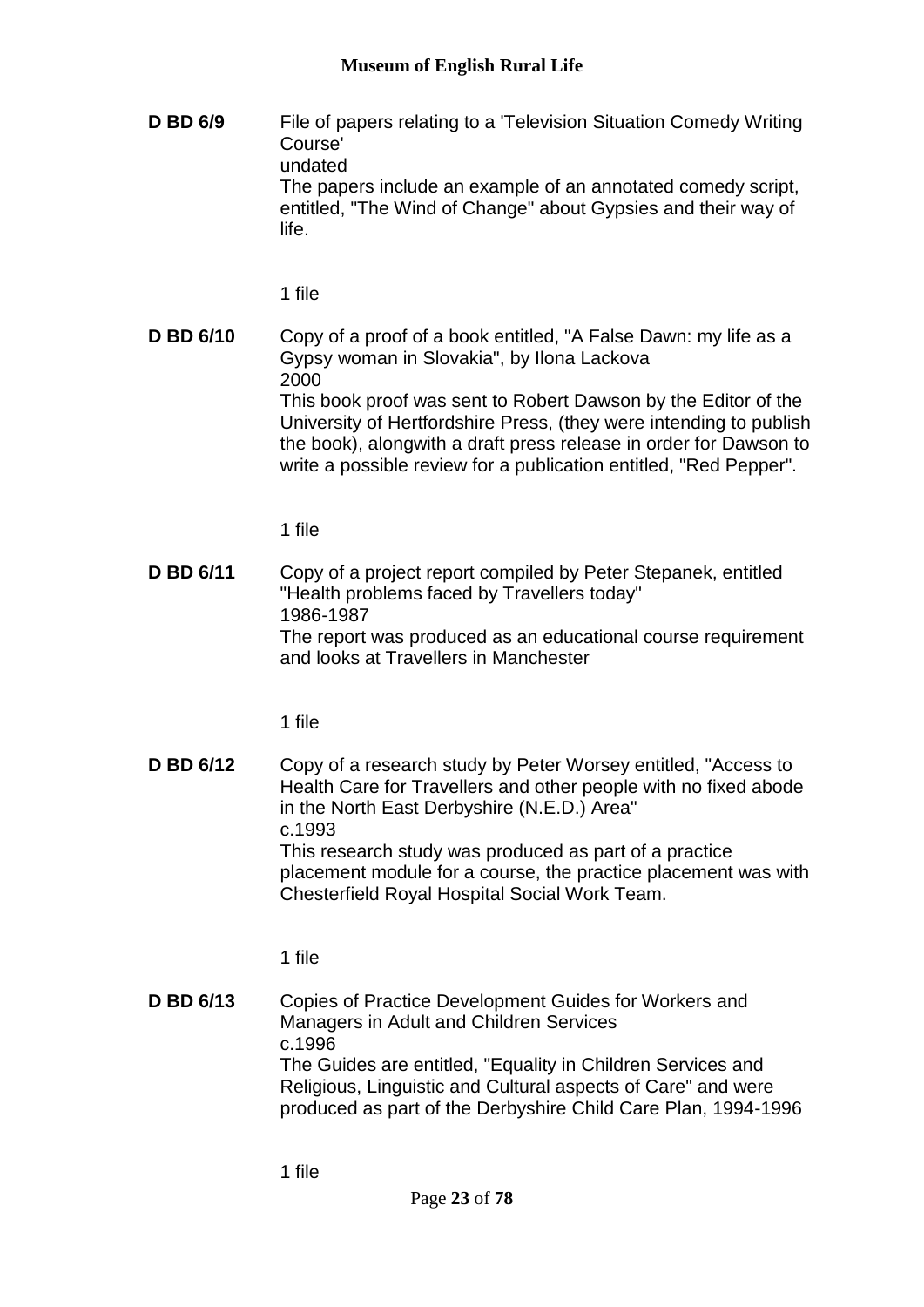**D BD 6/9** File of papers relating to a 'Television Situation Comedy Writing Course'
undated
The papers include an example of an annotated comedy script, entitled, "The Wind of Change" about Gypsies and their way of life.

1 file

**D BD 6/10** Copy of a proof of a book entitled, "A False Dawn: my life as a Gypsy woman in Slovakia", by Ilona Lackova
2000
This book proof was sent to Robert Dawson by the Editor of the University of Hertfordshire Press, (they were intending to publish the book), alongwith a draft press release in order for Dawson to write a possible review for a publication entitled, "Red Pepper".

1 file

**D BD 6/11** Copy of a project report compiled by Peter Stepanek, entitled "Health problems faced by Travellers today"
1986-1987
The report was produced as an educational course requirement and looks at Travellers in Manchester

1 file

**D BD 6/12** Copy of a research study by Peter Worsey entitled, "Access to Health Care for Travellers and other people with no fixed abode in the North East Derbyshire (N.E.D.) Area"
c.1993
This research study was produced as part of a practice placement module for a course, the practice placement was with Chesterfield Royal Hospital Social Work Team.

1 file

**D BD 6/13** Copies of Practice Development Guides for Workers and Managers in Adult and Children Services
c.1996
The Guides are entitled, "Equality in Children Services and Religious, Linguistic and Cultural aspects of Care" and were produced as part of the Derbyshire Child Care Plan, 1994-1996

1 file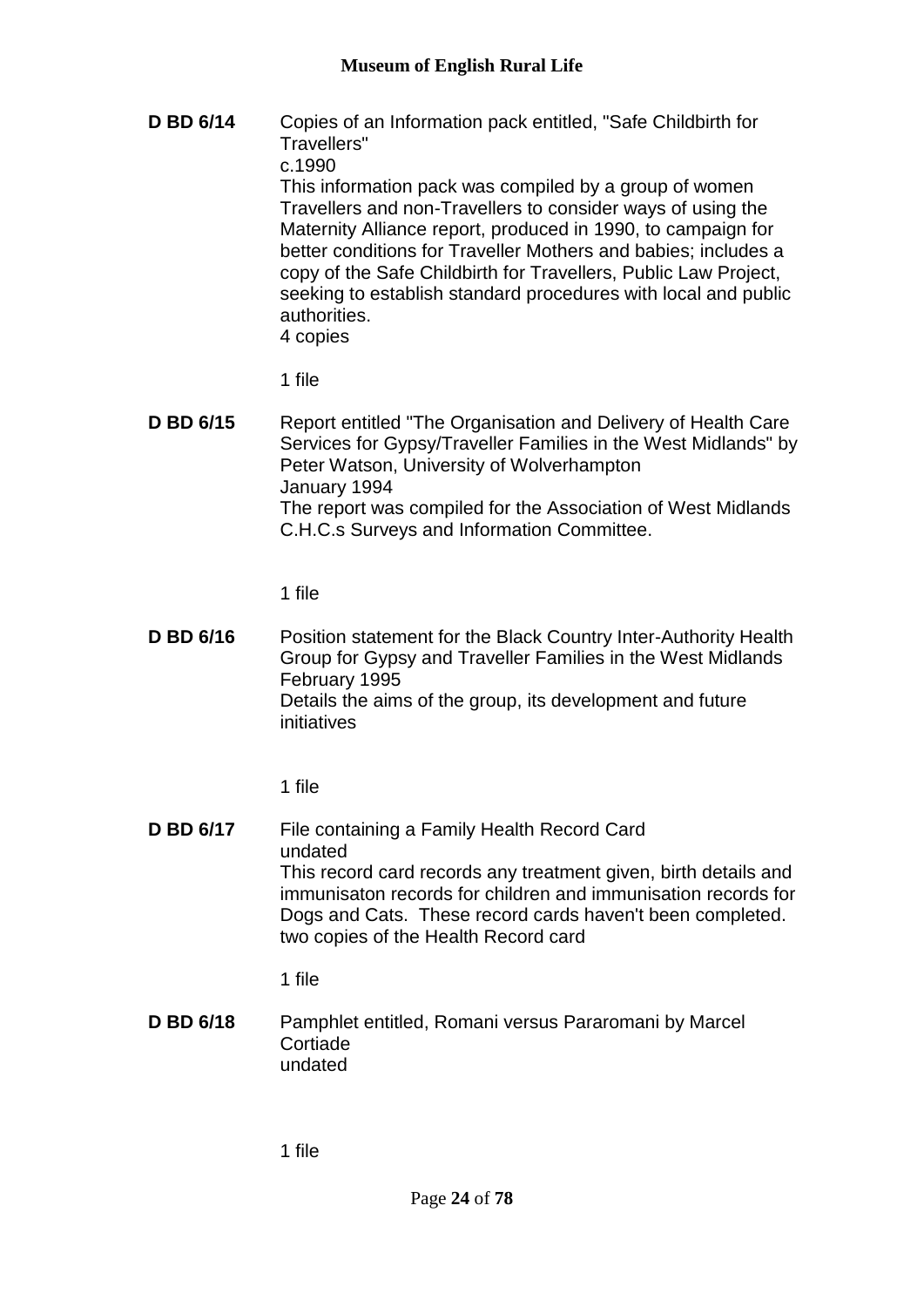**D BD 6/14** Copies of an Information pack entitled, "Safe Childbirth for Travellers"
c.1990
This information pack was compiled by a group of women Travellers and non-Travellers to consider ways of using the Maternity Alliance report, produced in 1990, to campaign for better conditions for Traveller Mothers and babies; includes a copy of the Safe Childbirth for Travellers, Public Law Project, seeking to establish standard procedures with local and public authorities.
4 copies

1 file

**D BD 6/15** Report entitled "The Organisation and Delivery of Health Care Services for Gypsy/Traveller Families in the West Midlands" by Peter Watson, University of Wolverhampton
January 1994
The report was compiled for the Association of West Midlands C.H.C.s Surveys and Information Committee.

1 file

**D BD 6/16** Position statement for the Black Country Inter-Authority Health Group for Gypsy and Traveller Families in the West Midlands
February 1995
Details the aims of the group, its development and future initiatives

1 file

**D BD 6/17** File containing a Family Health Record Card
undated
This record card records any treatment given, birth details and immunisaton records for children and immunisation records for Dogs and Cats. These record cards haven't been completed.
two copies of the Health Record card

1 file

**D BD 6/18** Pamphlet entitled, Romani versus Pararomani by Marcel Cortiade
undated

1 file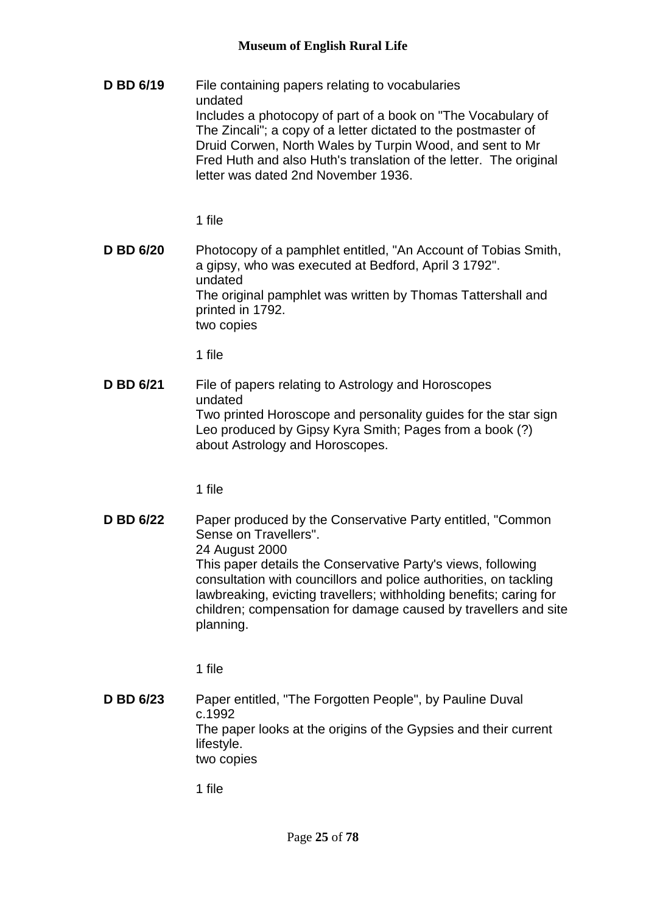**D BD 6/19** File containing papers relating to vocabularies
undated
Includes a photocopy of part of a book on "The Vocabulary of The Zincali"; a copy of a letter dictated to the postmaster of Druid Corwen, North Wales by Turpin Wood, and sent to Mr Fred Huth and also Huth's translation of the letter. The original letter was dated 2nd November 1936.

1 file

**D BD 6/20** Photocopy of a pamphlet entitled, "An Account of Tobias Smith, a gipsy, who was executed at Bedford, April 3 1792".
undated
The original pamphlet was written by Thomas Tattershall and printed in 1792.
two copies

1 file

**D BD 6/21** File of papers relating to Astrology and Horoscopes
undated
Two printed Horoscope and personality guides for the star sign Leo produced by Gipsy Kyra Smith; Pages from a book (?) about Astrology and Horoscopes.

1 file

**D BD 6/22** Paper produced by the Conservative Party entitled, "Common Sense on Travellers".
24 August 2000
This paper details the Conservative Party's views, following consultation with councillors and police authorities, on tackling lawbreaking, evicting travellers; withholding benefits; caring for children; compensation for damage caused by travellers and site planning.

1 file

**D BD 6/23** Paper entitled, "The Forgotten People", by Pauline Duval
c.1992
The paper looks at the origins of the Gypsies and their current lifestyle.
two copies

1 file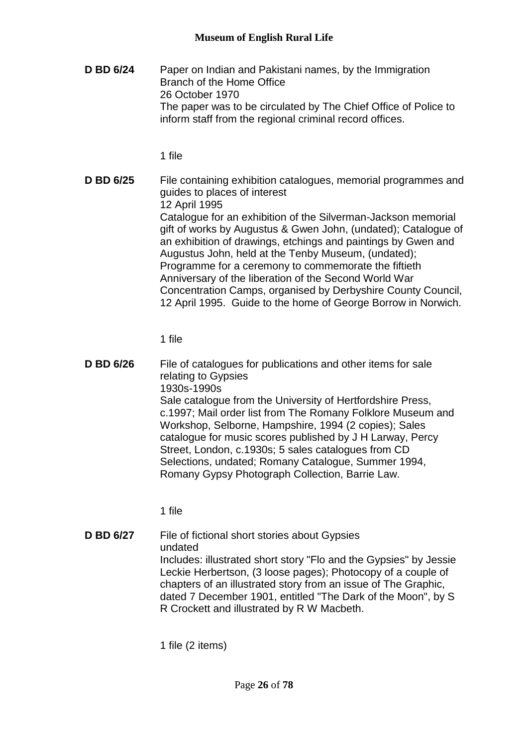**D BD 6/24** Paper on Indian and Pakistani names, by the Immigration Branch of the Home Office

26 October 1970

The paper was to be circulated by The Chief Office of Police to inform staff from the regional criminal record offices.

1 file

**D BD 6/25** File containing exhibition catalogues, memorial programmes and guides to places of interest

12 April 1995

Catalogue for an exhibition of the Silverman-Jackson memorial gift of works by Augustus & Gwen John, (undated); Catalogue of an exhibition of drawings, etchings and paintings by Gwen and Augustus John, held at the Tenby Museum, (undated); Programme for a ceremony to commemorate the fiftieth Anniversary of the liberation of the Second World War Concentration Camps, organised by Derbyshire County Council, 12 April 1995. Guide to the home of George Borrow in Norwich.

1 file

**D BD 6/26** File of catalogues for publications and other items for sale relating to Gypsies

1930s-1990s

Sale catalogue from the University of Hertfordshire Press, c.1997; Mail order list from The Romany Folklore Museum and Workshop, Selborne, Hampshire, 1994 (2 copies); Sales catalogue for music scores published by J H Larway, Percy Street, London, c.1930s; 5 sales catalogues from CD Selections, undated; Romany Catalogue, Summer 1994, Romany Gypsy Photograph Collection, Barrie Law.

1 file

**D BD 6/27** File of fictional short stories about Gypsies

undated

Includes: illustrated short story "Flo and the Gypsies" by Jessie Leckie Herbertson, (3 loose pages); Photocopy of a couple of chapters of an illustrated story from an issue of The Graphic, dated 7 December 1901, entitled "The Dark of the Moon", by S R Crockett and illustrated by R W Macbeth.

1 file (2 items)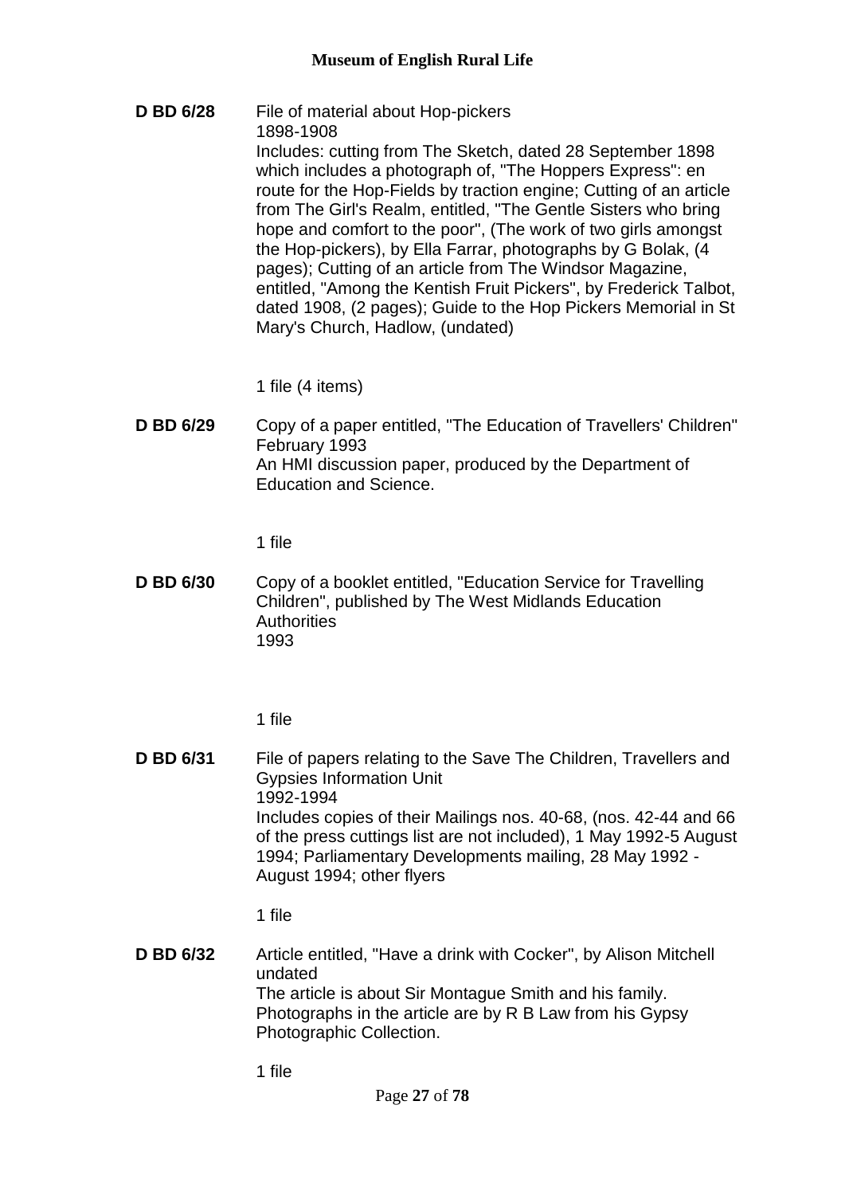**D BD 6/28** File of material about Hop-pickers
1898-1908
Includes: cutting from The Sketch, dated 28 September 1898 which includes a photograph of, "The Hoppers Express": en route for the Hop-Fields by traction engine; Cutting of an article from The Girl's Realm, entitled, "The Gentle Sisters who bring hope and comfort to the poor", (The work of two girls amongst the Hop-pickers), by Ella Farrar, photographs by G Bolak, (4 pages); Cutting of an article from The Windsor Magazine, entitled, "Among the Kentish Fruit Pickers", by Frederick Talbot, dated 1908, (2 pages); Guide to the Hop Pickers Memorial in St Mary's Church, Hadlow, (undated)

1 file (4 items)

**D BD 6/29** Copy of a paper entitled, "The Education of Travellers' Children"
February 1993
An HMI discussion paper, produced by the Department of Education and Science.

1 file

**D BD 6/30** Copy of a booklet entitled, "Education Service for Travelling Children", published by The West Midlands Education Authorities
1993

1 file

**D BD 6/31** File of papers relating to the Save The Children, Travellers and Gypsies Information Unit
1992-1994
Includes copies of their Mailings nos. 40-68, (nos. 42-44 and 66 of the press cuttings list are not included), 1 May 1992-5 August 1994; Parliamentary Developments mailing, 28 May 1992 - August 1994; other flyers

1 file

**D BD 6/32** Article entitled, "Have a drink with Cocker", by Alison Mitchell
undated
The article is about Sir Montague Smith and his family. Photographs in the article are by R B Law from his Gypsy Photographic Collection.

1 file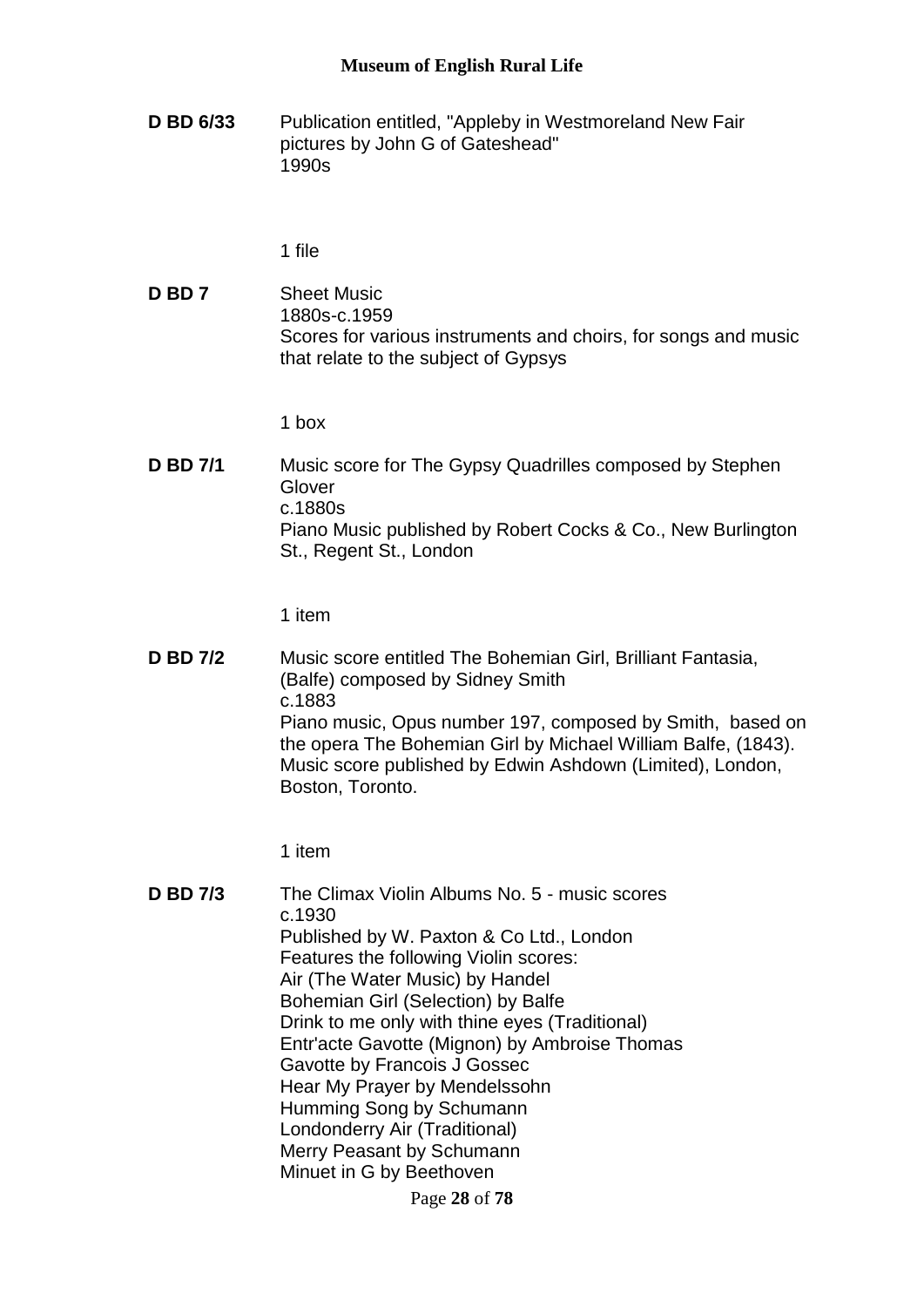**D BD 6/33** Publication entitled, "Appleby in Westmoreland New Fair pictures by John G of Gateshead"
1990s

1 file

**D BD 7** Sheet Music
1880s-c.1959
Scores for various instruments and choirs, for songs and music that relate to the subject of Gypsys

1 box

**D BD 7/1** Music score for The Gypsy Quadrilles composed by Stephen Glover
c.1880s
Piano Music published by Robert Cocks & Co., New Burlington St., Regent St., London

1 item

**D BD 7/2** Music score entitled The Bohemian Girl, Brilliant Fantasia, (Balfe) composed by Sidney Smith
c.1883
Piano music, Opus number 197, composed by Smith, based on the opera The Bohemian Girl by Michael William Balfe, (1843). Music score published by Edwin Ashdown (Limited), London, Boston, Toronto.

1 item

**D BD 7/3** The Climax Violin Albums No. 5 - music scores
c.1930
Published by W. Paxton & Co Ltd., London
Features the following Violin scores:
Air (The Water Music) by Handel
Bohemian Girl (Selection) by Balfe
Drink to me only with thine eyes (Traditional)
Entr'acte Gavotte (Mignon) by Ambroise Thomas
Gavotte by Francois J Gossec
Hear My Prayer by Mendelssohn
Humming Song by Schumann
Londonderry Air (Traditional)
Merry Peasant by Schumann
Minuet in G by Beethoven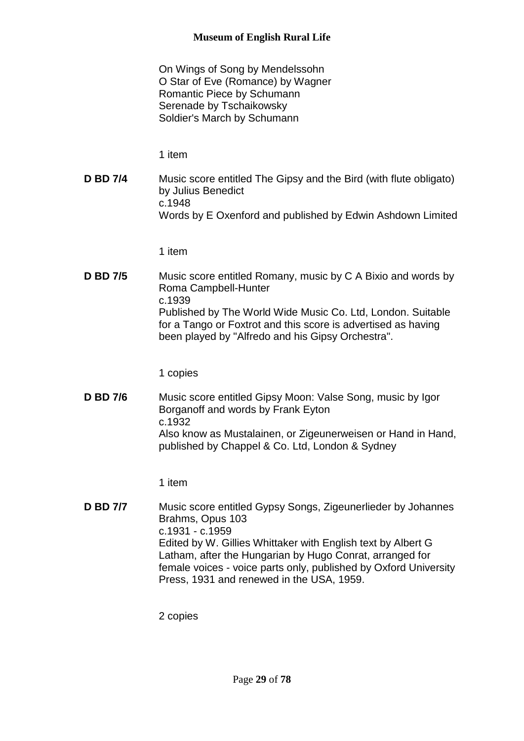On Wings of Song by Mendelssohn
O Star of Eve (Romance) by Wagner
Romantic Piece by Schumann
Serenade by Tschaikowsky
Soldier's March by Schumann

1 item

**D BD 7/4** Music score entitled The Gipsy and the Bird (with flute obligato) by Julius Benedict
c.1948
Words by E Oxenford and published by Edwin Ashdown Limited

1 item

**D BD 7/5** Music score entitled Romany, music by C A Bixio and words by Roma Campbell-Hunter
c.1939
Published by The World Wide Music Co. Ltd, London. Suitable for a Tango or Foxtrot and this score is advertised as having been played by "Alfredo and his Gipsy Orchestra".

1 copies

**D BD 7/6** Music score entitled Gipsy Moon: Valse Song, music by Igor Borganoff and words by Frank Eyton
c.1932
Also know as Mustalainen, or Zigeunerweisen or Hand in Hand, published by Chappel & Co. Ltd, London & Sydney

1 item

**D BD 7/7** Music score entitled Gypsy Songs, Zigeunerlieder by Johannes Brahms, Opus 103
c.1931 - c.1959
Edited by W. Gillies Whittaker with English text by Albert G Latham, after the Hungarian by Hugo Conrat, arranged for female voices - voice parts only, published by Oxford University Press, 1931 and renewed in the USA, 1959.

2 copies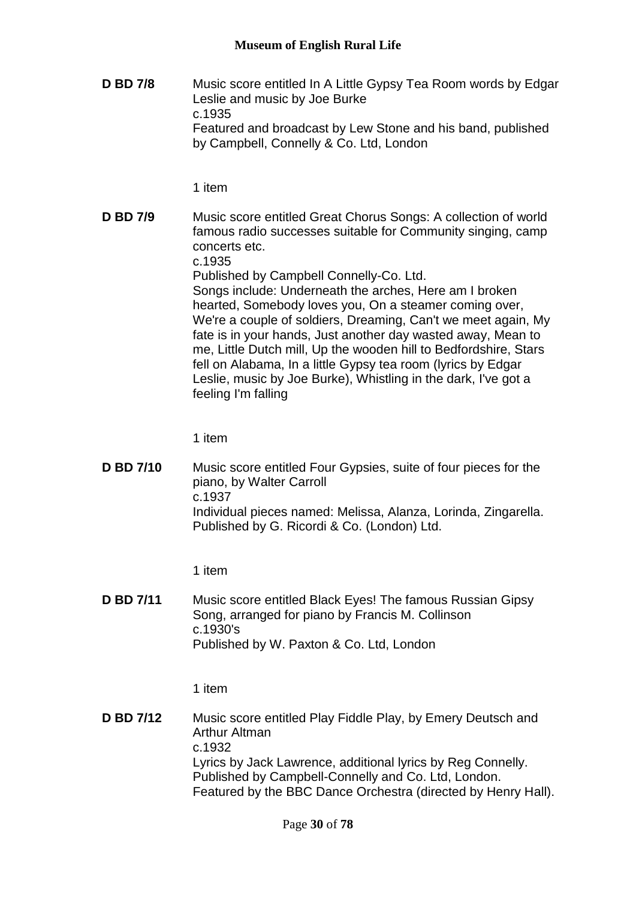**D BD 7/8** Music score entitled In A Little Gypsy Tea Room words by Edgar Leslie and music by Joe Burke
c.1935
Featured and broadcast by Lew Stone and his band, published by Campbell, Connelly & Co. Ltd, London

1 item

**D BD 7/9** Music score entitled Great Chorus Songs: A collection of world famous radio successes suitable for Community singing, camp concerts etc.
c.1935
Published by Campbell Connelly-Co. Ltd.
Songs include: Underneath the arches, Here am I broken hearted, Somebody loves you, On a steamer coming over, We're a couple of soldiers, Dreaming, Can't we meet again, My fate is in your hands, Just another day wasted away, Mean to me, Little Dutch mill, Up the wooden hill to Bedfordshire, Stars fell on Alabama, In a little Gypsy tea room (lyrics by Edgar Leslie, music by Joe Burke), Whistling in the dark, I've got a feeling I'm falling

1 item

**D BD 7/10** Music score entitled Four Gypsies, suite of four pieces for the piano, by Walter Carroll
c.1937
Individual pieces named: Melissa, Alanza, Lorinda, Zingarella. Published by G. Ricordi & Co. (London) Ltd.

1 item

**D BD 7/11** Music score entitled Black Eyes! The famous Russian Gipsy Song, arranged for piano by Francis M. Collinson
c.1930's
Published by W. Paxton & Co. Ltd, London

1 item

**D BD 7/12** Music score entitled Play Fiddle Play, by Emery Deutsch and Arthur Altman
c.1932
Lyrics by Jack Lawrence, additional lyrics by Reg Connelly. Published by Campbell-Connelly and Co. Ltd, London. Featured by the BBC Dance Orchestra (directed by Henry Hall).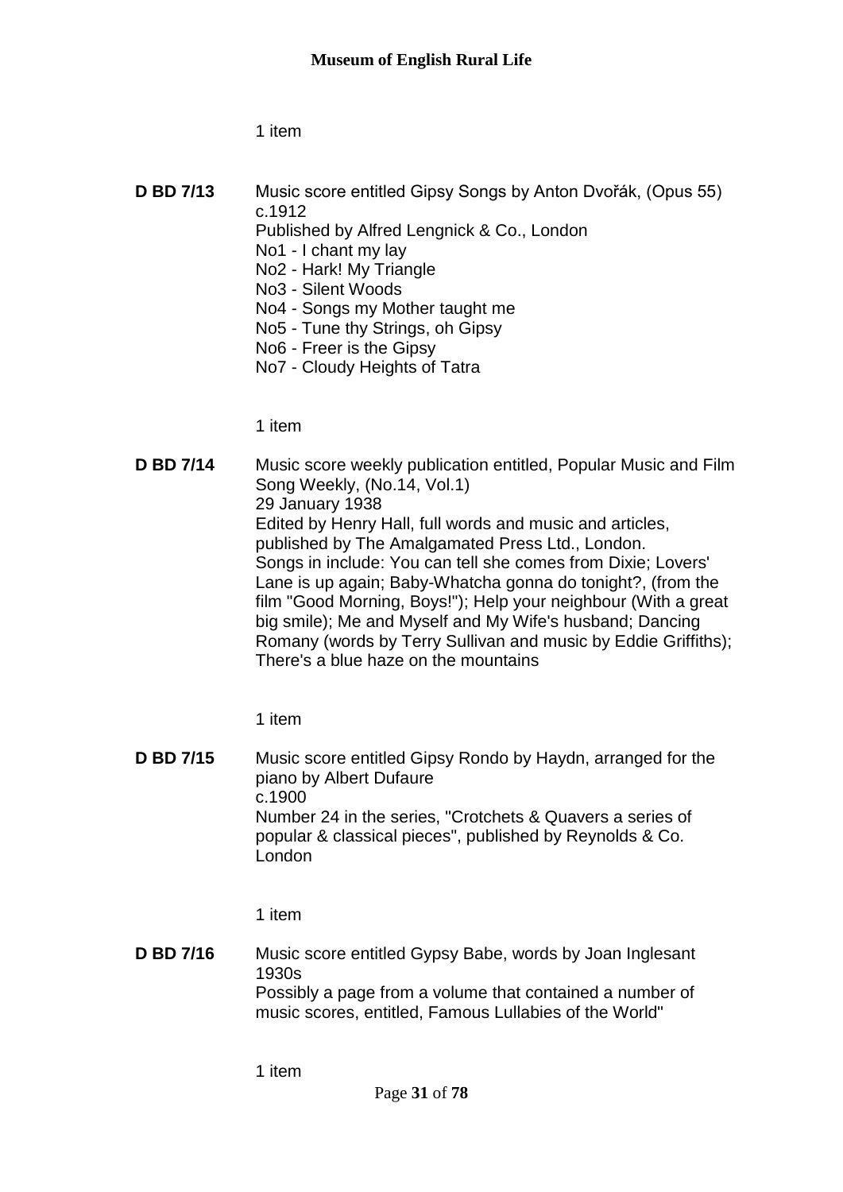1 item

**D BD 7/13** Music score entitled Gipsy Songs by Anton Dvořák, (Opus 55)
c.1912
Published by Alfred Lengnick & Co., London
No1 - I chant my lay
No2 - Hark! My Triangle
No3 - Silent Woods
No4 - Songs my Mother taught me
No5 - Tune thy Strings, oh Gipsy
No6 - Freer is the Gipsy
No7 - Cloudy Heights of Tatra

1 item

**D BD 7/14** Music score weekly publication entitled, Popular Music and Film Song Weekly, (No.14, Vol.1)
29 January 1938
Edited by Henry Hall, full words and music and articles, published by The Amalgamated Press Ltd., London.
Songs in include: You can tell she comes from Dixie; Lovers' Lane is up again; Baby-Whatcha gonna do tonight?, (from the film "Good Morning, Boys!"); Help your neighbour (With a great big smile); Me and Myself and My Wife's husband; Dancing Romany (words by Terry Sullivan and music by Eddie Griffiths); There's a blue haze on the mountains

1 item

**D BD 7/15** Music score entitled Gipsy Rondo by Haydn, arranged for the piano by Albert Dufaure
c.1900
Number 24 in the series, "Crotchets & Quavers a series of popular & classical pieces", published by Reynolds & Co. London

1 item

**D BD 7/16** Music score entitled Gypsy Babe, words by Joan Inglesant
1930s
Possibly a page from a volume that contained a number of music scores, entitled, Famous Lullabies of the World"

1 item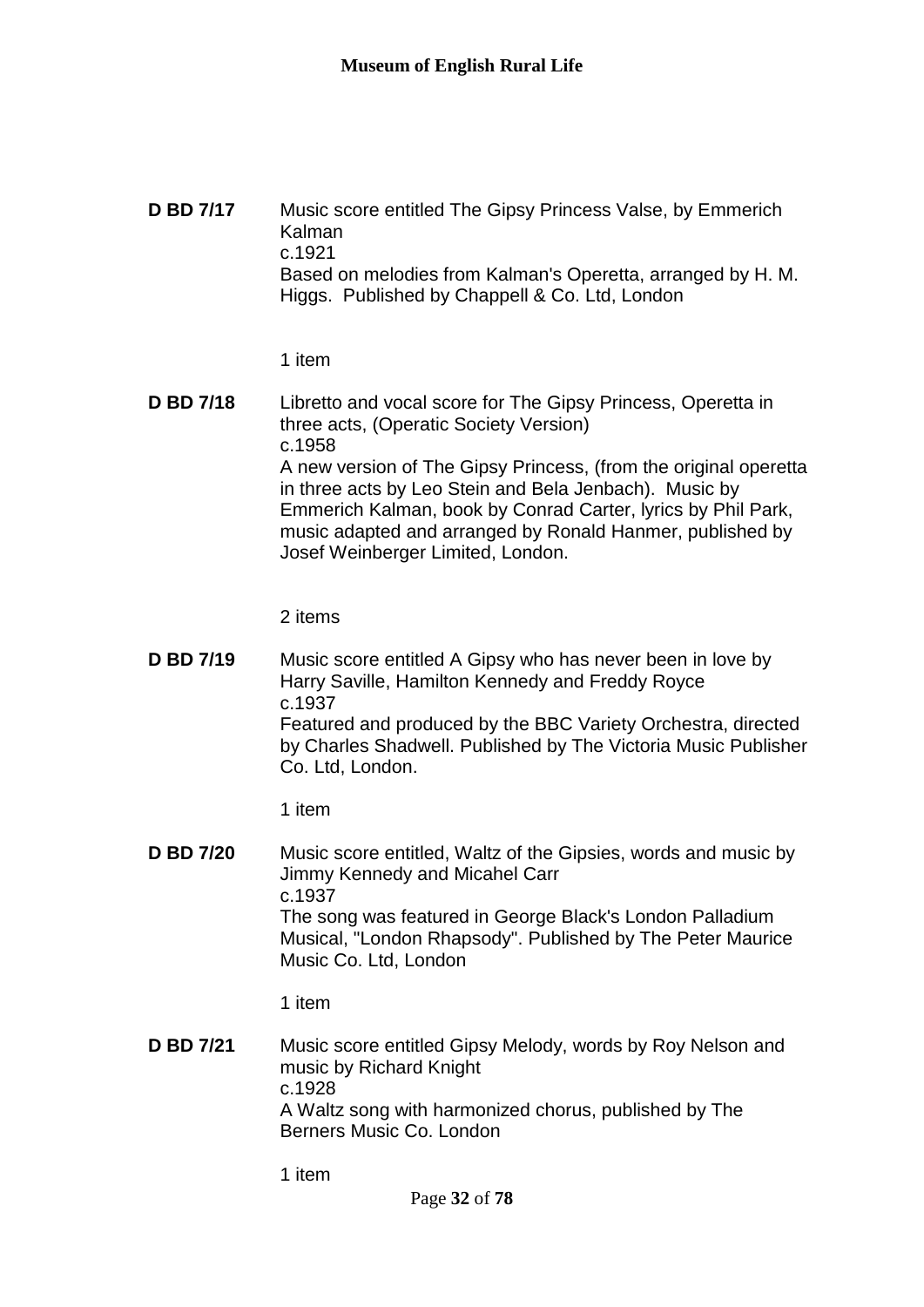**D BD 7/17** Music score entitled The Gipsy Princess Valse, by Emmerich Kalman
c.1921
Based on melodies from Kalman's Operetta, arranged by H. M. Higgs. Published by Chappell & Co. Ltd, London

1 item

**D BD 7/18** Libretto and vocal score for The Gipsy Princess, Operetta in three acts, (Operatic Society Version)
c.1958
A new version of The Gipsy Princess, (from the original operetta in three acts by Leo Stein and Bela Jenbach). Music by Emmerich Kalman, book by Conrad Carter, lyrics by Phil Park, music adapted and arranged by Ronald Hanmer, published by Josef Weinberger Limited, London.

2 items

**D BD 7/19** Music score entitled A Gipsy who has never been in love by Harry Saville, Hamilton Kennedy and Freddy Royce
c.1937
Featured and produced by the BBC Variety Orchestra, directed by Charles Shadwell. Published by The Victoria Music Publisher Co. Ltd, London.

1 item

**D BD 7/20** Music score entitled, Waltz of the Gipsies, words and music by Jimmy Kennedy and Micahel Carr
c.1937
The song was featured in George Black's London Palladium Musical, "London Rhapsody". Published by The Peter Maurice Music Co. Ltd, London

1 item

**D BD 7/21** Music score entitled Gipsy Melody, words by Roy Nelson and music by Richard Knight
c.1928
A Waltz song with harmonized chorus, published by The Berners Music Co. London

1 item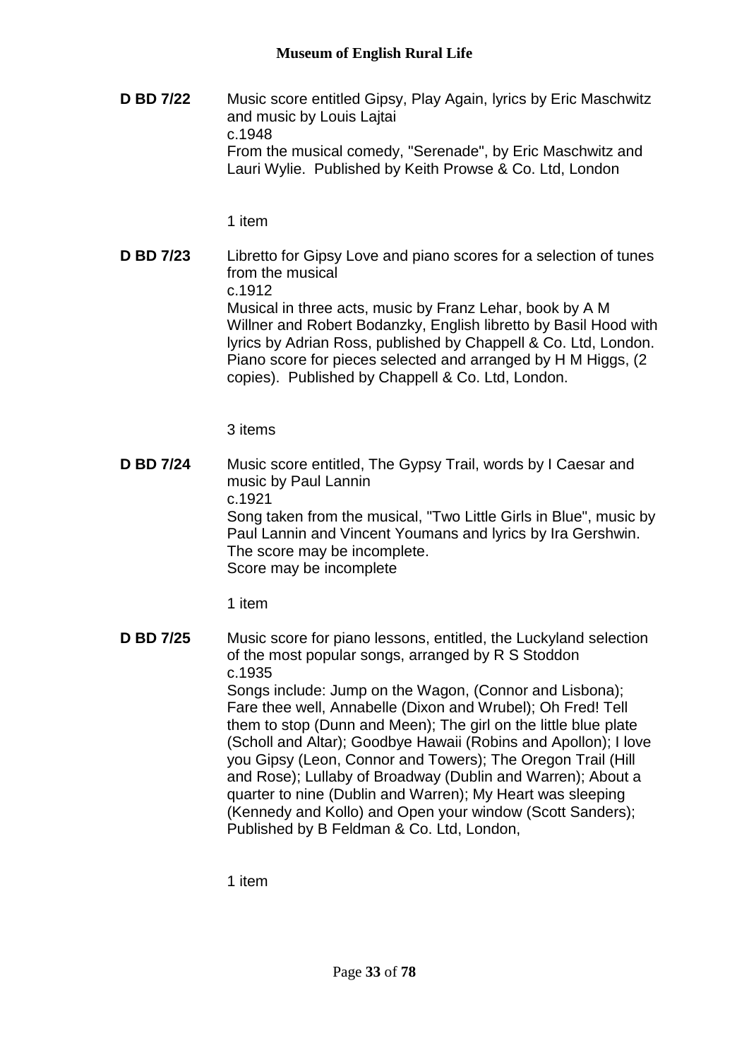**D BD 7/22** Music score entitled Gipsy, Play Again, lyrics by Eric Maschwitz and music by Louis Lajtai
c.1948
From the musical comedy, "Serenade", by Eric Maschwitz and Lauri Wylie. Published by Keith Prowse & Co. Ltd, London

1 item

**D BD 7/23** Libretto for Gipsy Love and piano scores for a selection of tunes from the musical
c.1912
Musical in three acts, music by Franz Lehar, book by A M Willner and Robert Bodanzky, English libretto by Basil Hood with lyrics by Adrian Ross, published by Chappell & Co. Ltd, London. Piano score for pieces selected and arranged by H M Higgs, (2 copies). Published by Chappell & Co. Ltd, London.

3 items

**D BD 7/24** Music score entitled, The Gypsy Trail, words by I Caesar and music by Paul Lannin
c.1921
Song taken from the musical, "Two Little Girls in Blue", music by Paul Lannin and Vincent Youmans and lyrics by Ira Gershwin. The score may be incomplete.
Score may be incomplete

1 item

**D BD 7/25** Music score for piano lessons, entitled, the Luckyland selection of the most popular songs, arranged by R S Stoddon
c.1935
Songs include: Jump on the Wagon, (Connor and Lisbona); Fare thee well, Annabelle (Dixon and Wrubel); Oh Fred! Tell them to stop (Dunn and Meen); The girl on the little blue plate (Scholl and Altar); Goodbye Hawaii (Robins and Apollon); I love you Gipsy (Leon, Connor and Towers); The Oregon Trail (Hill and Rose); Lullaby of Broadway (Dublin and Warren); About a quarter to nine (Dublin and Warren); My Heart was sleeping (Kennedy and Kollo) and Open your window (Scott Sanders); Published by B Feldman & Co. Ltd, London,

1 item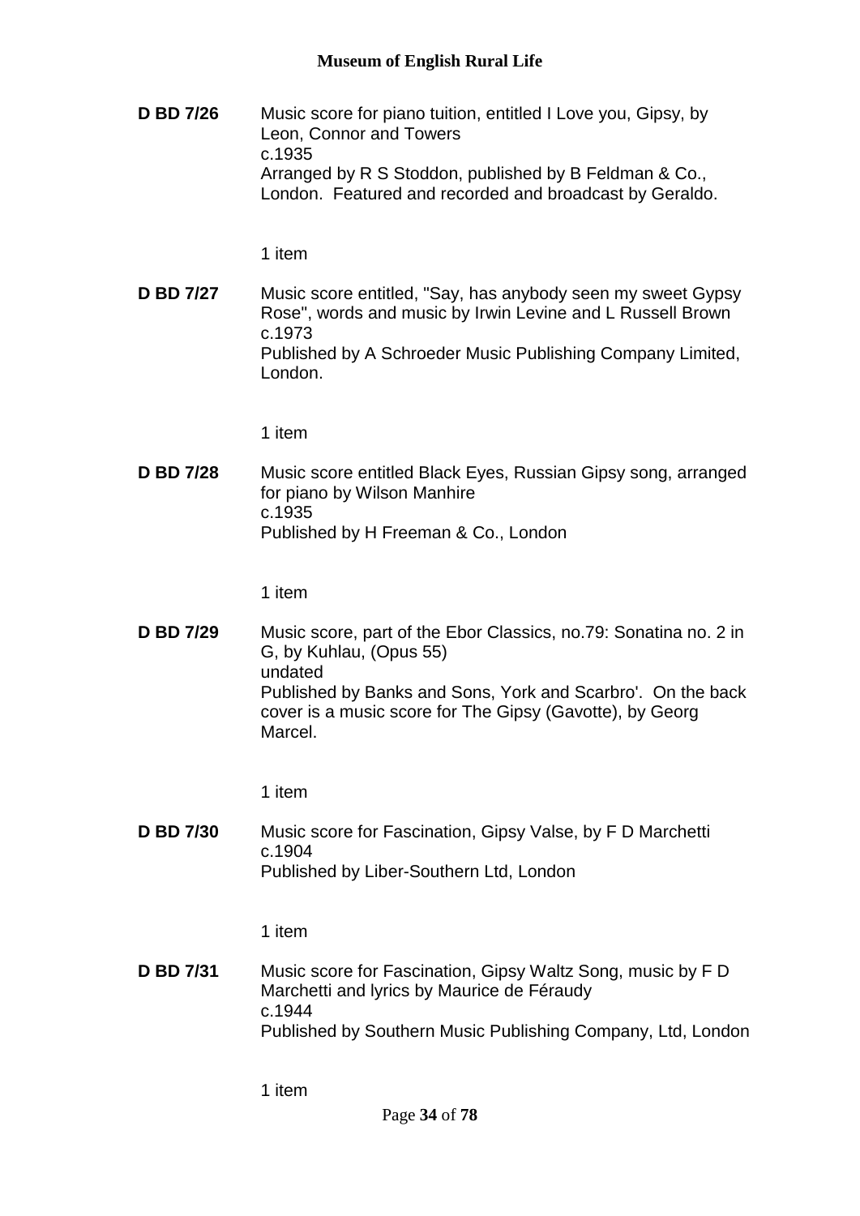**D BD 7/26** Music score for piano tuition, entitled I Love you, Gipsy, by Leon, Connor and Towers
c.1935
Arranged by R S Stoddon, published by B Feldman & Co., London. Featured and recorded and broadcast by Geraldo.

1 item

**D BD 7/27** Music score entitled, "Say, has anybody seen my sweet Gypsy Rose", words and music by Irwin Levine and L Russell Brown
c.1973
Published by A Schroeder Music Publishing Company Limited, London.

1 item

**D BD 7/28** Music score entitled Black Eyes, Russian Gipsy song, arranged for piano by Wilson Manhire
c.1935
Published by H Freeman & Co., London

1 item

**D BD 7/29** Music score, part of the Ebor Classics, no.79: Sonatina no. 2 in G, by Kuhlau, (Opus 55)
undated
Published by Banks and Sons, York and Scarbro'. On the back cover is a music score for The Gipsy (Gavotte), by Georg Marcel.

1 item

**D BD 7/30** Music score for Fascination, Gipsy Valse, by F D Marchetti
c.1904
Published by Liber-Southern Ltd, London

1 item

**D BD 7/31** Music score for Fascination, Gipsy Waltz Song, music by F D Marchetti and lyrics by Maurice de Féraudy
c.1944
Published by Southern Music Publishing Company, Ltd, London

1 item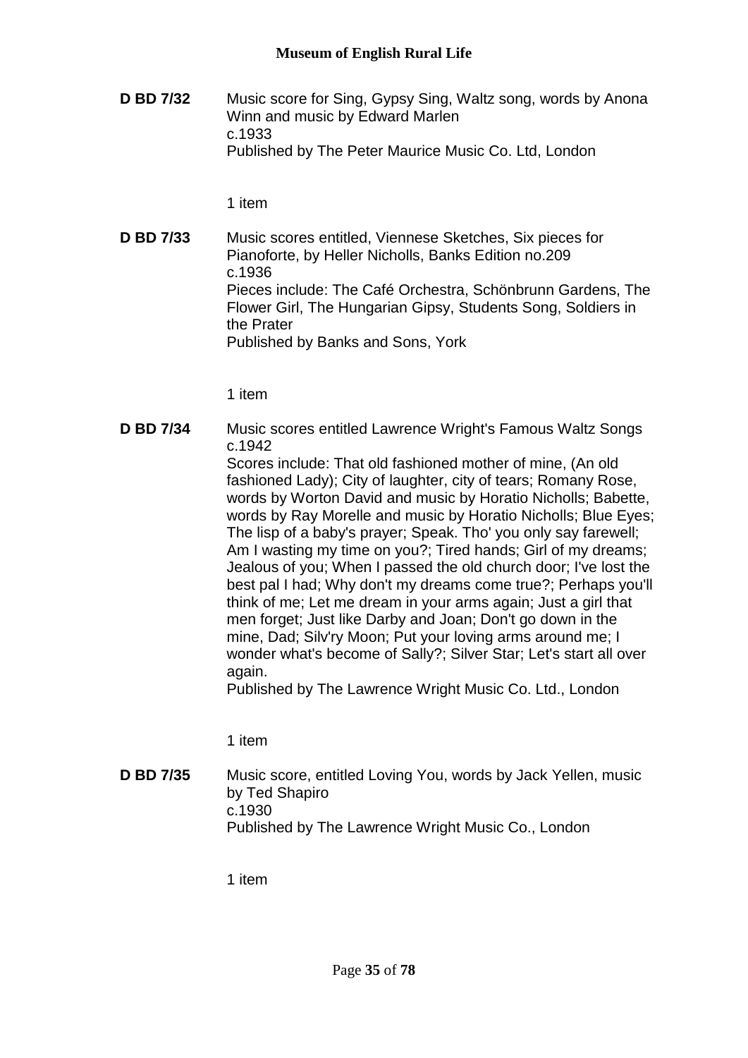**D BD 7/32** Music score for Sing, Gypsy Sing, Waltz song, words by Anona Winn and music by Edward Marlen
c.1933
Published by The Peter Maurice Music Co. Ltd, London

1 item

**D BD 7/33** Music scores entitled, Viennese Sketches, Six pieces for Pianoforte, by Heller Nicholls, Banks Edition no.209
c.1936
Pieces include: The Café Orchestra, Schönbrunn Gardens, The Flower Girl, The Hungarian Gipsy, Students Song, Soldiers in the Prater
Published by Banks and Sons, York

1 item

**D BD 7/34** Music scores entitled Lawrence Wright's Famous Waltz Songs
c.1942
Scores include: That old fashioned mother of mine, (An old fashioned Lady); City of laughter, city of tears; Romany Rose, words by Worton David and music by Horatio Nicholls; Babette, words by Ray Morelle and music by Horatio Nicholls; Blue Eyes; The lisp of a baby's prayer; Speak. Tho' you only say farewell; Am I wasting my time on you?; Tired hands; Girl of my dreams; Jealous of you; When I passed the old church door; I've lost the best pal I had; Why don't my dreams come true?; Perhaps you'll think of me; Let me dream in your arms again; Just a girl that men forget; Just like Darby and Joan; Don't go down in the mine, Dad; Silv'ry Moon; Put your loving arms around me; I wonder what's become of Sally?; Silver Star; Let's start all over again.
Published by The Lawrence Wright Music Co. Ltd., London

1 item

**D BD 7/35** Music score, entitled Loving You, words by Jack Yellen, music by Ted Shapiro
c.1930
Published by The Lawrence Wright Music Co., London

1 item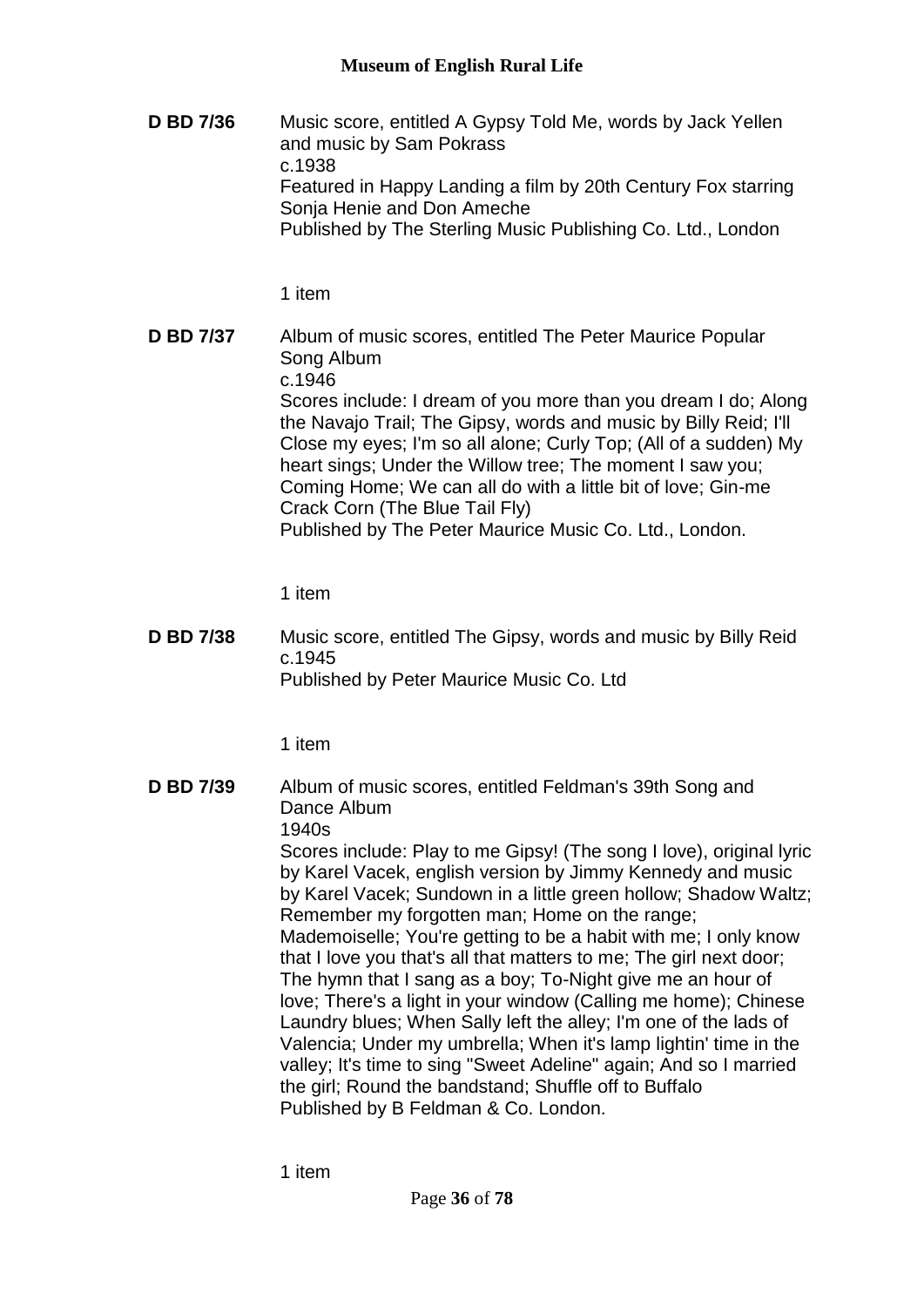**D BD 7/36** Music score, entitled A Gypsy Told Me, words by Jack Yellen and music by Sam Pokrass
c.1938
Featured in Happy Landing a film by 20th Century Fox starring Sonja Henie and Don Ameche
Published by The Sterling Music Publishing Co. Ltd., London

1 item

**D BD 7/37** Album of music scores, entitled The Peter Maurice Popular Song Album
c.1946
Scores include: I dream of you more than you dream I do; Along the Navajo Trail; The Gipsy, words and music by Billy Reid; I'll Close my eyes; I'm so all alone; Curly Top; (All of a sudden) My heart sings; Under the Willow tree; The moment I saw you; Coming Home; We can all do with a little bit of love; Gin-me Crack Corn (The Blue Tail Fly)
Published by The Peter Maurice Music Co. Ltd., London.

1 item

**D BD 7/38** Music score, entitled The Gipsy, words and music by Billy Reid
c.1945
Published by Peter Maurice Music Co. Ltd

1 item

**D BD 7/39** Album of music scores, entitled Feldman's 39th Song and Dance Album
1940s
Scores include: Play to me Gipsy! (The song I love), original lyric by Karel Vacek, english version by Jimmy Kennedy and music by Karel Vacek; Sundown in a little green hollow; Shadow Waltz; Remember my forgotten man; Home on the range; Mademoiselle; You're getting to be a habit with me; I only know that I love you that's all that matters to me; The girl next door; The hymn that I sang as a boy; To-Night give me an hour of love; There's a light in your window (Calling me home); Chinese Laundry blues; When Sally left the alley; I'm one of the lads of Valencia; Under my umbrella; When it's lamp lightin' time in the valley; It's time to sing "Sweet Adeline" again; And so I married the girl; Round the bandstand; Shuffle off to Buffalo
Published by B Feldman & Co. London.

1 item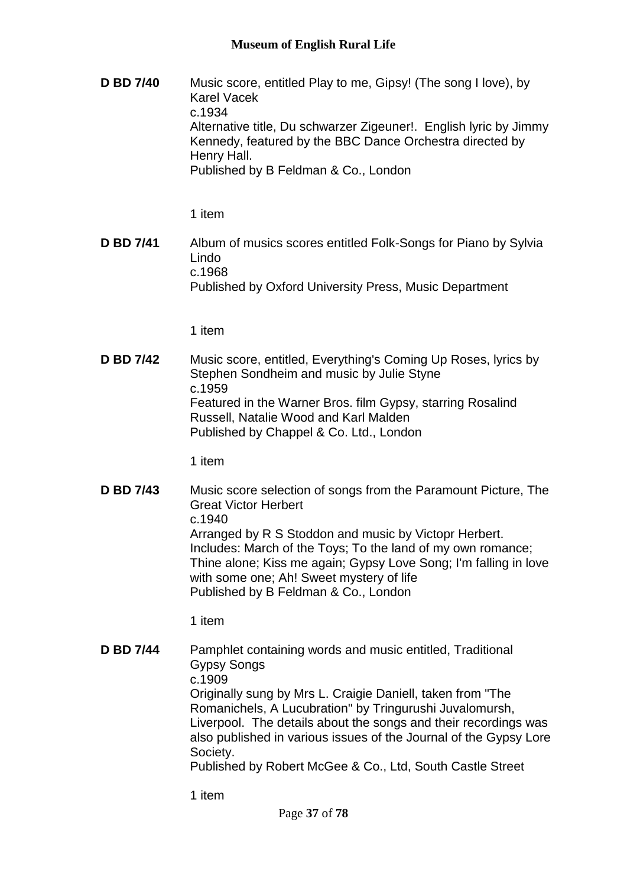**D BD 7/40** Music score, entitled Play to me, Gipsy! (The song I love), by Karel Vacek
c.1934
Alternative title, Du schwarzer Zigeuner!. English lyric by Jimmy Kennedy, featured by the BBC Dance Orchestra directed by Henry Hall.
Published by B Feldman & Co., London

1 item

**D BD 7/41** Album of musics scores entitled Folk-Songs for Piano by Sylvia Lindo
c.1968
Published by Oxford University Press, Music Department

1 item

**D BD 7/42** Music score, entitled, Everything's Coming Up Roses, lyrics by Stephen Sondheim and music by Julie Styne
c.1959
Featured in the Warner Bros. film Gypsy, starring Rosalind Russell, Natalie Wood and Karl Malden
Published by Chappel & Co. Ltd., London

1 item

**D BD 7/43** Music score selection of songs from the Paramount Picture, The Great Victor Herbert
c.1940
Arranged by R S Stoddon and music by Victopr Herbert. Includes: March of the Toys; To the land of my own romance; Thine alone; Kiss me again; Gypsy Love Song; I'm falling in love with some one; Ah! Sweet mystery of life
Published by B Feldman & Co., London

1 item

**D BD 7/44** Pamphlet containing words and music entitled, Traditional Gypsy Songs
c.1909
Originally sung by Mrs L. Craigie Daniell, taken from "The Romanichels, A Lucubration" by Tringurushi Juvalomursh, Liverpool. The details about the songs and their recordings was also published in various issues of the Journal of the Gypsy Lore Society.
Published by Robert McGee & Co., Ltd, South Castle Street

1 item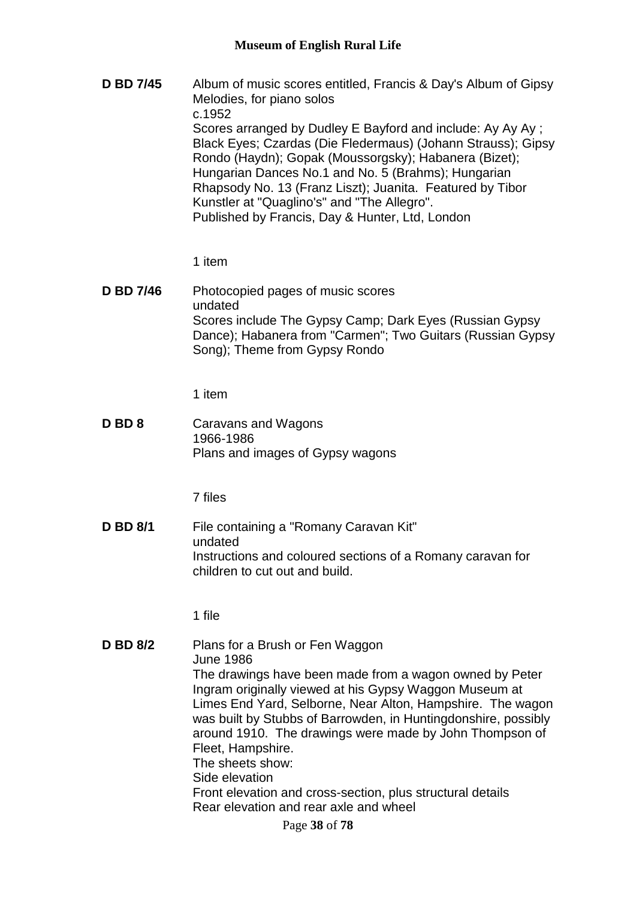**D BD 7/45** Album of music scores entitled, Francis & Day's Album of Gipsy Melodies, for piano solos

c.1952

Scores arranged by Dudley E Bayford and include: Ay Ay Ay ; Black Eyes; Czardas (Die Fledermaus) (Johann Strauss); Gipsy Rondo (Haydn); Gopak (Moussorgsky); Habanera (Bizet); Hungarian Dances No.1 and No. 5 (Brahms); Hungarian Rhapsody No. 13 (Franz Liszt); Juanita. Featured by Tibor Kunstler at "Quaglino's" and "The Allegro".

Published by Francis, Day & Hunter, Ltd, London

1 item

**D BD 7/46** Photocopied pages of music scores

undated

Scores include The Gypsy Camp; Dark Eyes (Russian Gypsy Dance); Habanera from "Carmen"; Two Guitars (Russian Gypsy Song); Theme from Gypsy Rondo

1 item

**D BD 8** Caravans and Wagons

1966-1986

Plans and images of Gypsy wagons

7 files

**D BD 8/1** File containing a "Romany Caravan Kit"

undated

Instructions and coloured sections of a Romany caravan for children to cut out and build.

1 file

**D BD 8/2** Plans for a Brush or Fen Waggon

June 1986

The drawings have been made from a wagon owned by Peter Ingram originally viewed at his Gypsy Waggon Museum at Limes End Yard, Selborne, Near Alton, Hampshire. The wagon was built by Stubbs of Barrowden, in Huntingdonshire, possibly around 1910. The drawings were made by John Thompson of Fleet, Hampshire.

The sheets show:

Side elevation

Front elevation and cross-section, plus structural details

Rear elevation and rear axle and wheel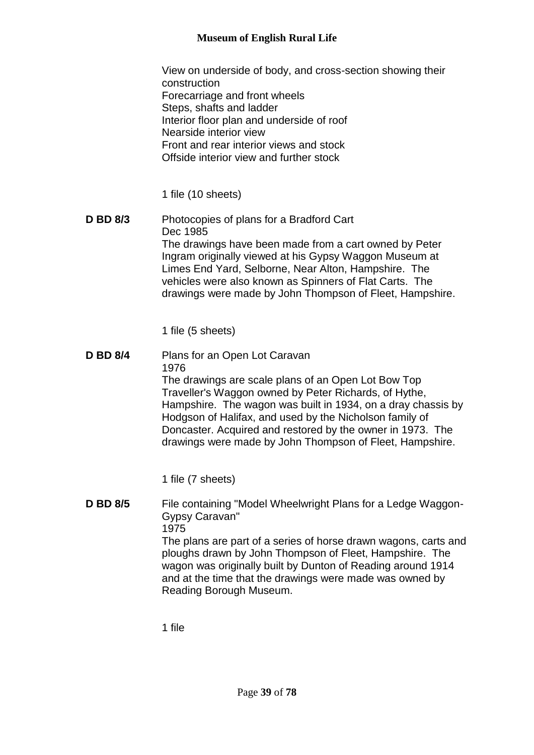View on underside of body, and cross-section showing their construction
Forecarriage and front wheels
Steps, shafts and ladder
Interior floor plan and underside of roof
Nearside interior view
Front and rear interior views and stock
Offside interior view and further stock

1 file (10 sheets)

**D BD 8/3** Photocopies of plans for a Bradford Cart
Dec 1985
The drawings have been made from a cart owned by Peter Ingram originally viewed at his Gypsy Waggon Museum at Limes End Yard, Selborne, Near Alton, Hampshire. The vehicles were also known as Spinners of Flat Carts. The drawings were made by John Thompson of Fleet, Hampshire.

1 file (5 sheets)

**D BD 8/4** Plans for an Open Lot Caravan
1976
The drawings are scale plans of an Open Lot Bow Top Traveller's Waggon owned by Peter Richards, of Hythe, Hampshire. The wagon was built in 1934, on a dray chassis by Hodgson of Halifax, and used by the Nicholson family of Doncaster. Acquired and restored by the owner in 1973. The drawings were made by John Thompson of Fleet, Hampshire.

1 file (7 sheets)

**D BD 8/5** File containing "Model Wheelwright Plans for a Ledge Waggon-Gypsy Caravan"
1975
The plans are part of a series of horse drawn wagons, carts and ploughs drawn by John Thompson of Fleet, Hampshire. The wagon was originally built by Dunton of Reading around 1914 and at the time that the drawings were made was owned by Reading Borough Museum.

1 file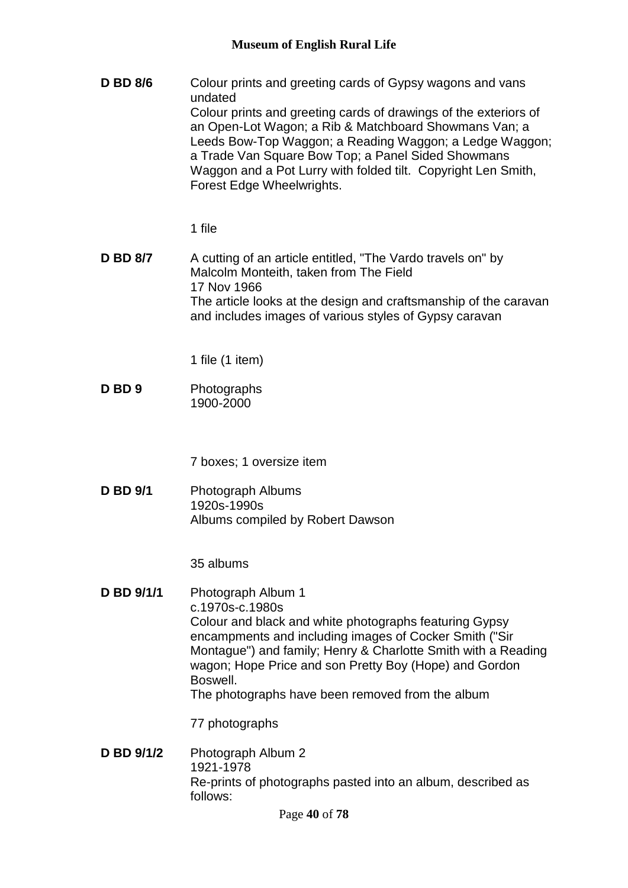**D BD 8/6** Colour prints and greeting cards of Gypsy wagons and vans
undated
Colour prints and greeting cards of drawings of the exteriors of an Open-Lot Wagon; a Rib & Matchboard Showmans Van; a Leeds Bow-Top Waggon; a Reading Waggon; a Ledge Waggon; a Trade Van Square Bow Top; a Panel Sided Showmans Waggon and a Pot Lurry with folded tilt. Copyright Len Smith, Forest Edge Wheelwrights.

1 file

**D BD 8/7** A cutting of an article entitled, "The Vardo travels on" by Malcolm Monteith, taken from The Field
17 Nov 1966
The article looks at the design and craftsmanship of the caravan and includes images of various styles of Gypsy caravan

1 file (1 item)

**D BD 9** Photographs
1900-2000

7 boxes; 1 oversize item

**D BD 9/1** Photograph Albums
1920s-1990s
Albums compiled by Robert Dawson

35 albums

**D BD 9/1/1** Photograph Album 1
c.1970s-c.1980s
Colour and black and white photographs featuring Gypsy encampments and including images of Cocker Smith ("Sir Montague") and family; Henry & Charlotte Smith with a Reading wagon; Hope Price and son Pretty Boy (Hope) and Gordon Boswell.
The photographs have been removed from the album

77 photographs

**D BD 9/1/2** Photograph Album 2
1921-1978
Re-prints of photographs pasted into an album, described as follows: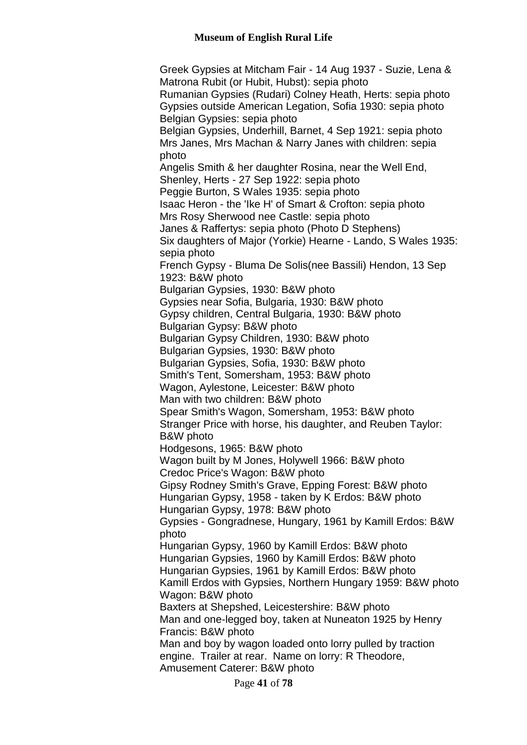Greek Gypsies at Mitcham Fair - 14 Aug 1937 - Suzie, Lena & Matrona Rubit (or Hubit, Hubst): sepia photo

Rumanian Gypsies (Rudari) Colney Heath, Herts: sepia photo

Gypsies outside American Legation, Sofia 1930: sepia photo

Belgian Gypsies: sepia photo

Belgian Gypsies, Underhill, Barnet, 4 Sep 1921: sepia photo

Mrs Janes, Mrs Machan & Narry Janes with children: sepia photo

Angelis Smith & her daughter Rosina, near the Well End, Shenley, Herts - 27 Sep 1922: sepia photo

Peggie Burton, S Wales 1935: sepia photo

Isaac Heron - the 'Ike H' of Smart & Crofton: sepia photo

Mrs Rosy Sherwood nee Castle: sepia photo

Janes & Raffertys: sepia photo (Photo D Stephens)

Six daughters of Major (Yorkie) Hearne - Lando, S Wales 1935: sepia photo

French Gypsy - Bluma De Solis(nee Bassili) Hendon, 13 Sep 1923: B&W photo

Bulgarian Gypsies, 1930: B&W photo

Gypsies near Sofia, Bulgaria, 1930: B&W photo

Gypsy children, Central Bulgaria, 1930: B&W photo

Bulgarian Gypsy: B&W photo

Bulgarian Gypsy Children, 1930: B&W photo

Bulgarian Gypsies, 1930: B&W photo

Bulgarian Gypsies, Sofia, 1930: B&W photo

Smith's Tent, Somersham, 1953: B&W photo

Wagon, Aylestone, Leicester: B&W photo

Man with two children: B&W photo

Spear Smith's Wagon, Somersham, 1953: B&W photo

Stranger Price with horse, his daughter, and Reuben Taylor: B&W photo

Hodgesons, 1965: B&W photo

Wagon built by M Jones, Holywell 1966: B&W photo

Credoc Price's Wagon: B&W photo

Gipsy Rodney Smith's Grave, Epping Forest: B&W photo

Hungarian Gypsy, 1958 - taken by K Erdos: B&W photo

Hungarian Gypsy, 1978: B&W photo

Gypsies - Gongradnese, Hungary, 1961 by Kamill Erdos: B&W photo

Hungarian Gypsy, 1960 by Kamill Erdos: B&W photo

Hungarian Gypsies, 1960 by Kamill Erdos: B&W photo

Hungarian Gypsies, 1961 by Kamill Erdos: B&W photo

Kamill Erdos with Gypsies, Northern Hungary 1959: B&W photo

Wagon: B&W photo

Baxters at Shepshed, Leicestershire: B&W photo

Man and one-legged boy, taken at Nuneaton 1925 by Henry Francis: B&W photo

Man and boy by wagon loaded onto lorry pulled by traction engine. Trailer at rear. Name on lorry: R Theodore, Amusement Caterer: B&W photo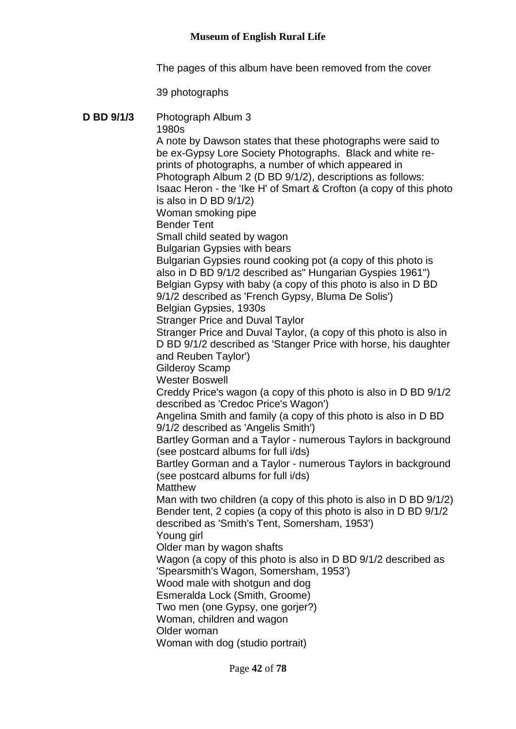The pages of this album have been removed from the cover

39 photographs

**D BD 9/1/3** Photograph Album 3

1980s

A note by Dawson states that these photographs were said to be ex-Gypsy Lore Society Photographs. Black and white re-prints of photographs, a number of which appeared in Photograph Album 2 (D BD 9/1/2), descriptions as follows:

Isaac Heron - the 'Ike H' of Smart & Crofton (a copy of this photo is also in D BD 9/1/2)
Woman smoking pipe
Bender Tent
Small child seated by wagon
Bulgarian Gypsies with bears
Bulgarian Gypsies round cooking pot (a copy of this photo is also in D BD 9/1/2 described as" Hungarian Gyspies 1961")
Belgian Gypsy with baby (a copy of this photo is also in D BD 9/1/2 described as 'French Gypsy, Bluma De Solis')
Belgian Gypsies, 1930s
Stranger Price and Duval Taylor
Stranger Price and Duval Taylor, (a copy of this photo is also in D BD 9/1/2 described as 'Stanger Price with horse, his daughter and Reuben Taylor')
Gilderoy Scamp
Wester Boswell
Creddy Price's wagon (a copy of this photo is also in D BD 9/1/2 described as 'Credoc Price's Wagon')
Angelina Smith and family (a copy of this photo is also in D BD 9/1/2 described as 'Angelis Smith')
Bartley Gorman and a Taylor - numerous Taylors in background (see postcard albums for full i/ds)
Bartley Gorman and a Taylor - numerous Taylors in background (see postcard albums for full i/ds)
Matthew
Man with two children (a copy of this photo is also in D BD 9/1/2)
Bender tent, 2 copies (a copy of this photo is also in D BD 9/1/2 described as 'Smith's Tent, Somersham, 1953')
Young girl
Older man by wagon shafts
Wagon (a copy of this photo is also in D BD 9/1/2 described as 'Spearsmith's Wagon, Somersham, 1953')
Wood male with shotgun and dog
Esmeralda Lock (Smith, Groome)
Two men (one Gypsy, one gorjer?)
Woman, children and wagon
Older woman
Woman with dog (studio portrait)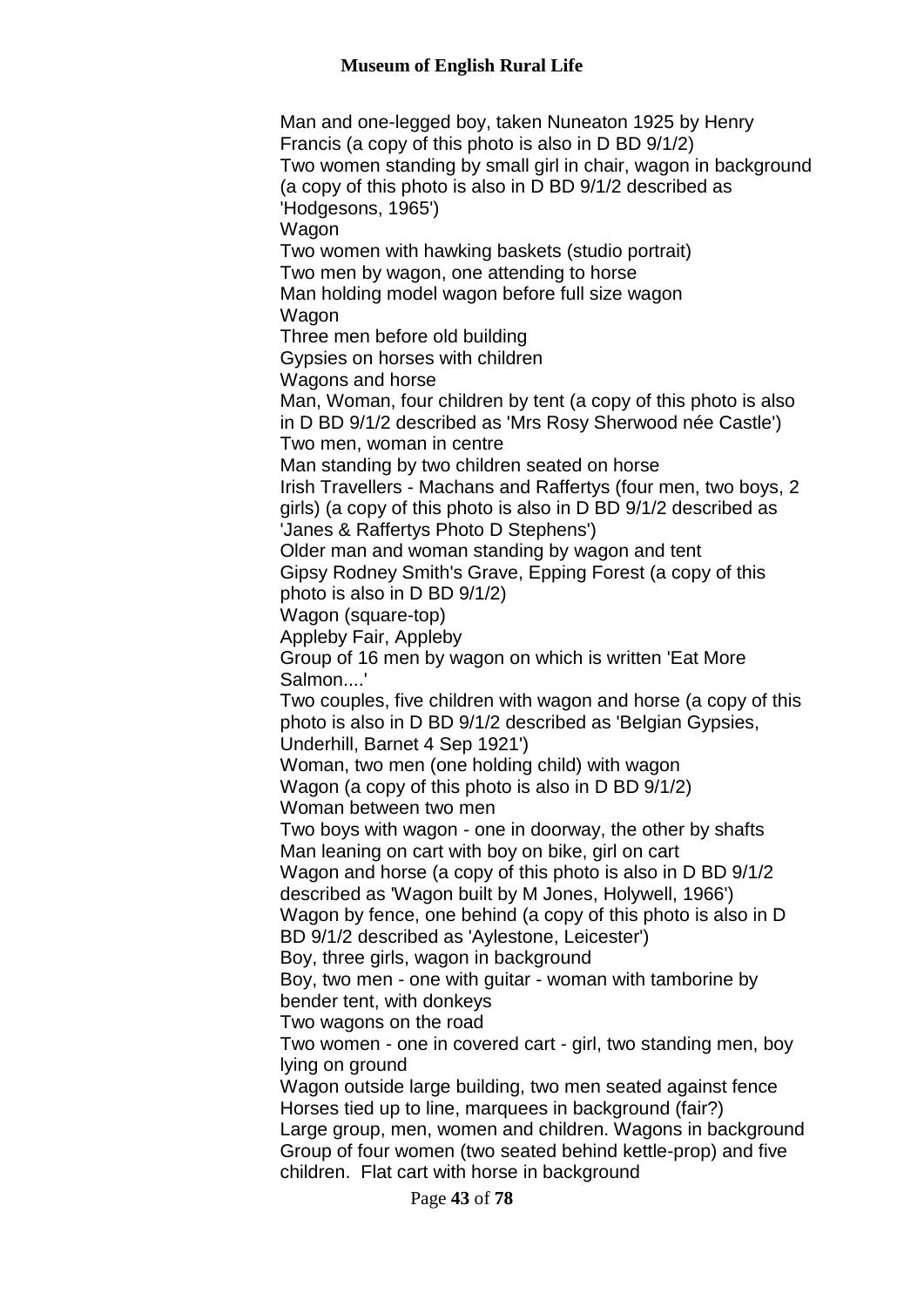Man and one-legged boy, taken Nuneaton 1925 by Henry Francis (a copy of this photo is also in D BD 9/1/2)

Two women standing by small girl in chair, wagon in background (a copy of this photo is also in D BD 9/1/2 described as 'Hodgesons, 1965')

Wagon

Two women with hawking baskets (studio portrait)

Two men by wagon, one attending to horse

Man holding model wagon before full size wagon

Wagon

Three men before old building

Gypsies on horses with children

Wagons and horse

Man, Woman, four children by tent (a copy of this photo is also in D BD 9/1/2 described as 'Mrs Rosy Sherwood née Castle')

Two men, woman in centre

Man standing by two children seated on horse

Irish Travellers - Machans and Raffertys (four men, two boys, 2 girls) (a copy of this photo is also in D BD 9/1/2 described as 'Janes & Raffertys Photo D Stephens')

Older man and woman standing by wagon and tent

Gipsy Rodney Smith's Grave, Epping Forest (a copy of this photo is also in D BD 9/1/2)

Wagon (square-top)

Appleby Fair, Appleby

Group of 16 men by wagon on which is written 'Eat More Salmon....'

Two couples, five children with wagon and horse (a copy of this photo is also in D BD 9/1/2 described as 'Belgian Gypsies, Underhill, Barnet 4 Sep 1921')

Woman, two men (one holding child) with wagon

Wagon (a copy of this photo is also in D BD 9/1/2)

Woman between two men

Two boys with wagon - one in doorway, the other by shafts

Man leaning on cart with boy on bike, girl on cart

Wagon and horse (a copy of this photo is also in D BD 9/1/2 described as 'Wagon built by M Jones, Holywell, 1966')

Wagon by fence, one behind (a copy of this photo is also in D BD 9/1/2 described as 'Aylestone, Leicester')

Boy, three girls, wagon in background

Boy, two men - one with guitar - woman with tamborine by bender tent, with donkeys

Two wagons on the road

Two women - one in covered cart - girl, two standing men, boy lying on ground

Wagon outside large building, two men seated against fence

Horses tied up to line, marquees in background (fair?)

Large group, men, women and children. Wagons in background

Group of four women (two seated behind kettle-prop) and five children. Flat cart with horse in background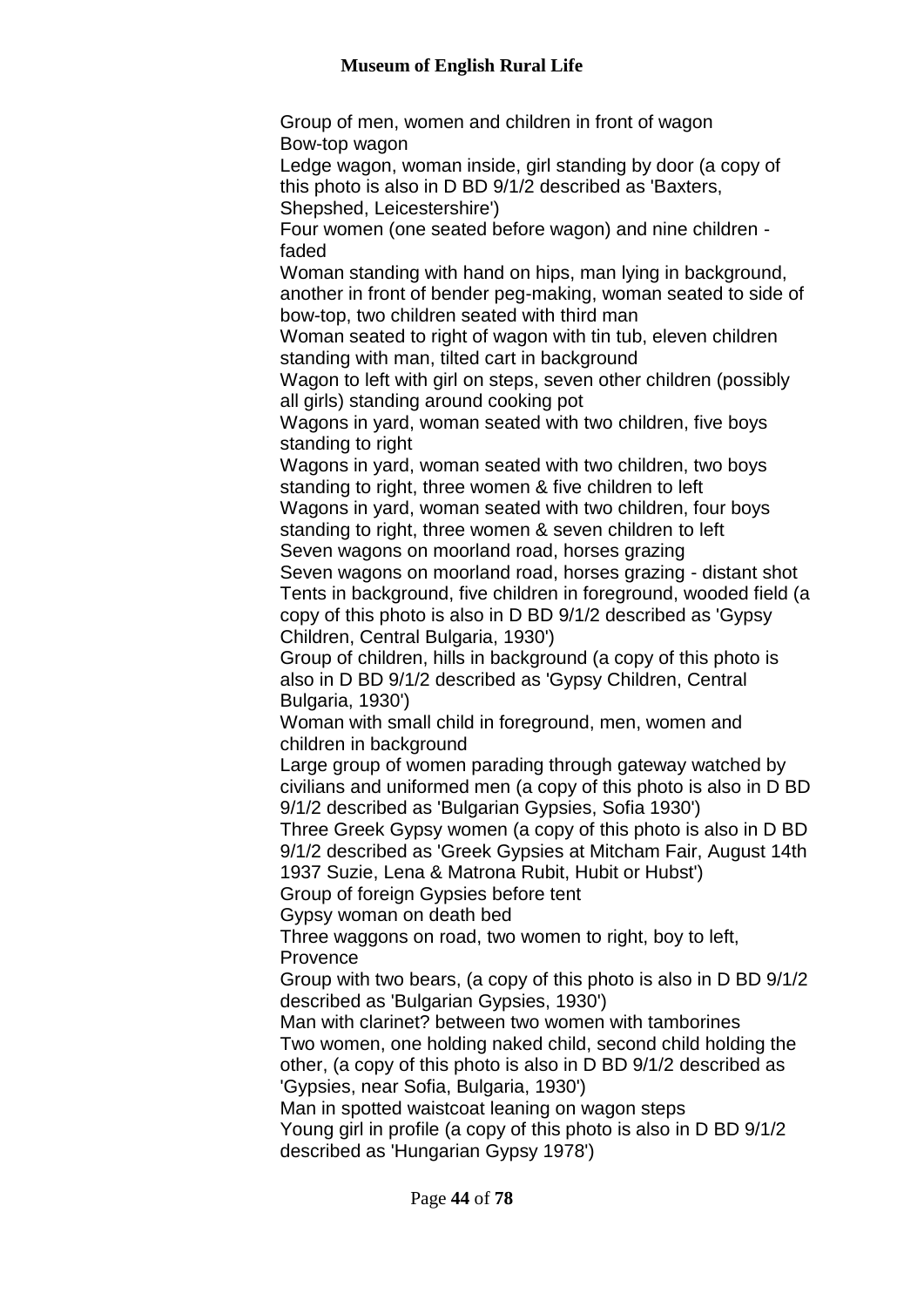Group of men, women and children in front of wagon

Bow-top wagon

Ledge wagon, woman inside, girl standing by door (a copy of this photo is also in D BD 9/1/2 described as 'Baxters, Shepshed, Leicestershire')

Four women (one seated before wagon) and nine children - faded

Woman standing with hand on hips, man lying in background, another in front of bender peg-making, woman seated to side of bow-top, two children seated with third man

Woman seated to right of wagon with tin tub, eleven children standing with man, tilted cart in background

Wagon to left with girl on steps, seven other children (possibly all girls) standing around cooking pot

Wagons in yard, woman seated with two children, five boys standing to right

Wagons in yard, woman seated with two children, two boys standing to right, three women & five children to left

Wagons in yard, woman seated with two children, four boys standing to right, three women & seven children to left

Seven wagons on moorland road, horses grazing

Seven wagons on moorland road, horses grazing - distant shot

Tents in background, five children in foreground, wooded field (a copy of this photo is also in D BD 9/1/2 described as 'Gypsy Children, Central Bulgaria, 1930')

Group of children, hills in background (a copy of this photo is also in D BD 9/1/2 described as 'Gypsy Children, Central Bulgaria, 1930')

Woman with small child in foreground, men, women and children in background

Large group of women parading through gateway watched by civilians and uniformed men (a copy of this photo is also in D BD 9/1/2 described as 'Bulgarian Gypsies, Sofia 1930')

Three Greek Gypsy women (a copy of this photo is also in D BD 9/1/2 described as 'Greek Gypsies at Mitcham Fair, August 14th 1937 Suzie, Lena & Matrona Rubit, Hubit or Hubst')

Group of foreign Gypsies before tent

Gypsy woman on death bed

Three waggons on road, two women to right, boy to left, Provence

Group with two bears, (a copy of this photo is also in D BD 9/1/2 described as 'Bulgarian Gypsies, 1930')

Man with clarinet? between two women with tamborines

Two women, one holding naked child, second child holding the other, (a copy of this photo is also in D BD 9/1/2 described as 'Gypsies, near Sofia, Bulgaria, 1930')

Man in spotted waistcoat leaning on wagon steps

Young girl in profile (a copy of this photo is also in D BD 9/1/2 described as 'Hungarian Gypsy 1978')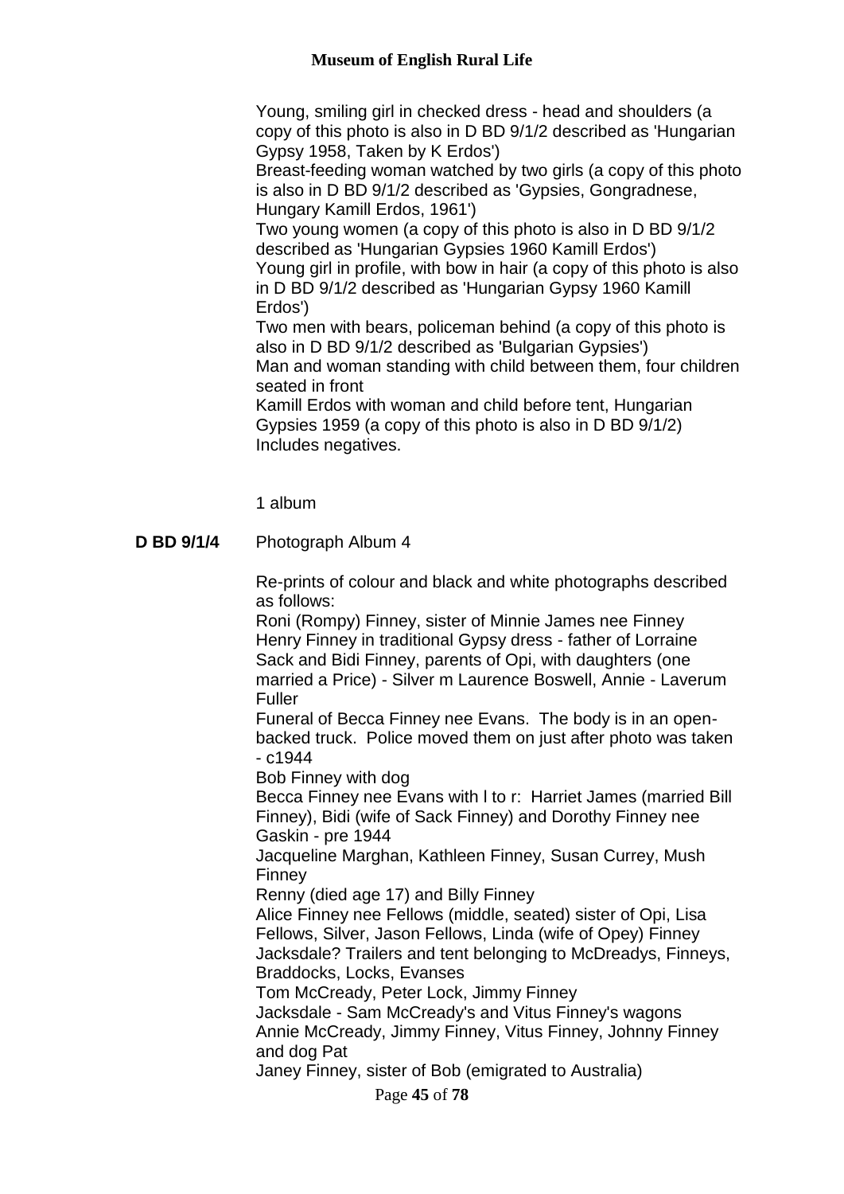Young, smiling girl in checked dress - head and shoulders (a copy of this photo is also in D BD 9/1/2 described as 'Hungarian Gypsy 1958, Taken by K Erdos')
Breast-feeding woman watched by two girls (a copy of this photo is also in D BD 9/1/2 described as 'Gypsies, Gongradnese, Hungary Kamill Erdos, 1961')
Two young women (a copy of this photo is also in D BD 9/1/2 described as 'Hungarian Gypsies 1960 Kamill Erdos')
Young girl in profile, with bow in hair (a copy of this photo is also in D BD 9/1/2 described as 'Hungarian Gypsy 1960 Kamill Erdos')
Two men with bears, policeman behind (a copy of this photo is also in D BD 9/1/2 described as 'Bulgarian Gypsies')
Man and woman standing with child between them, four children seated in front
Kamill Erdos with woman and child before tent, Hungarian Gypsies 1959 (a copy of this photo is also in D BD 9/1/2)
Includes negatives.

1 album

**D BD 9/1/4** Photograph Album 4

Re-prints of colour and black and white photographs described as follows:
Roni (Rompy) Finney, sister of Minnie James nee Finney
Henry Finney in traditional Gypsy dress - father of Lorraine
Sack and Bidi Finney, parents of Opi, with daughters (one married a Price) - Silver m Laurence Boswell, Annie - Laverum Fuller
Funeral of Becca Finney nee Evans. The body is in an open-backed truck. Police moved them on just after photo was taken - c1944
Bob Finney with dog
Becca Finney nee Evans with l to r: Harriet James (married Bill Finney), Bidi (wife of Sack Finney) and Dorothy Finney nee Gaskin - pre 1944
Jacqueline Marghan, Kathleen Finney, Susan Currey, Mush Finney
Renny (died age 17) and Billy Finney
Alice Finney nee Fellows (middle, seated) sister of Opi, Lisa Fellows, Silver, Jason Fellows, Linda (wife of Opey) Finney
Jacksdale? Trailers and tent belonging to McDreadys, Finneys, Braddocks, Locks, Evanses
Tom McCready, Peter Lock, Jimmy Finney
Jacksdale - Sam McCready's and Vitus Finney's wagons
Annie McCready, Jimmy Finney, Vitus Finney, Johnny Finney and dog Pat
Janey Finney, sister of Bob (emigrated to Australia)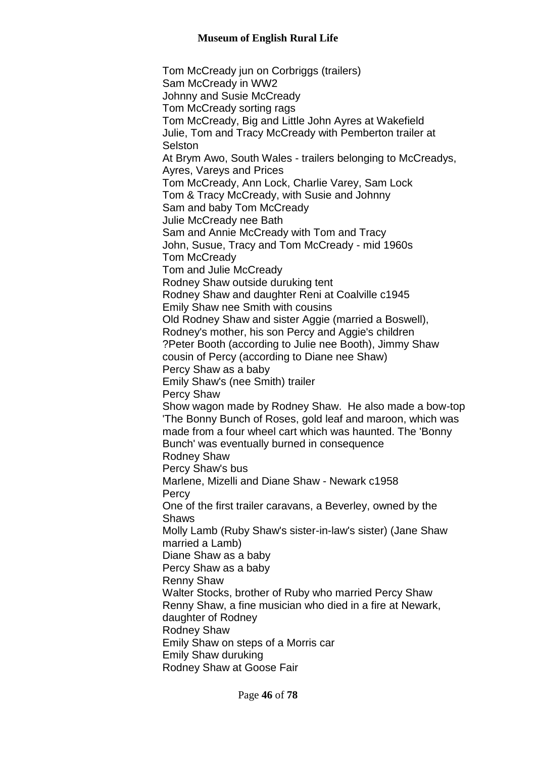Tom McCready jun on Corbriggs (trailers)
Sam McCready in WW2
Johnny and Susie McCready
Tom McCready sorting rags
Tom McCready, Big and Little John Ayres at Wakefield
Julie, Tom and Tracy McCready with Pemberton trailer at Selston
At Brym Awo, South Wales - trailers belonging to McCreadys, Ayres, Vareys and Prices
Tom McCready, Ann Lock, Charlie Varey, Sam Lock
Tom & Tracy McCready, with Susie and Johnny
Sam and baby Tom McCready
Julie McCready nee Bath
Sam and Annie McCready with Tom and Tracy
John, Susue, Tracy and Tom McCready - mid 1960s
Tom McCready
Tom and Julie McCready
Rodney Shaw outside duruking tent
Rodney Shaw and daughter Reni at Coalville c1945
Emily Shaw nee Smith with cousins
Old Rodney Shaw and sister Aggie (married a Boswell), Rodney's mother, his son Percy and Aggie's children
?Peter Booth (according to Julie nee Booth), Jimmy Shaw cousin of Percy (according to Diane nee Shaw)
Percy Shaw as a baby
Emily Shaw's (nee Smith) trailer
Percy Shaw
Show wagon made by Rodney Shaw. He also made a bow-top 'The Bonny Bunch of Roses, gold leaf and maroon, which was made from a four wheel cart which was haunted. The 'Bonny Bunch' was eventually burned in consequence
Rodney Shaw
Percy Shaw's bus
Marlene, Mizelli and Diane Shaw - Newark c1958
Percy
One of the first trailer caravans, a Beverley, owned by the Shaws
Molly Lamb (Ruby Shaw's sister-in-law's sister) (Jane Shaw married a Lamb)
Diane Shaw as a baby
Percy Shaw as a baby
Renny Shaw
Walter Stocks, brother of Ruby who married Percy Shaw
Renny Shaw, a fine musician who died in a fire at Newark, daughter of Rodney
Rodney Shaw
Emily Shaw on steps of a Morris car
Emily Shaw duruking
Rodney Shaw at Goose Fair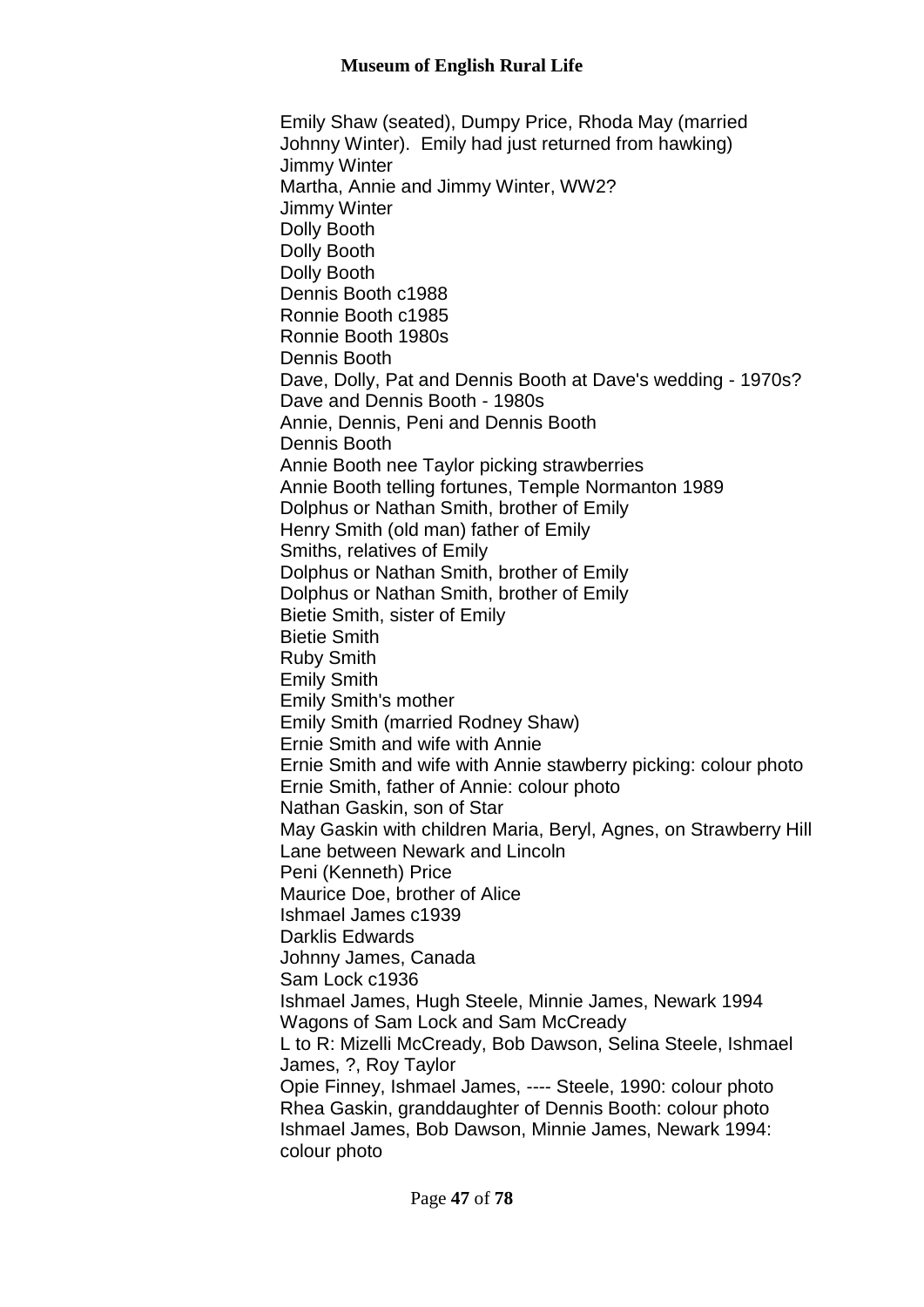Emily Shaw (seated), Dumpy Price, Rhoda May (married Johnny Winter). Emily had just returned from hawking)
Jimmy Winter
Martha, Annie and Jimmy Winter, WW2?
Jimmy Winter
Dolly Booth
Dolly Booth
Dolly Booth
Dennis Booth c1988
Ronnie Booth c1985
Ronnie Booth 1980s
Dennis Booth
Dave, Dolly, Pat and Dennis Booth at Dave's wedding - 1970s?
Dave and Dennis Booth - 1980s
Annie, Dennis, Peni and Dennis Booth
Dennis Booth
Annie Booth nee Taylor picking strawberries
Annie Booth telling fortunes, Temple Normanton 1989
Dolphus or Nathan Smith, brother of Emily
Henry Smith (old man) father of Emily
Smiths, relatives of Emily
Dolphus or Nathan Smith, brother of Emily
Dolphus or Nathan Smith, brother of Emily
Bietie Smith, sister of Emily
Bietie Smith
Ruby Smith
Emily Smith
Emily Smith's mother
Emily Smith (married Rodney Shaw)
Ernie Smith and wife with Annie
Ernie Smith and wife with Annie stawberry picking: colour photo
Ernie Smith, father of Annie: colour photo
Nathan Gaskin, son of Star
May Gaskin with children Maria, Beryl, Agnes, on Strawberry Hill Lane between Newark and Lincoln
Peni (Kenneth) Price
Maurice Doe, brother of Alice
Ishmael James c1939
Darklis Edwards
Johnny James, Canada
Sam Lock c1936
Ishmael James, Hugh Steele, Minnie James, Newark 1994
Wagons of Sam Lock and Sam McCready
L to R: Mizelli McCready, Bob Dawson, Selina Steele, Ishmael James, ?, Roy Taylor
Opie Finney, Ishmael James, ---- Steele, 1990: colour photo
Rhea Gaskin, granddaughter of Dennis Booth: colour photo
Ishmael James, Bob Dawson, Minnie James, Newark 1994: colour photo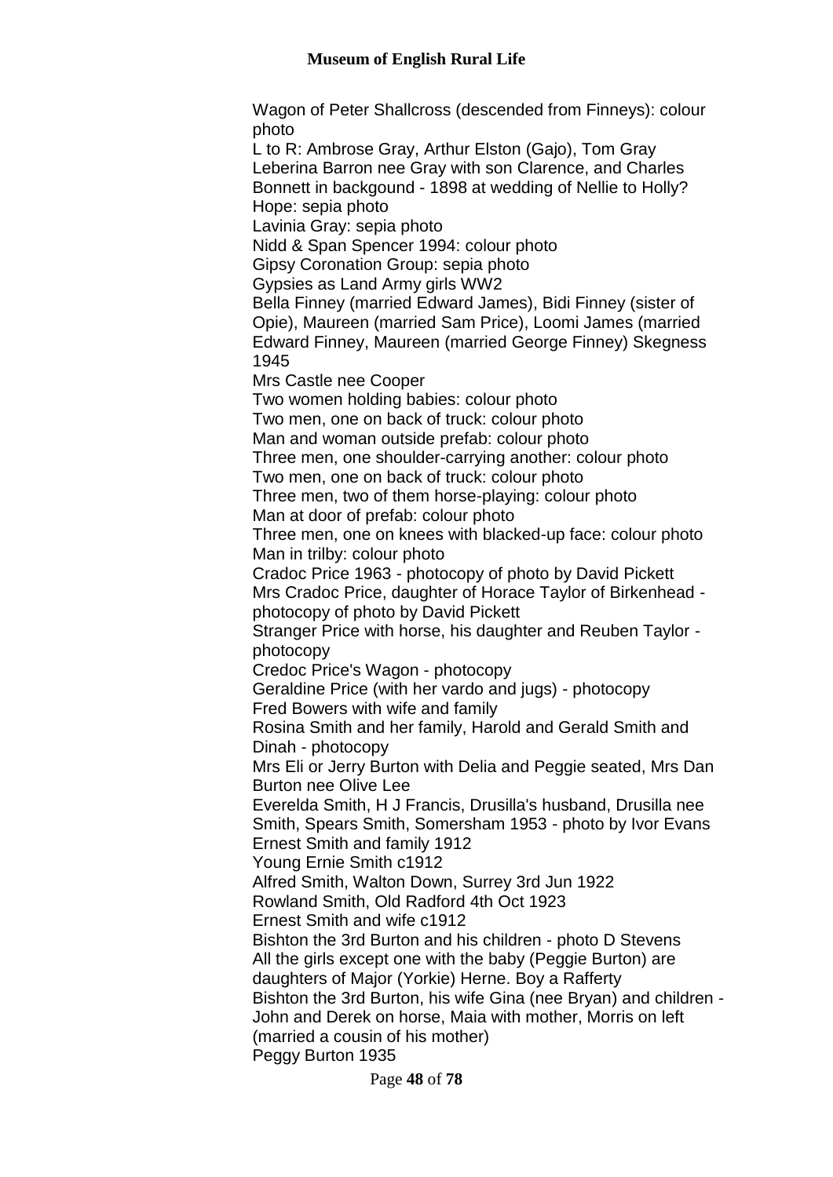Wagon of Peter Shallcross (descended from Finneys): colour photo

L to R: Ambrose Gray, Arthur Elston (Gajo), Tom Gray Leberina Barron nee Gray with son Clarence, and Charles Bonnett in backgound - 1898 at wedding of Nellie to Holly? Hope: sepia photo

Lavinia Gray: sepia photo

Nidd & Span Spencer 1994: colour photo

Gipsy Coronation Group: sepia photo

Gypsies as Land Army girls WW2

Bella Finney (married Edward James), Bidi Finney (sister of Opie), Maureen (married Sam Price), Loomi James (married Edward Finney, Maureen (married George Finney) Skegness 1945

Mrs Castle nee Cooper

Two women holding babies: colour photo

Two men, one on back of truck: colour photo

Man and woman outside prefab: colour photo

Three men, one shoulder-carrying another: colour photo

Two men, one on back of truck: colour photo

Three men, two of them horse-playing: colour photo

Man at door of prefab: colour photo

Three men, one on knees with blacked-up face: colour photo

Man in trilby: colour photo

Cradoc Price 1963 - photocopy of photo by David Pickett

Mrs Cradoc Price, daughter of Horace Taylor of Birkenhead - photocopy of photo by David Pickett

Stranger Price with horse, his daughter and Reuben Taylor - photocopy

Credoc Price's Wagon - photocopy

Geraldine Price (with her vardo and jugs) - photocopy

Fred Bowers with wife and family

Rosina Smith and her family, Harold and Gerald Smith and Dinah - photocopy

Mrs Eli or Jerry Burton with Delia and Peggie seated, Mrs Dan Burton nee Olive Lee

Everelda Smith, H J Francis, Drusilla's husband, Drusilla nee Smith, Spears Smith, Somersham 1953 - photo by Ivor Evans

Ernest Smith and family 1912

Young Ernie Smith c1912

Alfred Smith, Walton Down, Surrey 3rd Jun 1922

Rowland Smith, Old Radford 4th Oct 1923

Ernest Smith and wife c1912

Bishton the 3rd Burton and his children - photo D Stevens

All the girls except one with the baby (Peggie Burton) are daughters of Major (Yorkie) Herne. Boy a Rafferty

Bishton the 3rd Burton, his wife Gina (nee Bryan) and children - John and Derek on horse, Maia with mother, Morris on left (married a cousin of his mother)

Peggy Burton 1935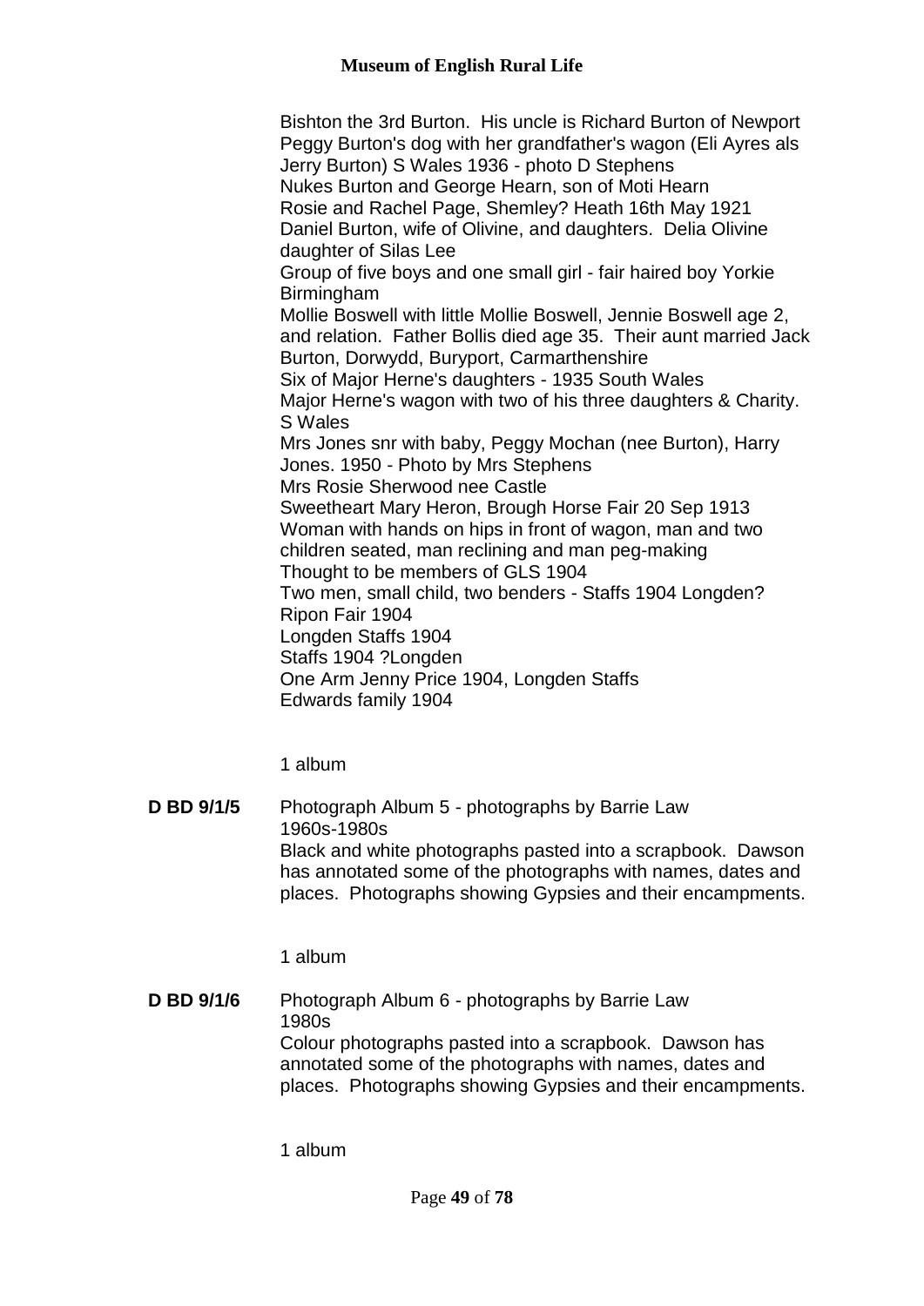Bishton the 3rd Burton. His uncle is Richard Burton of Newport
Peggy Burton's dog with her grandfather's wagon (Eli Ayres als Jerry Burton) S Wales 1936 - photo D Stephens
Nukes Burton and George Hearn, son of Moti Hearn
Rosie and Rachel Page, Shemley? Heath 16th May 1921
Daniel Burton, wife of Olivine, and daughters. Delia Olivine daughter of Silas Lee
Group of five boys and one small girl - fair haired boy Yorkie Birmingham
Mollie Boswell with little Mollie Boswell, Jennie Boswell age 2, and relation. Father Bollis died age 35. Their aunt married Jack Burton, Dorwydd, Buryport, Carmarthenshire
Six of Major Herne's daughters - 1935 South Wales
Major Herne's wagon with two of his three daughters & Charity. S Wales
Mrs Jones snr with baby, Peggy Mochan (nee Burton), Harry Jones. 1950 - Photo by Mrs Stephens
Mrs Rosie Sherwood nee Castle
Sweetheart Mary Heron, Brough Horse Fair 20 Sep 1913
Woman with hands on hips in front of wagon, man and two children seated, man reclining and man peg-making
Thought to be members of GLS 1904
Two men, small child, two benders - Staffs 1904 Longden?
Ripon Fair 1904
Longden Staffs 1904
Staffs 1904 ?Longden
One Arm Jenny Price 1904, Longden Staffs
Edwards family 1904

1 album

**D BD 9/1/5** Photograph Album 5 - photographs by Barrie Law
1960s-1980s
Black and white photographs pasted into a scrapbook. Dawson has annotated some of the photographs with names, dates and places. Photographs showing Gypsies and their encampments.

1 album

**D BD 9/1/6** Photograph Album 6 - photographs by Barrie Law
1980s
Colour photographs pasted into a scrapbook. Dawson has annotated some of the photographs with names, dates and places. Photographs showing Gypsies and their encampments.

1 album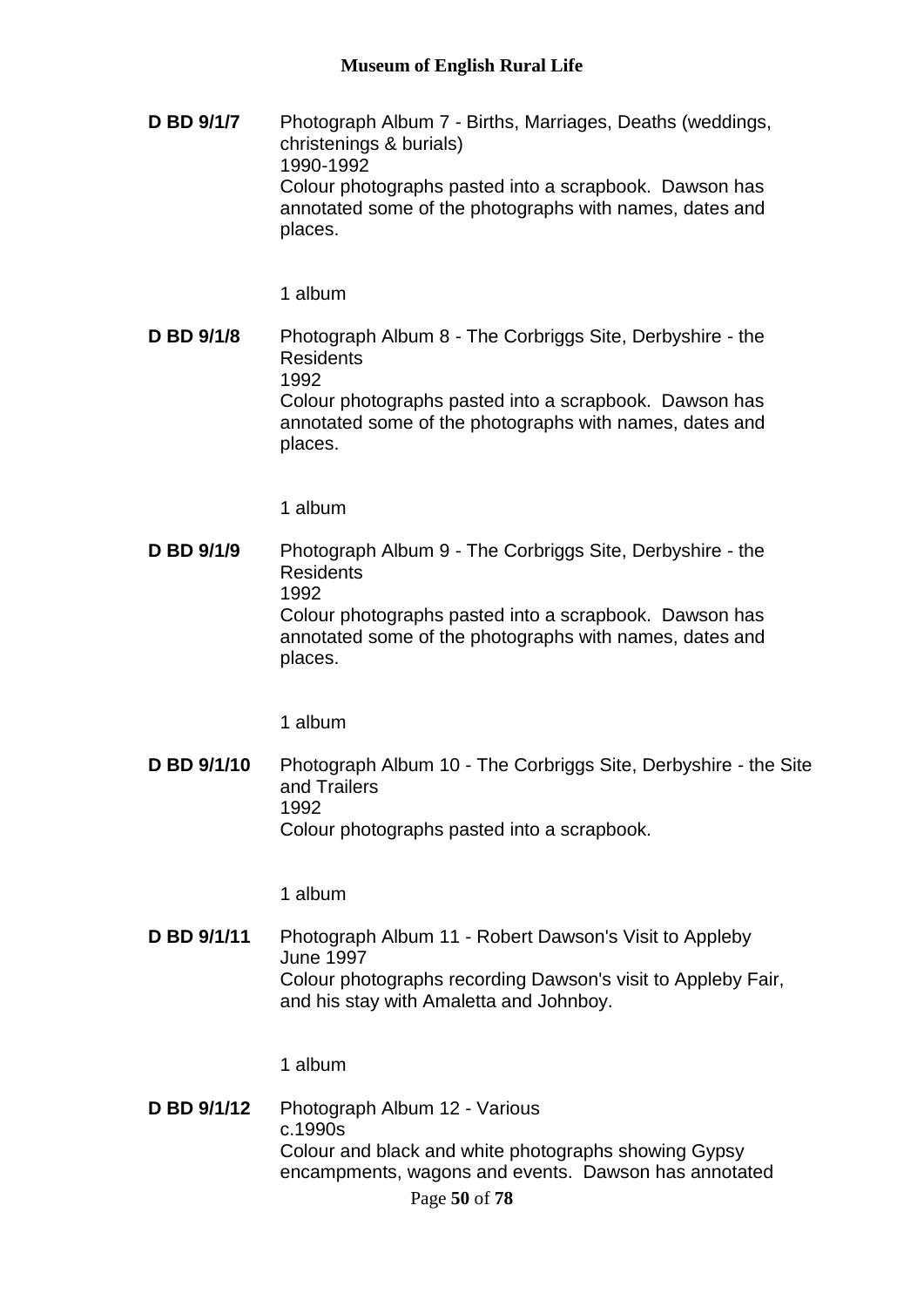**D BD 9/1/7** Photograph Album 7 - Births, Marriages, Deaths (weddings, christenings & burials)
1990-1992
Colour photographs pasted into a scrapbook. Dawson has annotated some of the photographs with names, dates and places.

1 album

**D BD 9/1/8** Photograph Album 8 - The Corbriggs Site, Derbyshire - the Residents
1992
Colour photographs pasted into a scrapbook. Dawson has annotated some of the photographs with names, dates and places.

1 album

**D BD 9/1/9** Photograph Album 9 - The Corbriggs Site, Derbyshire - the Residents
1992
Colour photographs pasted into a scrapbook. Dawson has annotated some of the photographs with names, dates and places.

1 album

**D BD 9/1/10** Photograph Album 10 - The Corbriggs Site, Derbyshire - the Site and Trailers
1992
Colour photographs pasted into a scrapbook.

1 album

**D BD 9/1/11** Photograph Album 11 - Robert Dawson's Visit to Appleby
June 1997
Colour photographs recording Dawson's visit to Appleby Fair, and his stay with Amaletta and Johnboy.

1 album

**D BD 9/1/12** Photograph Album 12 - Various
c.1990s
Colour and black and white photographs showing Gypsy encampments, wagons and events. Dawson has annotated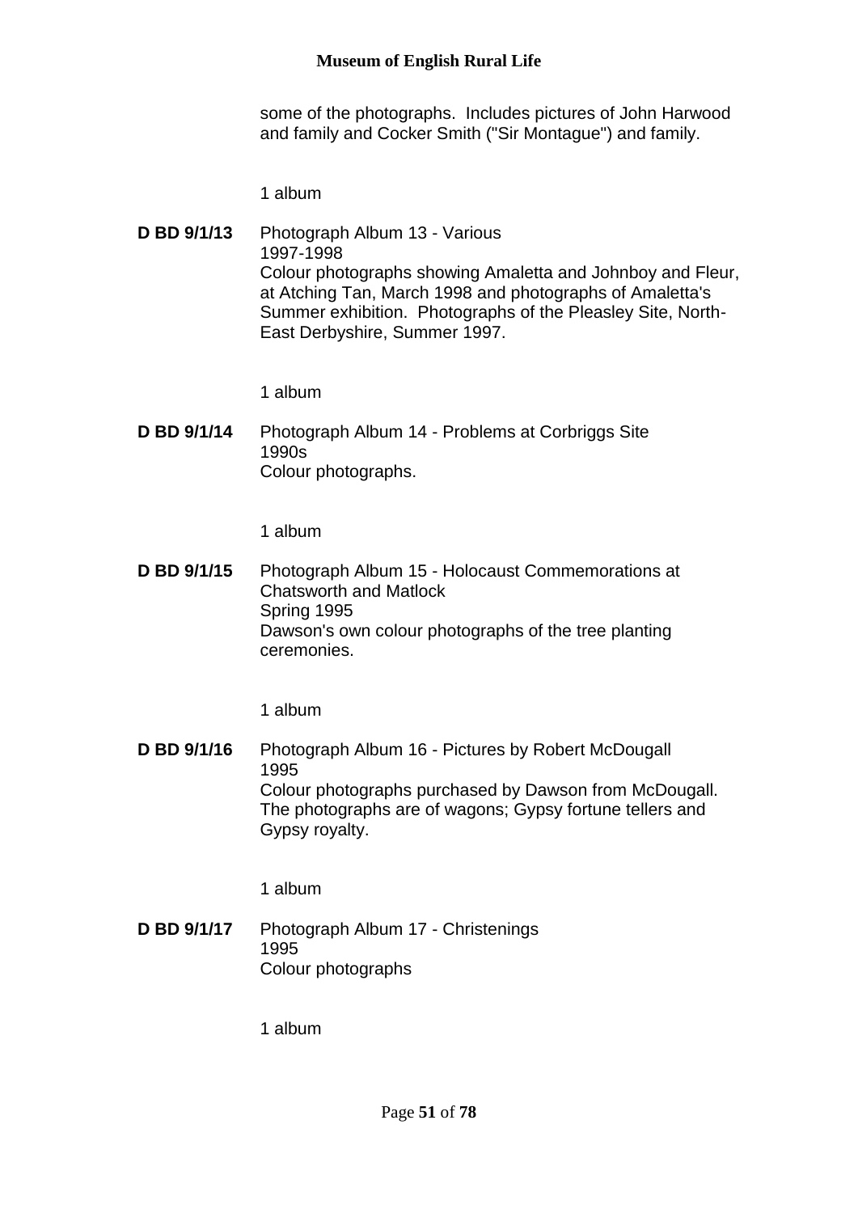some of the photographs. Includes pictures of John Harwood and family and Cocker Smith ("Sir Montague") and family.

1 album

**D BD 9/1/13** Photograph Album 13 - Various
1997-1998
Colour photographs showing Amaletta and Johnboy and Fleur, at Atching Tan, March 1998 and photographs of Amaletta's Summer exhibition. Photographs of the Pleasley Site, North-East Derbyshire, Summer 1997.

1 album

**D BD 9/1/14** Photograph Album 14 - Problems at Corbriggs Site
1990s
Colour photographs.

1 album

**D BD 9/1/15** Photograph Album 15 - Holocaust Commemorations at Chatsworth and Matlock
Spring 1995
Dawson's own colour photographs of the tree planting ceremonies.

1 album

**D BD 9/1/16** Photograph Album 16 - Pictures by Robert McDougall
1995
Colour photographs purchased by Dawson from McDougall. The photographs are of wagons; Gypsy fortune tellers and Gypsy royalty.

1 album

**D BD 9/1/17** Photograph Album 17 - Christenings
1995
Colour photographs

1 album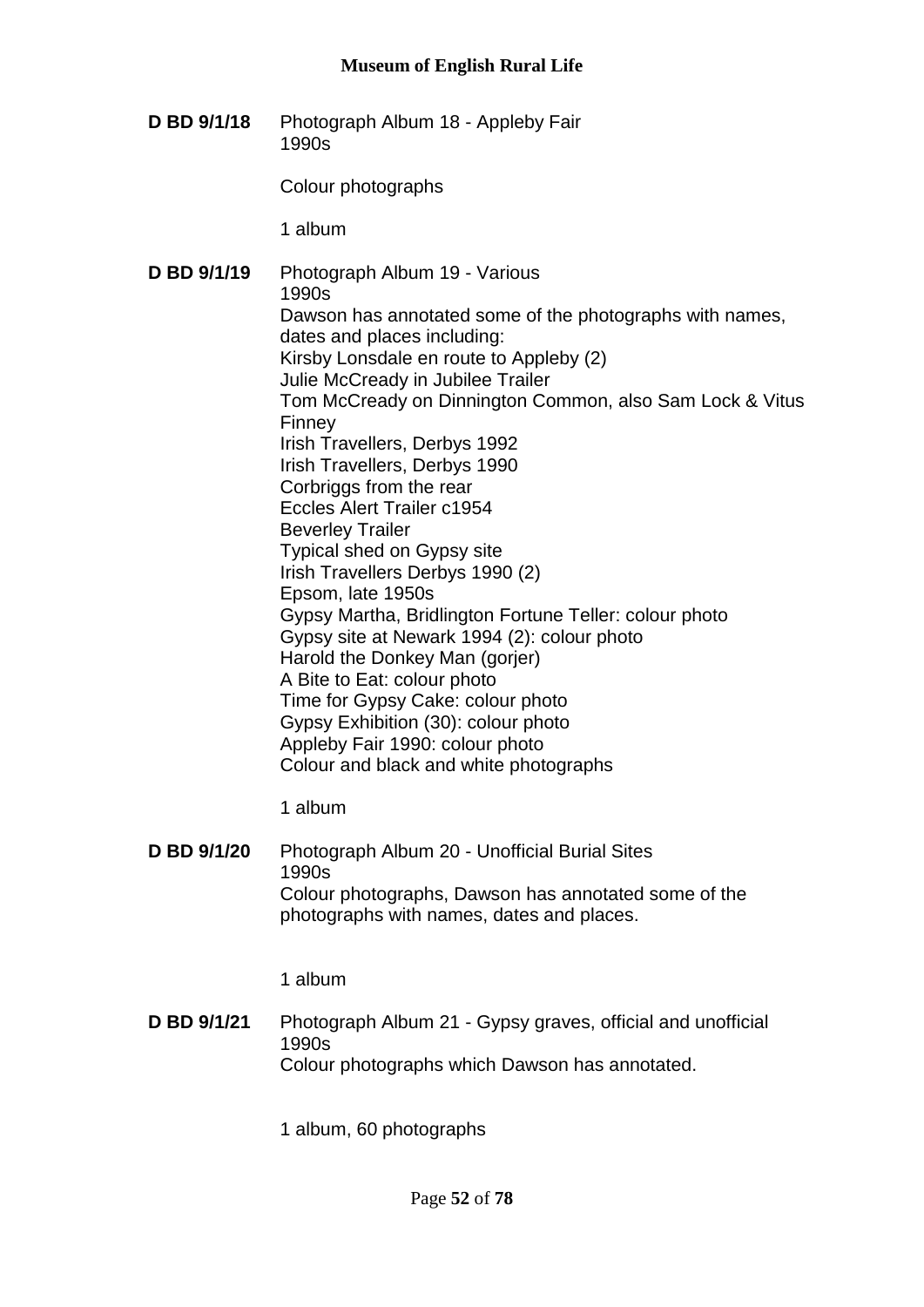**D BD 9/1/18** Photograph Album 18 - Appleby Fair
1990s

Colour photographs

1 album

**D BD 9/1/19** Photograph Album 19 - Various
1990s
Dawson has annotated some of the photographs with names, dates and places including:
Kirsby Lonsdale en route to Appleby (2)
Julie McCready in Jubilee Trailer
Tom McCready on Dinnington Common, also Sam Lock & Vitus Finney
Irish Travellers, Derbys 1992
Irish Travellers, Derbys 1990
Corbriggs from the rear
Eccles Alert Trailer c1954
Beverley Trailer
Typical shed on Gypsy site
Irish Travellers Derbys 1990 (2)
Epsom, late 1950s
Gypsy Martha, Bridlington Fortune Teller: colour photo
Gypsy site at Newark 1994 (2): colour photo
Harold the Donkey Man (gorjer)
A Bite to Eat: colour photo
Time for Gypsy Cake: colour photo
Gypsy Exhibition (30): colour photo
Appleby Fair 1990: colour photo
Colour and black and white photographs

1 album

**D BD 9/1/20** Photograph Album 20 - Unofficial Burial Sites
1990s
Colour photographs, Dawson has annotated some of the photographs with names, dates and places.

1 album

**D BD 9/1/21** Photograph Album 21 - Gypsy graves, official and unofficial
1990s
Colour photographs which Dawson has annotated.

1 album, 60 photographs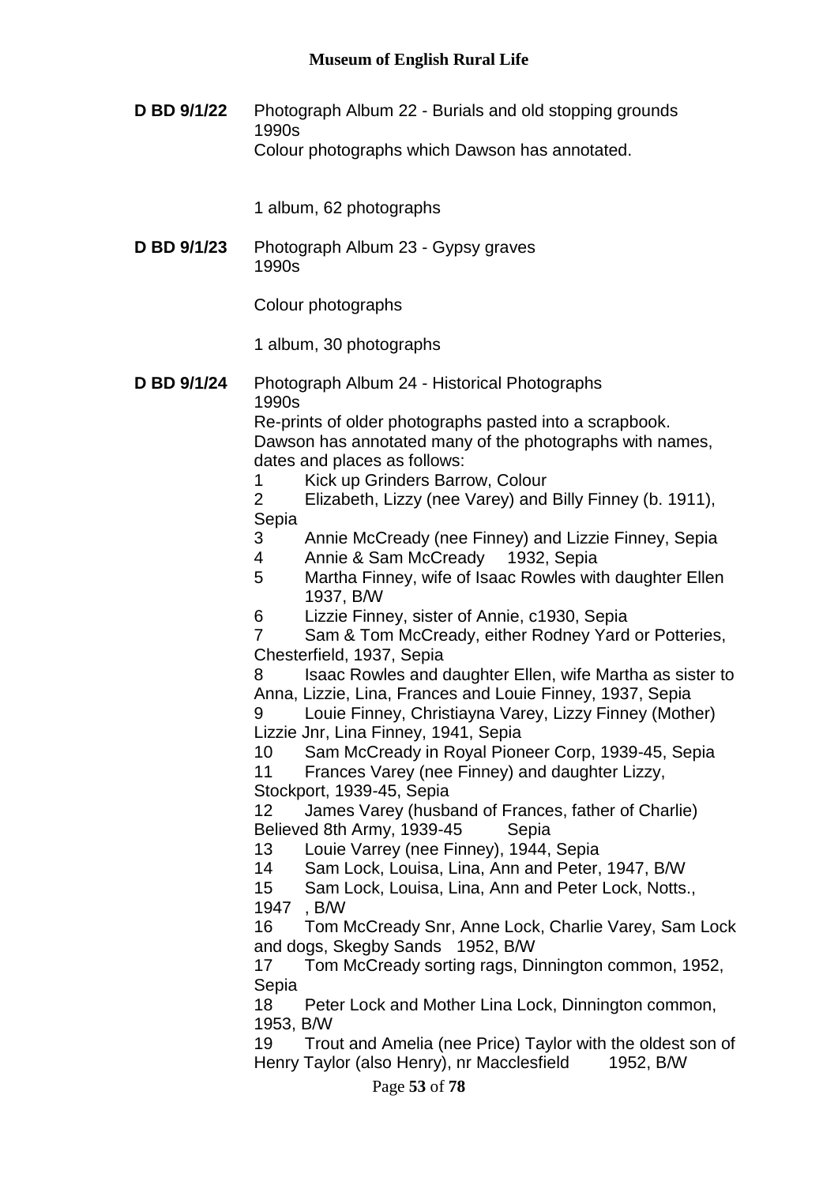**D BD 9/1/22** Photograph Album 22 - Burials and old stopping grounds
1990s
Colour photographs which Dawson has annotated.

1 album, 62 photographs

**D BD 9/1/23** Photograph Album 23 - Gypsy graves
1990s

Colour photographs

1 album, 30 photographs

**D BD 9/1/24** Photograph Album 24 - Historical Photographs
1990s
Re-prints of older photographs pasted into a scrapbook. Dawson has annotated many of the photographs with names, dates and places as follows:

1 Kick up Grinders Barrow, Colour
2 Elizabeth, Lizzy (nee Varey) and Billy Finney (b. 1911), Sepia
3 Annie McCready (nee Finney) and Lizzie Finney, Sepia
4 Annie & Sam McCready 1932, Sepia
5 Martha Finney, wife of Isaac Rowles with daughter Ellen 1937, B/W
6 Lizzie Finney, sister of Annie, c1930, Sepia
7 Sam & Tom McCready, either Rodney Yard or Potteries, Chesterfield, 1937, Sepia
8 Isaac Rowles and daughter Ellen, wife Martha as sister to Anna, Lizzie, Lina, Frances and Louie Finney, 1937, Sepia
9 Louie Finney, Christiayna Varey, Lizzy Finney (Mother) Lizzie Jnr, Lina Finney, 1941, Sepia
10 Sam McCready in Royal Pioneer Corp, 1939-45, Sepia
11 Frances Varey (nee Finney) and daughter Lizzy, Stockport, 1939-45, Sepia
12 James Varey (husband of Frances, father of Charlie) Believed 8th Army, 1939-45 Sepia
13 Louie Varrey (nee Finney), 1944, Sepia
14 Sam Lock, Louisa, Lina, Ann and Peter, 1947, B/W
15 Sam Lock, Louisa, Lina, Ann and Peter Lock, Notts., 1947 , B/W
16 Tom McCready Snr, Anne Lock, Charlie Varey, Sam Lock and dogs, Skegby Sands 1952, B/W
17 Tom McCready sorting rags, Dinnington common, 1952, Sepia
18 Peter Lock and Mother Lina Lock, Dinnington common, 1953, B/W
19 Trout and Amelia (nee Price) Taylor with the oldest son of Henry Taylor (also Henry), nr Macclesfield 1952, B/W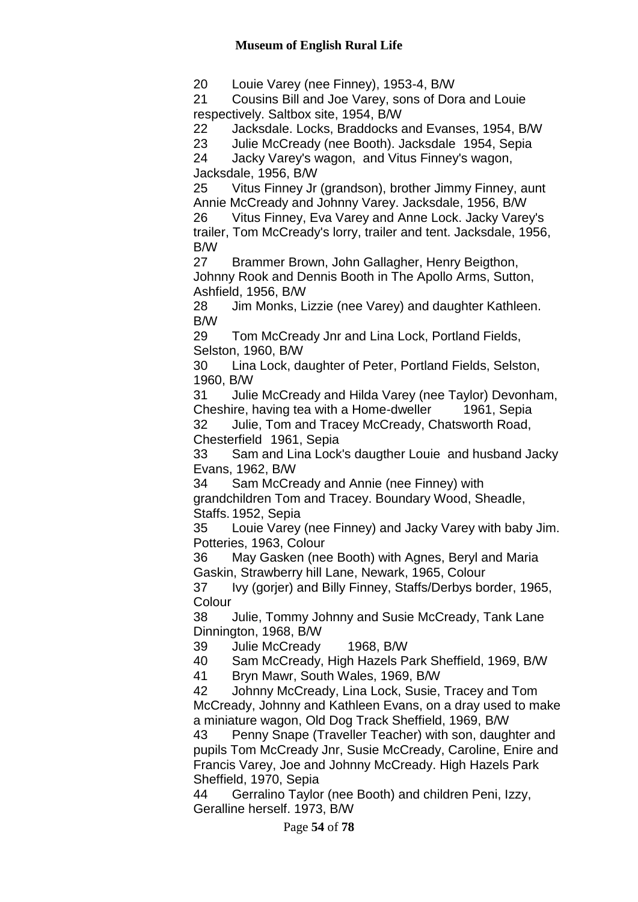20 Louie Varey (nee Finney), 1953-4, B/W

21 Cousins Bill and Joe Varey, sons of Dora and Louie respectively. Saltbox site, 1954, B/W

22 Jacksdale. Locks, Braddocks and Evanses, 1954, B/W

23 Julie McCready (nee Booth). Jacksdale 1954, Sepia

24 Jacky Varey's wagon, and Vitus Finney's wagon, Jacksdale, 1956, B/W

25 Vitus Finney Jr (grandson), brother Jimmy Finney, aunt Annie McCready and Johnny Varey. Jacksdale, 1956, B/W

26 Vitus Finney, Eva Varey and Anne Lock. Jacky Varey's trailer, Tom McCready's lorry, trailer and tent. Jacksdale, 1956, B/W

27 Brammer Brown, John Gallagher, Henry Beigthon, Johnny Rook and Dennis Booth in The Apollo Arms, Sutton, Ashfield, 1956, B/W

28 Jim Monks, Lizzie (nee Varey) and daughter Kathleen. B/W

29 Tom McCready Jnr and Lina Lock, Portland Fields, Selston, 1960, B/W

30 Lina Lock, daughter of Peter, Portland Fields, Selston, 1960, B/W

31 Julie McCready and Hilda Varey (nee Taylor) Devonham, Cheshire, having tea with a Home-dweller 1961, Sepia

32 Julie, Tom and Tracey McCready, Chatsworth Road, Chesterfield 1961, Sepia

33 Sam and Lina Lock's daugther Louie and husband Jacky Evans, 1962, B/W

34 Sam McCready and Annie (nee Finney) with grandchildren Tom and Tracey. Boundary Wood, Sheadle, Staffs. 1952, Sepia

35 Louie Varey (nee Finney) and Jacky Varey with baby Jim. Potteries, 1963, Colour

36 May Gasken (nee Booth) with Agnes, Beryl and Maria Gaskin, Strawberry hill Lane, Newark, 1965, Colour

37 Ivy (gorjer) and Billy Finney, Staffs/Derbys border, 1965, Colour

38 Julie, Tommy Johnny and Susie McCready, Tank Lane Dinnington, 1968, B/W

39 Julie McCready 1968, B/W

40 Sam McCready, High Hazels Park Sheffield, 1969, B/W

41 Bryn Mawr, South Wales, 1969, B/W

42 Johnny McCready, Lina Lock, Susie, Tracey and Tom McCready, Johnny and Kathleen Evans, on a dray used to make a miniature wagon, Old Dog Track Sheffield, 1969, B/W

43 Penny Snape (Traveller Teacher) with son, daughter and pupils Tom McCready Jnr, Susie McCready, Caroline, Enire and Francis Varey, Joe and Johnny McCready. High Hazels Park Sheffield, 1970, Sepia

44 Gerralino Taylor (nee Booth) and children Peni, Izzy, Geralline herself. 1973, B/W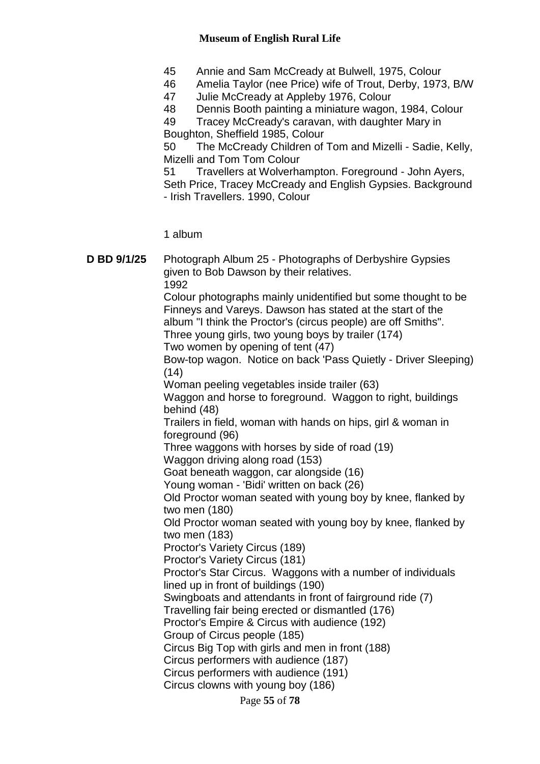45 Annie and Sam McCready at Bulwell, 1975, Colour
46 Amelia Taylor (nee Price) wife of Trout, Derby, 1973, B/W
47 Julie McCready at Appleby 1976, Colour
48 Dennis Booth painting a miniature wagon, 1984, Colour
49 Tracey McCready's caravan, with daughter Mary in Boughton, Sheffield 1985, Colour
50 The McCready Children of Tom and Mizelli - Sadie, Kelly, Mizelli and Tom Tom Colour
51 Travellers at Wolverhampton. Foreground - John Ayers, Seth Price, Tracey McCready and English Gypsies. Background - Irish Travellers. 1990, Colour

1 album

**D BD 9/1/25** Photograph Album 25 - Photographs of Derbyshire Gypsies given to Bob Dawson by their relatives.
1992
Colour photographs mainly unidentified but some thought to be Finneys and Vareys. Dawson has stated at the start of the album "I think the Proctor's (circus people) are off Smiths".
Three young girls, two young boys by trailer (174)
Two women by opening of tent (47)
Bow-top wagon. Notice on back 'Pass Quietly - Driver Sleeping) (14)
Woman peeling vegetables inside trailer (63)
Waggon and horse to foreground. Waggon to right, buildings behind (48)
Trailers in field, woman with hands on hips, girl & woman in foreground (96)
Three waggons with horses by side of road (19)
Waggon driving along road (153)
Goat beneath waggon, car alongside (16)
Young woman - 'Bidi' written on back (26)
Old Proctor woman seated with young boy by knee, flanked by two men (180)
Old Proctor woman seated with young boy by knee, flanked by two men (183)
Proctor's Variety Circus (189)
Proctor's Variety Circus (181)
Proctor's Star Circus. Waggons with a number of individuals lined up in front of buildings (190)
Swingboats and attendants in front of fairground ride (7)
Travelling fair being erected or dismantled (176)
Proctor's Empire & Circus with audience (192)
Group of Circus people (185)
Circus Big Top with girls and men in front (188)
Circus performers with audience (187)
Circus performers with audience (191)
Circus clowns with young boy (186)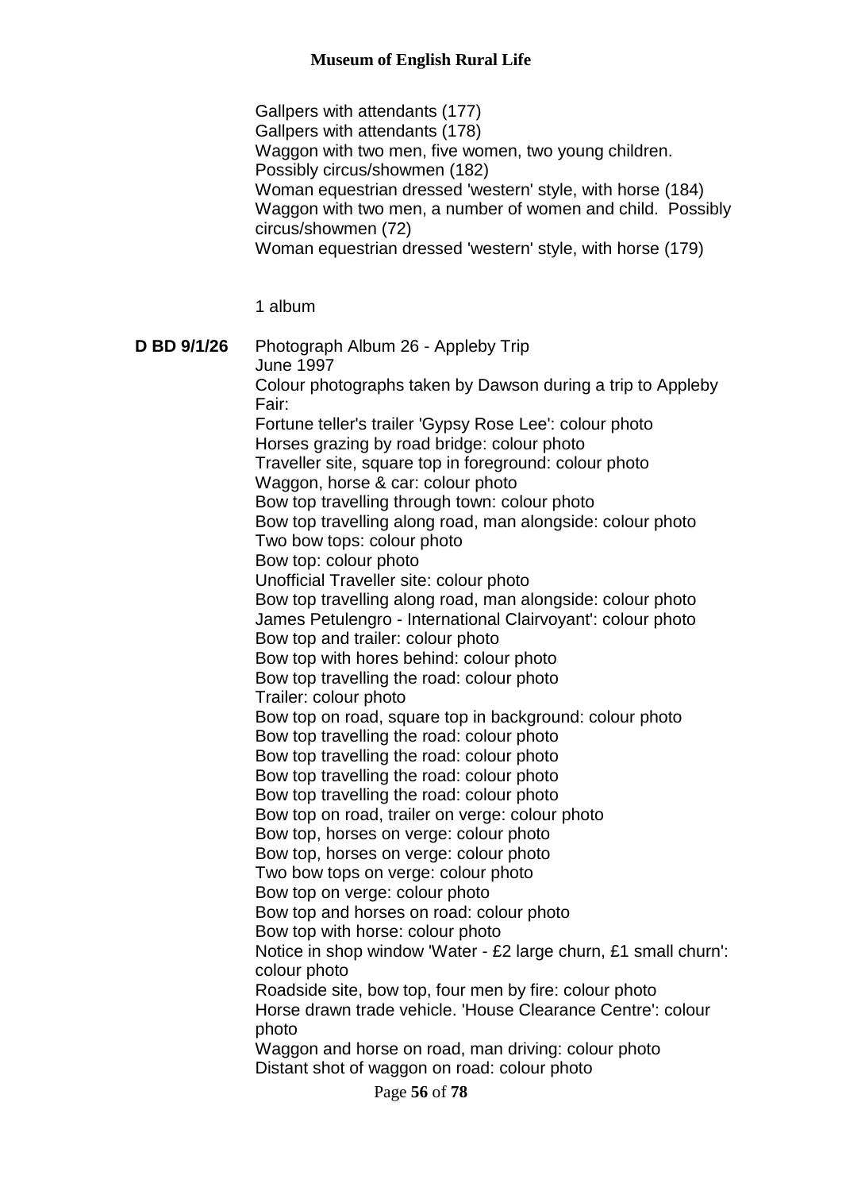Gallpers with attendants (177)
Gallpers with attendants (178)
Waggon with two men, five women, two young children. Possibly circus/showmen (182)
Woman equestrian dressed 'western' style, with horse (184)
Waggon with two men, a number of women and child. Possibly circus/showmen (72)
Woman equestrian dressed 'western' style, with horse (179)

1 album

**D BD 9/1/26** Photograph Album 26 - Appleby Trip
June 1997
Colour photographs taken by Dawson during a trip to Appleby Fair:
Fortune teller's trailer 'Gypsy Rose Lee': colour photo
Horses grazing by road bridge: colour photo
Traveller site, square top in foreground: colour photo
Waggon, horse & car: colour photo
Bow top travelling through town: colour photo
Bow top travelling along road, man alongside: colour photo
Two bow tops: colour photo
Bow top: colour photo
Unofficial Traveller site: colour photo
Bow top travelling along road, man alongside: colour photo
James Petulengro - International Clairvoyant': colour photo
Bow top and trailer: colour photo
Bow top with hores behind: colour photo
Bow top travelling the road: colour photo
Trailer: colour photo
Bow top on road, square top in background: colour photo
Bow top travelling the road: colour photo
Bow top travelling the road: colour photo
Bow top travelling the road: colour photo
Bow top travelling the road: colour photo
Bow top on road, trailer on verge: colour photo
Bow top, horses on verge: colour photo
Bow top, horses on verge: colour photo
Two bow tops on verge: colour photo
Bow top on verge: colour photo
Bow top and horses on road: colour photo
Bow top with horse: colour photo
Notice in shop window 'Water - £2 large churn, £1 small churn': colour photo
Roadside site, bow top, four men by fire: colour photo
Horse drawn trade vehicle. 'House Clearance Centre': colour photo
Waggon and horse on road, man driving: colour photo
Distant shot of waggon on road: colour photo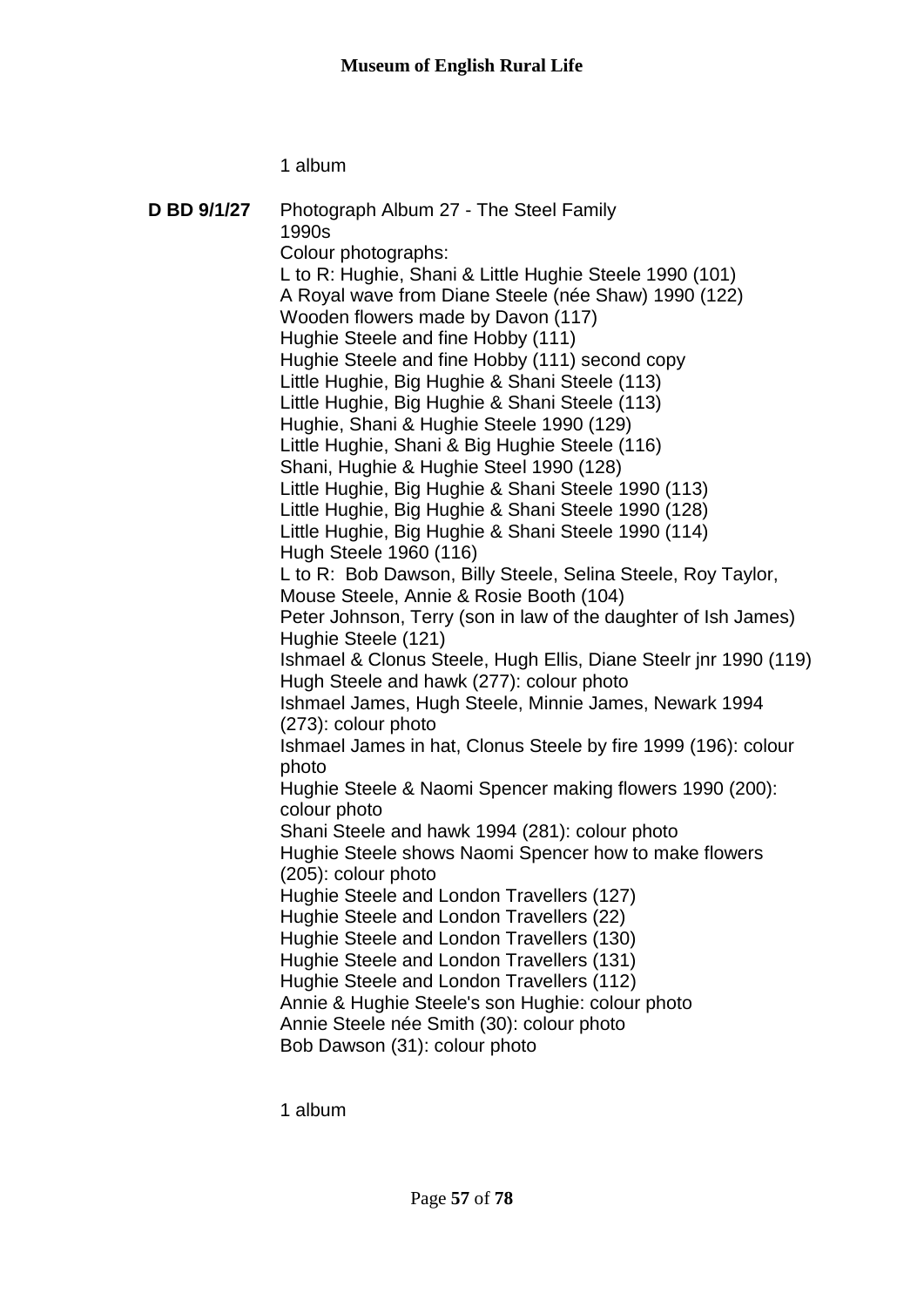1 album

**D BD 9/1/27** Photograph Album 27 - The Steel Family
1990s
Colour photographs:
L to R: Hughie, Shani & Little Hughie Steele 1990 (101)
A Royal wave from Diane Steele (née Shaw) 1990 (122)
Wooden flowers made by Davon (117)
Hughie Steele and fine Hobby (111)
Hughie Steele and fine Hobby (111) second copy
Little Hughie, Big Hughie & Shani Steele (113)
Little Hughie, Big Hughie & Shani Steele (113)
Hughie, Shani & Hughie Steele 1990 (129)
Little Hughie, Shani & Big Hughie Steele (116)
Shani, Hughie & Hughie Steel 1990 (128)
Little Hughie, Big Hughie & Shani Steele 1990 (113)
Little Hughie, Big Hughie & Shani Steele 1990 (128)
Little Hughie, Big Hughie & Shani Steele 1990 (114)
Hugh Steele 1960 (116)
L to R: Bob Dawson, Billy Steele, Selina Steele, Roy Taylor, Mouse Steele, Annie & Rosie Booth (104)
Peter Johnson, Terry (son in law of the daughter of Ish James) Hughie Steele (121)
Ishmael & Clonus Steele, Hugh Ellis, Diane Steelr jnr 1990 (119)
Hugh Steele and hawk (277): colour photo
Ishmael James, Hugh Steele, Minnie James, Newark 1994 (273): colour photo
Ishmael James in hat, Clonus Steele by fire 1999 (196): colour photo
Hughie Steele & Naomi Spencer making flowers 1990 (200): colour photo
Shani Steele and hawk 1994 (281): colour photo
Hughie Steele shows Naomi Spencer how to make flowers (205): colour photo
Hughie Steele and London Travellers (127)
Hughie Steele and London Travellers (22)
Hughie Steele and London Travellers (130)
Hughie Steele and London Travellers (131)
Hughie Steele and London Travellers (112)
Annie & Hughie Steele's son Hughie: colour photo
Annie Steele née Smith (30): colour photo
Bob Dawson (31): colour photo

1 album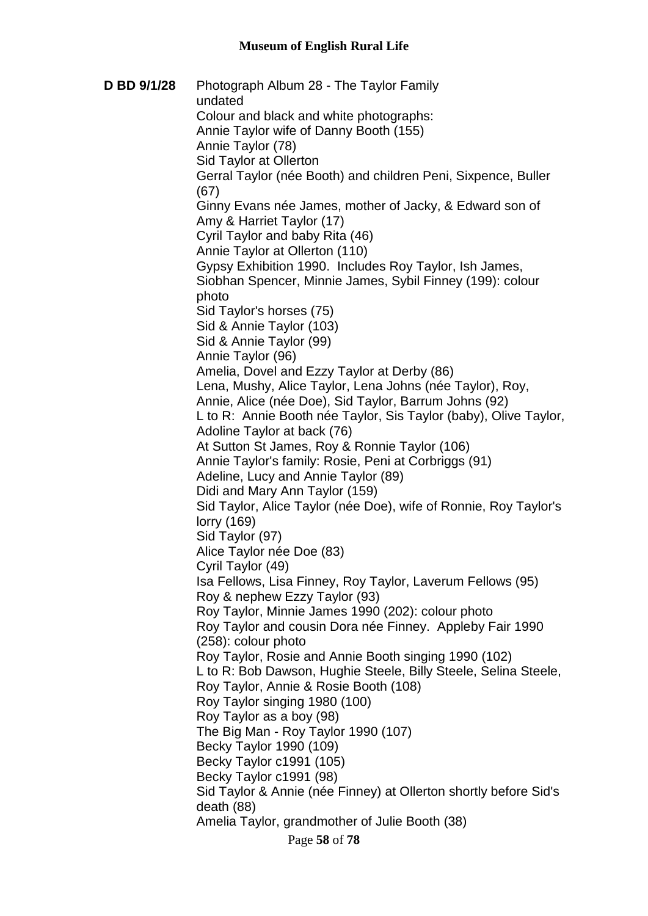**D BD 9/1/28** Photograph Album 28 - The Taylor Family
undated
Colour and black and white photographs:
Annie Taylor wife of Danny Booth (155)
Annie Taylor (78)
Sid Taylor at Ollerton
Gerral Taylor (née Booth) and children Peni, Sixpence, Buller (67)
Ginny Evans née James, mother of Jacky, & Edward son of Amy & Harriet Taylor (17)
Cyril Taylor and baby Rita (46)
Annie Taylor at Ollerton (110)
Gypsy Exhibition 1990. Includes Roy Taylor, Ish James, Siobhan Spencer, Minnie James, Sybil Finney (199): colour photo
Sid Taylor's horses (75)
Sid & Annie Taylor (103)
Sid & Annie Taylor (99)
Annie Taylor (96)
Amelia, Dovel and Ezzy Taylor at Derby (86)
Lena, Mushy, Alice Taylor, Lena Johns (née Taylor), Roy, Annie, Alice (née Doe), Sid Taylor, Barrum Johns (92)
L to R: Annie Booth née Taylor, Sis Taylor (baby), Olive Taylor, Adoline Taylor at back (76)
At Sutton St James, Roy & Ronnie Taylor (106)
Annie Taylor's family: Rosie, Peni at Corbriggs (91)
Adeline, Lucy and Annie Taylor (89)
Didi and Mary Ann Taylor (159)
Sid Taylor, Alice Taylor (née Doe), wife of Ronnie, Roy Taylor's lorry (169)
Sid Taylor (97)
Alice Taylor née Doe (83)
Cyril Taylor (49)
Isa Fellows, Lisa Finney, Roy Taylor, Laverum Fellows (95)
Roy & nephew Ezzy Taylor (93)
Roy Taylor, Minnie James 1990 (202): colour photo
Roy Taylor and cousin Dora née Finney. Appleby Fair 1990 (258): colour photo
Roy Taylor, Rosie and Annie Booth singing 1990 (102)
L to R: Bob Dawson, Hughie Steele, Billy Steele, Selina Steele, Roy Taylor, Annie & Rosie Booth (108)
Roy Taylor singing 1980 (100)
Roy Taylor as a boy (98)
The Big Man - Roy Taylor 1990 (107)
Becky Taylor 1990 (109)
Becky Taylor c1991 (105)
Becky Taylor c1991 (98)
Sid Taylor & Annie (née Finney) at Ollerton shortly before Sid's death (88)
Amelia Taylor, grandmother of Julie Booth (38)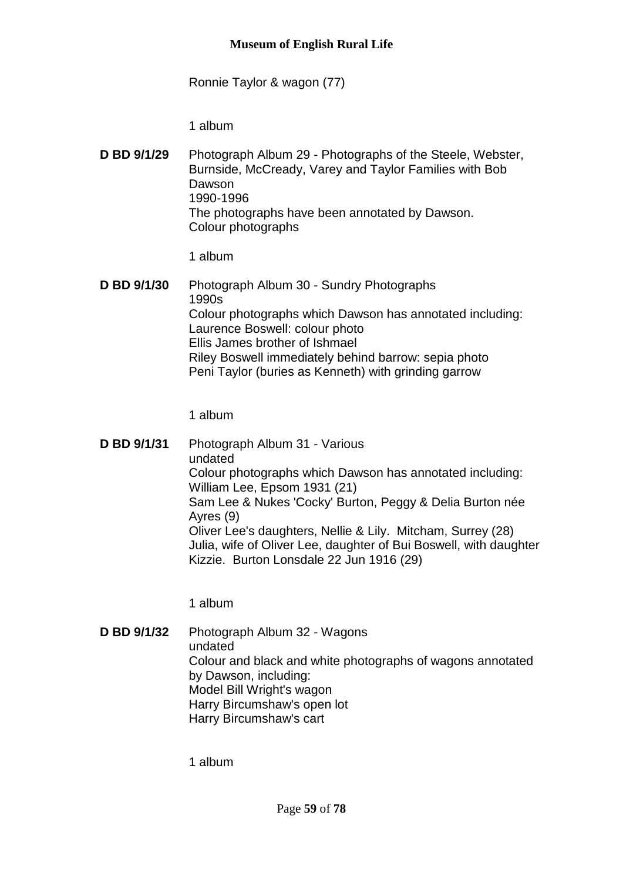Ronnie Taylor & wagon (77)

1 album

**D BD 9/1/29** Photograph Album 29 - Photographs of the Steele, Webster, Burnside, McCready, Varey and Taylor Families with Bob Dawson
1990-1996
The photographs have been annotated by Dawson.
Colour photographs

1 album

**D BD 9/1/30** Photograph Album 30 - Sundry Photographs
1990s
Colour photographs which Dawson has annotated including:
Laurence Boswell: colour photo
Ellis James brother of Ishmael
Riley Boswell immediately behind barrow: sepia photo
Peni Taylor (buries as Kenneth) with grinding garrow

1 album

**D BD 9/1/31** Photograph Album 31 - Various
undated
Colour photographs which Dawson has annotated including:
William Lee, Epsom 1931 (21)
Sam Lee & Nukes 'Cocky' Burton, Peggy & Delia Burton née Ayres (9)
Oliver Lee's daughters, Nellie & Lily. Mitcham, Surrey (28)
Julia, wife of Oliver Lee, daughter of Bui Boswell, with daughter Kizzie. Burton Lonsdale 22 Jun 1916 (29)

1 album

**D BD 9/1/32** Photograph Album 32 - Wagons
undated
Colour and black and white photographs of wagons annotated by Dawson, including:
Model Bill Wright's wagon
Harry Bircumshaw's open lot
Harry Bircumshaw's cart

1 album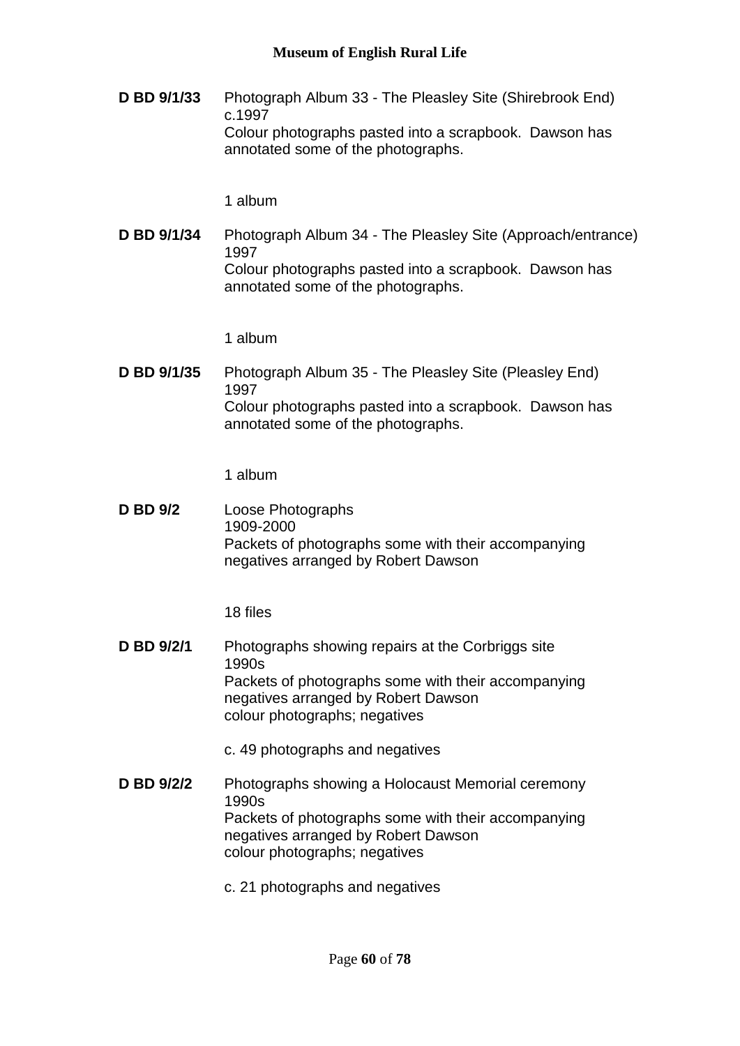**D BD 9/1/33** Photograph Album 33 - The Pleasley Site (Shirebrook End)
c.1997
Colour photographs pasted into a scrapbook. Dawson has annotated some of the photographs.

1 album

**D BD 9/1/34** Photograph Album 34 - The Pleasley Site (Approach/entrance)
1997
Colour photographs pasted into a scrapbook. Dawson has annotated some of the photographs.

1 album

**D BD 9/1/35** Photograph Album 35 - The Pleasley Site (Pleasley End)
1997
Colour photographs pasted into a scrapbook. Dawson has annotated some of the photographs.

1 album

**D BD 9/2** Loose Photographs
1909-2000
Packets of photographs some with their accompanying negatives arranged by Robert Dawson

18 files

**D BD 9/2/1** Photographs showing repairs at the Corbriggs site
1990s
Packets of photographs some with their accompanying negatives arranged by Robert Dawson
colour photographs; negatives

c. 49 photographs and negatives

**D BD 9/2/2** Photographs showing a Holocaust Memorial ceremony
1990s
Packets of photographs some with their accompanying negatives arranged by Robert Dawson
colour photographs; negatives

c. 21 photographs and negatives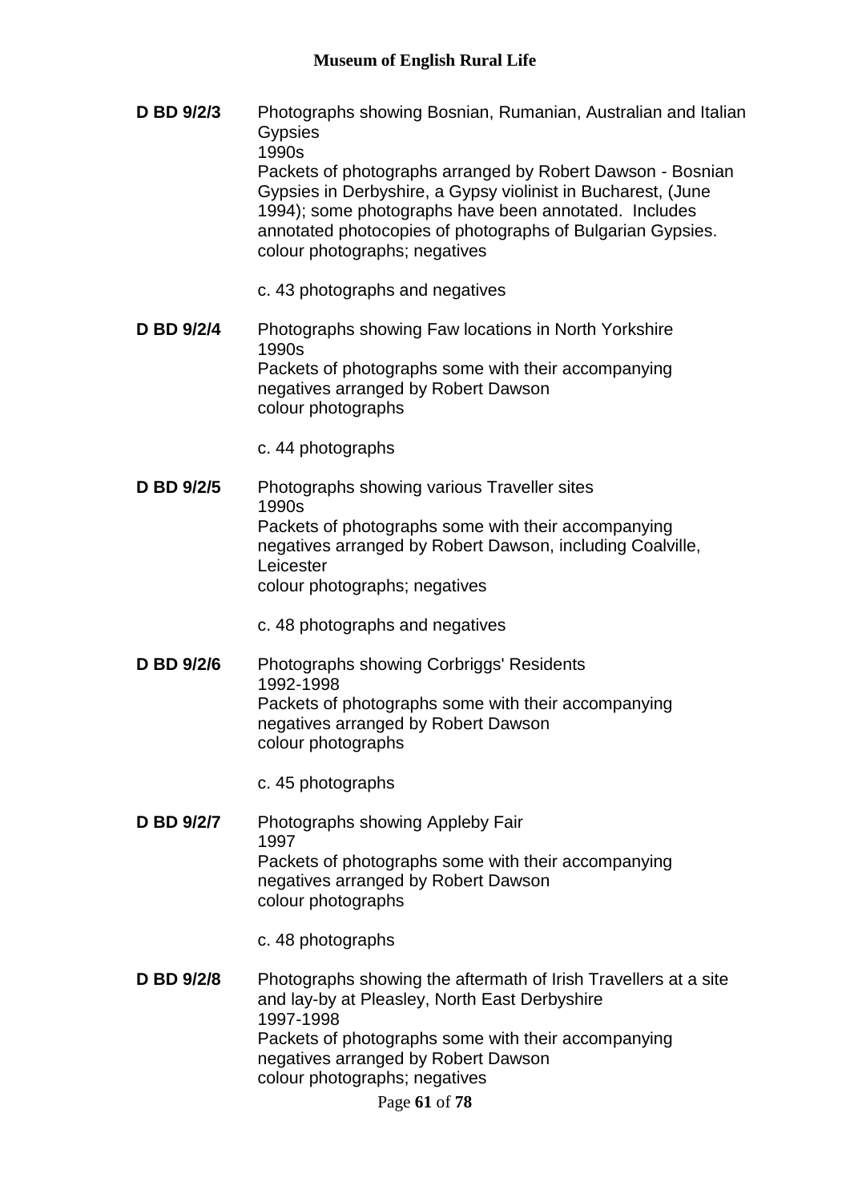**D BD 9/2/3** Photographs showing Bosnian, Rumanian, Australian and Italian Gypsies
1990s
Packets of photographs arranged by Robert Dawson - Bosnian Gypsies in Derbyshire, a Gypsy violinist in Bucharest, (June 1994); some photographs have been annotated. Includes annotated photocopies of photographs of Bulgarian Gypsies.
colour photographs; negatives

c. 43 photographs and negatives

**D BD 9/2/4** Photographs showing Faw locations in North Yorkshire
1990s
Packets of photographs some with their accompanying negatives arranged by Robert Dawson
colour photographs

c. 44 photographs

**D BD 9/2/5** Photographs showing various Traveller sites
1990s
Packets of photographs some with their accompanying negatives arranged by Robert Dawson, including Coalville, Leicester
colour photographs; negatives

c. 48 photographs and negatives

**D BD 9/2/6** Photographs showing Corbriggs' Residents
1992-1998
Packets of photographs some with their accompanying negatives arranged by Robert Dawson
colour photographs

c. 45 photographs

**D BD 9/2/7** Photographs showing Appleby Fair
1997
Packets of photographs some with their accompanying negatives arranged by Robert Dawson
colour photographs

c. 48 photographs

**D BD 9/2/8** Photographs showing the aftermath of Irish Travellers at a site and lay-by at Pleasley, North East Derbyshire
1997-1998
Packets of photographs some with their accompanying negatives arranged by Robert Dawson
colour photographs; negatives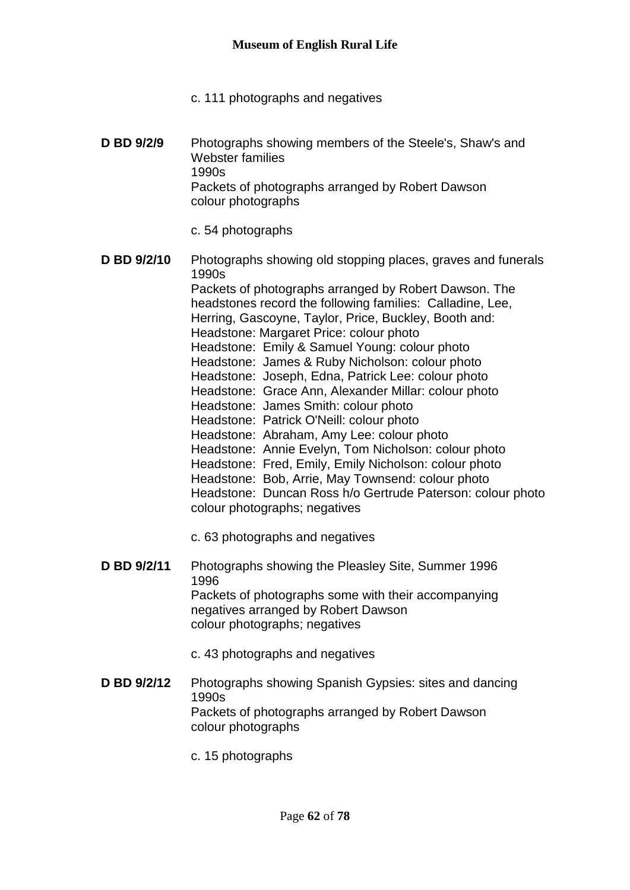c. 111 photographs and negatives

**D BD 9/2/9** Photographs showing members of the Steele's, Shaw's and Webster families
1990s
Packets of photographs arranged by Robert Dawson
colour photographs

c. 54 photographs

**D BD 9/2/10** Photographs showing old stopping places, graves and funerals
1990s
Packets of photographs arranged by Robert Dawson. The headstones record the following families: Calladine, Lee, Herring, Gascoyne, Taylor, Price, Buckley, Booth and:
Headstone: Margaret Price: colour photo
Headstone: Emily & Samuel Young: colour photo
Headstone: James & Ruby Nicholson: colour photo
Headstone: Joseph, Edna, Patrick Lee: colour photo
Headstone: Grace Ann, Alexander Millar: colour photo
Headstone: James Smith: colour photo
Headstone: Patrick O'Neill: colour photo
Headstone: Abraham, Amy Lee: colour photo
Headstone: Annie Evelyn, Tom Nicholson: colour photo
Headstone: Fred, Emily, Emily Nicholson: colour photo
Headstone: Bob, Arrie, May Townsend: colour photo
Headstone: Duncan Ross h/o Gertrude Paterson: colour photo
colour photographs; negatives

c. 63 photographs and negatives

**D BD 9/2/11** Photographs showing the Pleasley Site, Summer 1996
1996
Packets of photographs some with their accompanying negatives arranged by Robert Dawson
colour photographs; negatives

c. 43 photographs and negatives

**D BD 9/2/12** Photographs showing Spanish Gypsies: sites and dancing
1990s
Packets of photographs arranged by Robert Dawson
colour photographs

c. 15 photographs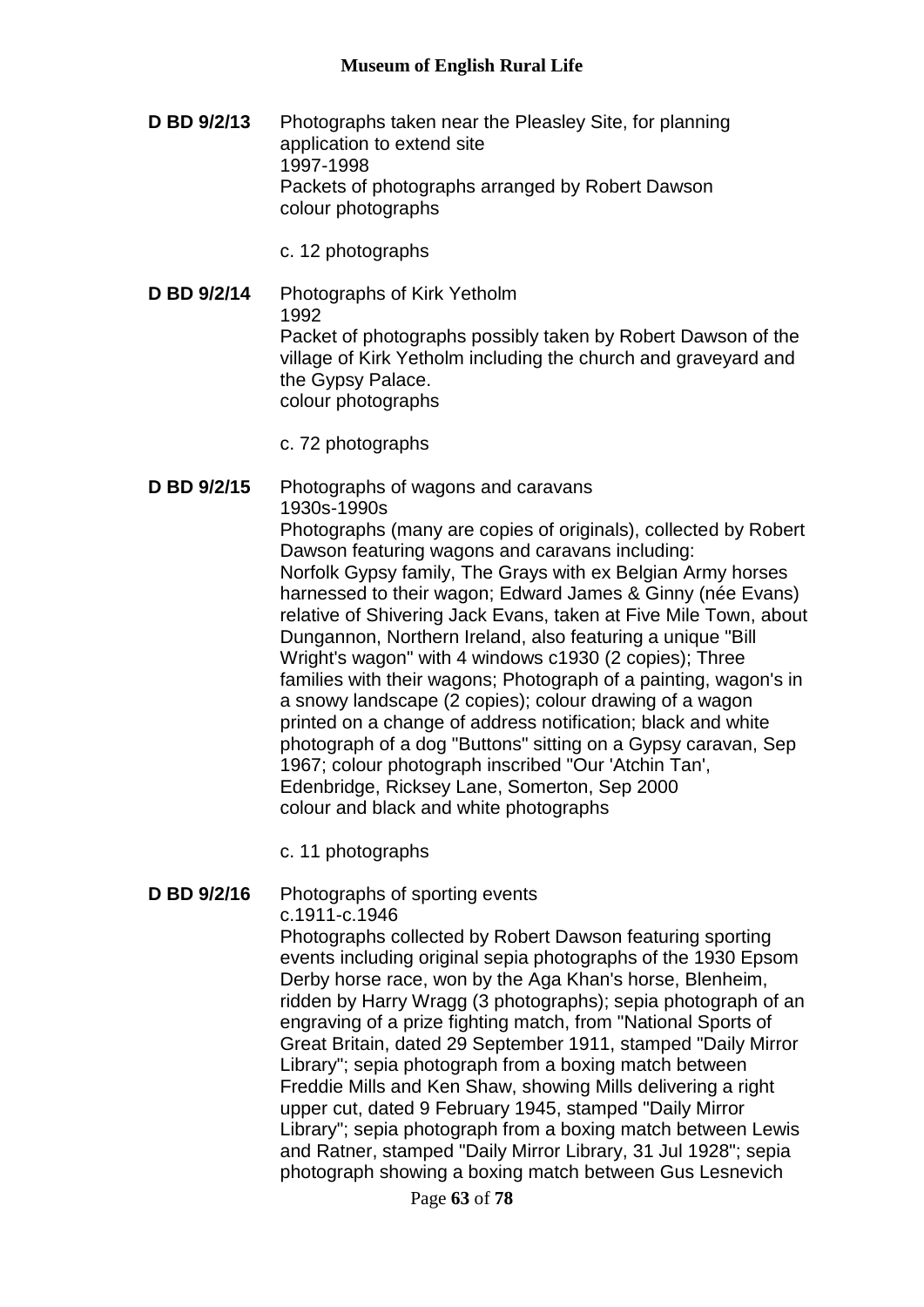**D BD 9/2/13** Photographs taken near the Pleasley Site, for planning application to extend site
1997-1998
Packets of photographs arranged by Robert Dawson
colour photographs

c. 12 photographs

**D BD 9/2/14** Photographs of Kirk Yetholm
1992
Packet of photographs possibly taken by Robert Dawson of the village of Kirk Yetholm including the church and graveyard and the Gypsy Palace.
colour photographs

c. 72 photographs

**D BD 9/2/15** Photographs of wagons and caravans
1930s-1990s
Photographs (many are copies of originals), collected by Robert Dawson featuring wagons and caravans including:
Norfolk Gypsy family, The Grays with ex Belgian Army horses harnessed to their wagon; Edward James & Ginny (née Evans) relative of Shivering Jack Evans, taken at Five Mile Town, about Dungannon, Northern Ireland, also featuring a unique "Bill Wright's wagon" with 4 windows c1930 (2 copies); Three families with their wagons; Photograph of a painting, wagon's in a snowy landscape (2 copies); colour drawing of a wagon printed on a change of address notification; black and white photograph of a dog "Buttons" sitting on a Gypsy caravan, Sep 1967; colour photograph inscribed "Our 'Atchin Tan', Edenbridge, Ricksey Lane, Somerton, Sep 2000
colour and black and white photographs

c. 11 photographs

**D BD 9/2/16** Photographs of sporting events
c.1911-c.1946
Photographs collected by Robert Dawson featuring sporting events including original sepia photographs of the 1930 Epsom Derby horse race, won by the Aga Khan's horse, Blenheim, ridden by Harry Wragg (3 photographs); sepia photograph of an engraving of a prize fighting match, from "National Sports of Great Britain, dated 29 September 1911, stamped "Daily Mirror Library"; sepia photograph from a boxing match between Freddie Mills and Ken Shaw, showing Mills delivering a right upper cut, dated 9 February 1945, stamped "Daily Mirror Library"; sepia photograph from a boxing match between Lewis and Ratner, stamped "Daily Mirror Library, 31 Jul 1928"; sepia photograph showing a boxing match between Gus Lesnevich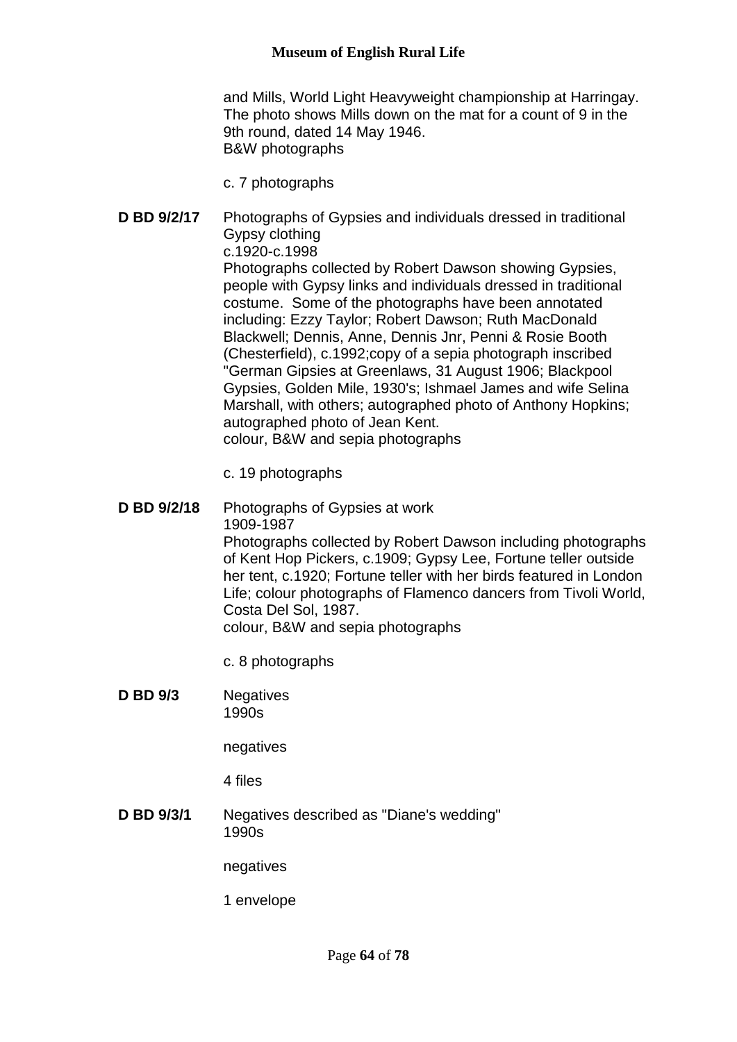and Mills, World Light Heavyweight championship at Harringay. The photo shows Mills down on the mat for a count of 9 in the 9th round, dated 14 May 1946.
B&W photographs

c. 7 photographs

**D BD 9/2/17** Photographs of Gypsies and individuals dressed in traditional Gypsy clothing
c.1920-c.1998
Photographs collected by Robert Dawson showing Gypsies, people with Gypsy links and individuals dressed in traditional costume. Some of the photographs have been annotated including: Ezzy Taylor; Robert Dawson; Ruth MacDonald Blackwell; Dennis, Anne, Dennis Jnr, Penni & Rosie Booth (Chesterfield), c.1992;copy of a sepia photograph inscribed "German Gipsies at Greenlaws, 31 August 1906; Blackpool Gypsies, Golden Mile, 1930's; Ishmael James and wife Selina Marshall, with others; autographed photo of Anthony Hopkins; autographed photo of Jean Kent.
colour, B&W and sepia photographs

c. 19 photographs

**D BD 9/2/18** Photographs of Gypsies at work
1909-1987
Photographs collected by Robert Dawson including photographs of Kent Hop Pickers, c.1909; Gypsy Lee, Fortune teller outside her tent, c.1920; Fortune teller with her birds featured in London Life; colour photographs of Flamenco dancers from Tivoli World, Costa Del Sol, 1987.
colour, B&W and sepia photographs

c. 8 photographs

**D BD 9/3** Negatives
1990s

negatives

4 files

**D BD 9/3/1** Negatives described as "Diane's wedding"
1990s

negatives

1 envelope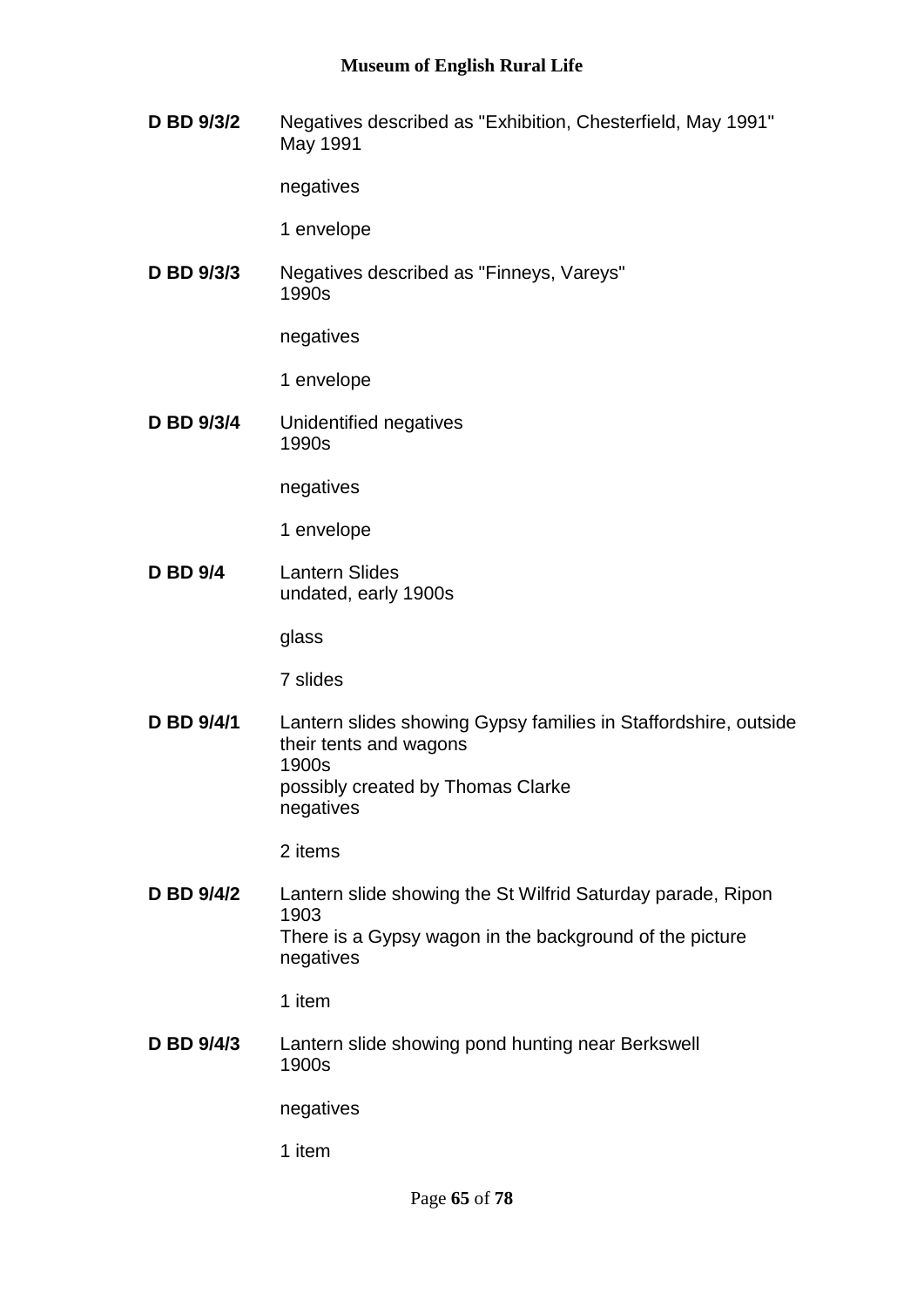**D BD 9/3/2** Negatives described as "Exhibition, Chesterfield, May 1991"
May 1991

negatives

1 envelope

**D BD 9/3/3** Negatives described as "Finneys, Vareys"
1990s

negatives

1 envelope

**D BD 9/3/4** Unidentified negatives
1990s

negatives

1 envelope

**D BD 9/4** Lantern Slides
undated, early 1900s

glass

7 slides

**D BD 9/4/1** Lantern slides showing Gypsy families in Staffordshire, outside their tents and wagons
1900s
possibly created by Thomas Clarke
negatives

2 items

**D BD 9/4/2** Lantern slide showing the St Wilfrid Saturday parade, Ripon
1903
There is a Gypsy wagon in the background of the picture
negatives

1 item

**D BD 9/4/3** Lantern slide showing pond hunting near Berkswell
1900s

negatives

1 item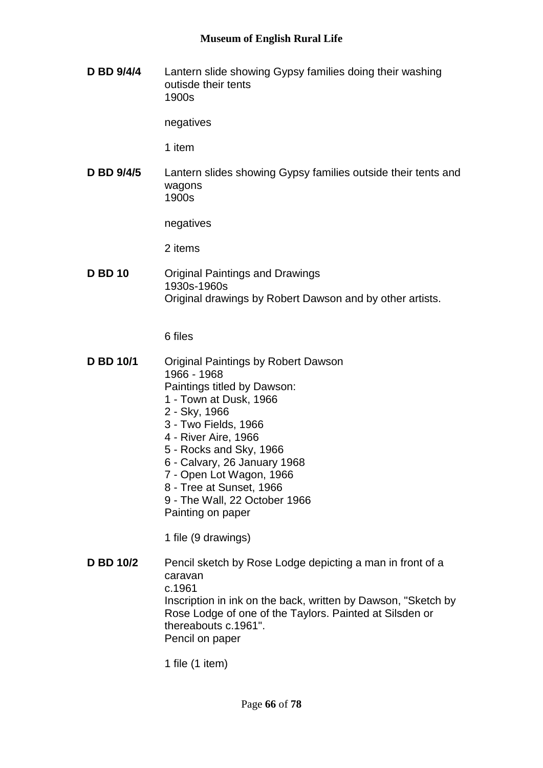**D BD 9/4/4** Lantern slide showing Gypsy families doing their washing outisde their tents
1900s

negatives

1 item

**D BD 9/4/5** Lantern slides showing Gypsy families outside their tents and wagons
1900s

negatives

2 items

**D BD 10** Original Paintings and Drawings
1930s-1960s
Original drawings by Robert Dawson and by other artists.

6 files

**D BD 10/1** Original Paintings by Robert Dawson
1966 - 1968
Paintings titled by Dawson:
1 - Town at Dusk, 1966
2 - Sky, 1966
3 - Two Fields, 1966
4 - River Aire, 1966
5 - Rocks and Sky, 1966
6 - Calvary, 26 January 1968
7 - Open Lot Wagon, 1966
8 - Tree at Sunset, 1966
9 - The Wall, 22 October 1966
Painting on paper

1 file (9 drawings)

**D BD 10/2** Pencil sketch by Rose Lodge depicting a man in front of a caravan
c.1961
Inscription in ink on the back, written by Dawson, "Sketch by Rose Lodge of one of the Taylors. Painted at Silsden or thereabouts c.1961".
Pencil on paper

1 file (1 item)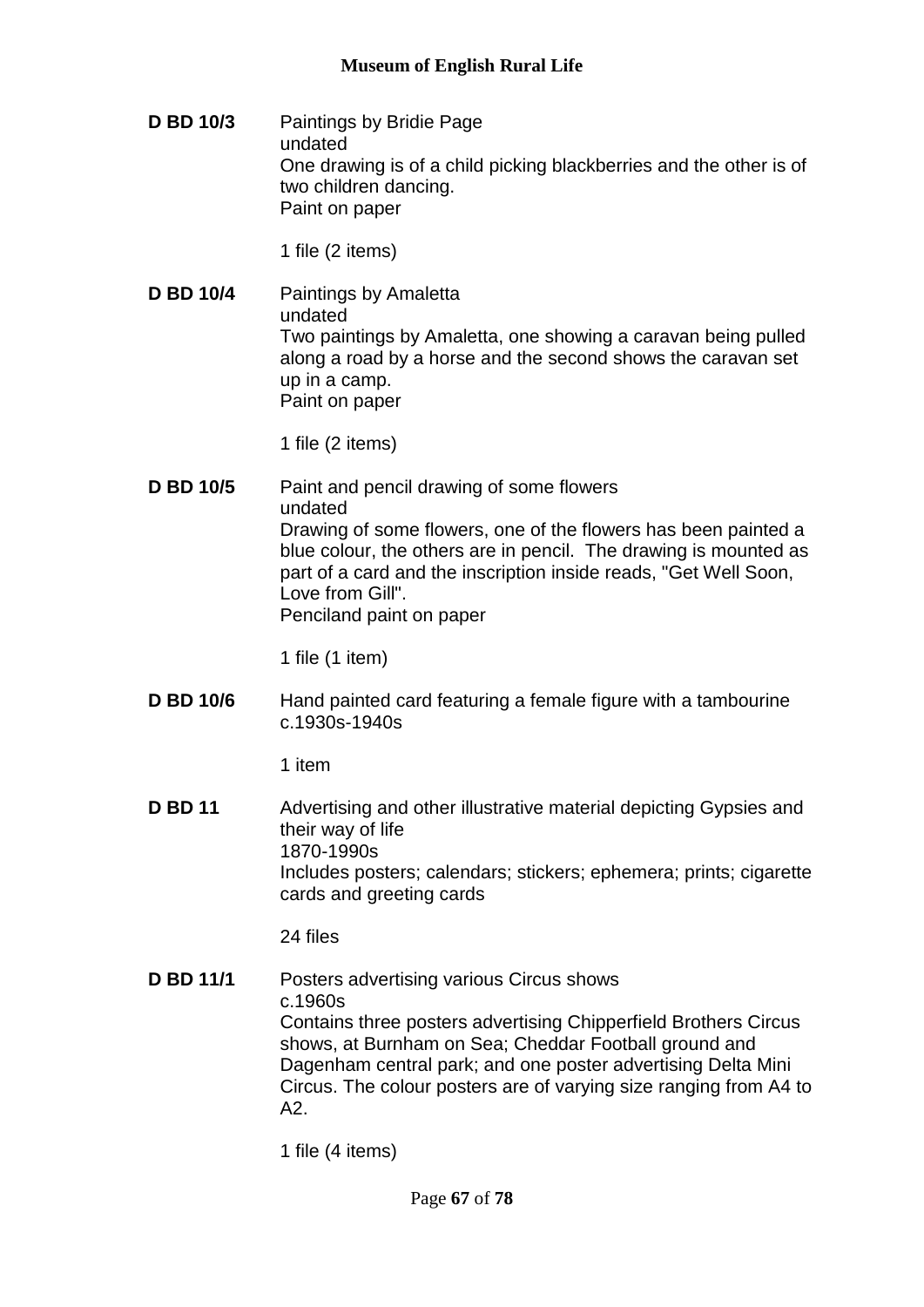**D BD 10/3** Paintings by Bridie Page
undated
One drawing is of a child picking blackberries and the other is of two children dancing.
Paint on paper

1 file (2 items)

**D BD 10/4** Paintings by Amaletta
undated
Two paintings by Amaletta, one showing a caravan being pulled along a road by a horse and the second shows the caravan set up in a camp.
Paint on paper

1 file (2 items)

**D BD 10/5** Paint and pencil drawing of some flowers
undated
Drawing of some flowers, one of the flowers has been painted a blue colour, the others are in pencil. The drawing is mounted as part of a card and the inscription inside reads, "Get Well Soon, Love from Gill".
Penciland paint on paper

1 file (1 item)

**D BD 10/6** Hand painted card featuring a female figure with a tambourine
c.1930s-1940s

1 item

**D BD 11** Advertising and other illustrative material depicting Gypsies and their way of life
1870-1990s
Includes posters; calendars; stickers; ephemera; prints; cigarette cards and greeting cards

24 files

**D BD 11/1** Posters advertising various Circus shows
c.1960s
Contains three posters advertising Chipperfield Brothers Circus shows, at Burnham on Sea; Cheddar Football ground and Dagenham central park; and one poster advertising Delta Mini Circus. The colour posters are of varying size ranging from A4 to A2.

1 file (4 items)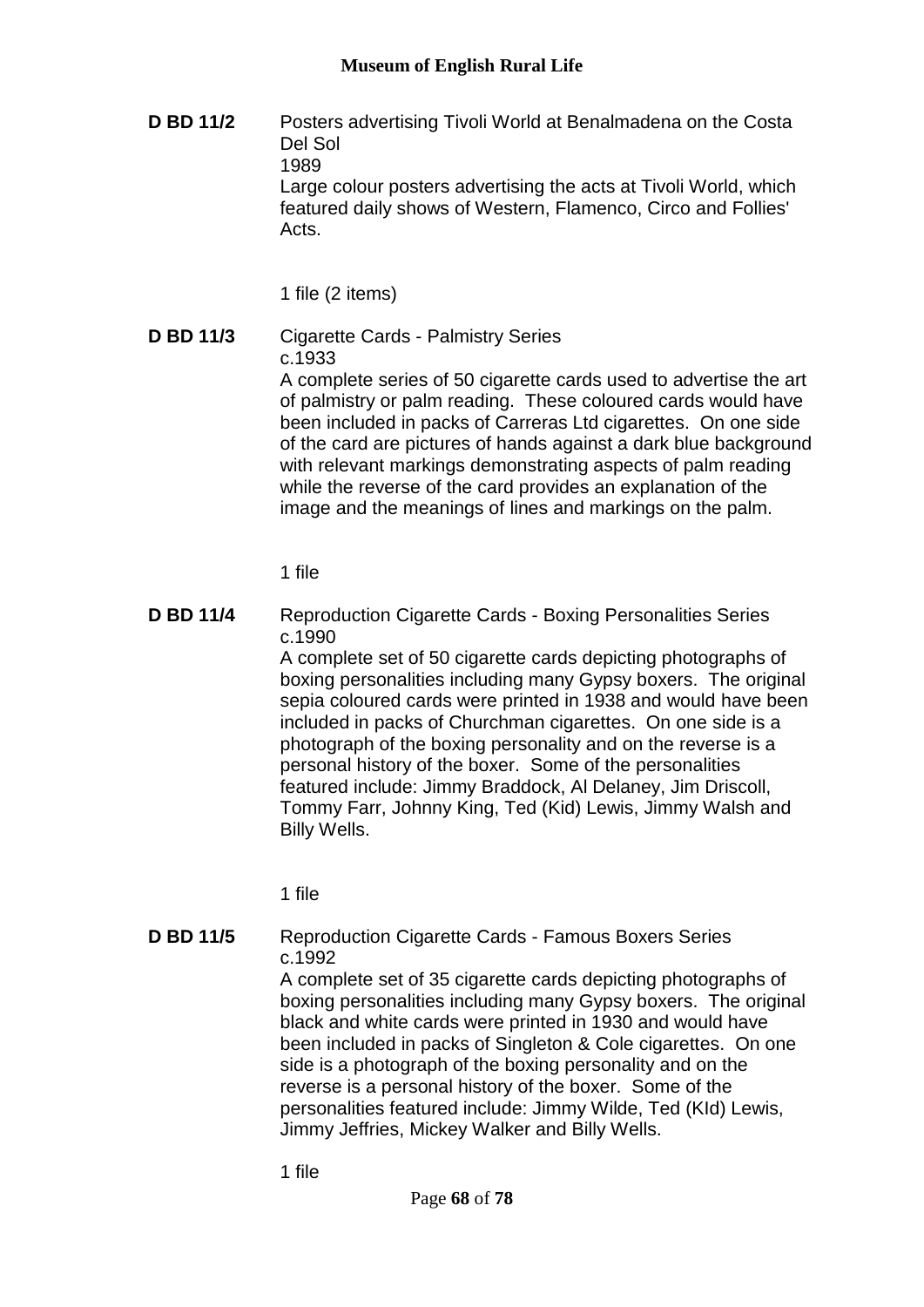**D BD 11/2** Posters advertising Tivoli World at Benalmadena on the Costa Del Sol
1989
Large colour posters advertising the acts at Tivoli World, which featured daily shows of Western, Flamenco, Circo and Follies' Acts.

1 file (2 items)

**D BD 11/3** Cigarette Cards - Palmistry Series
c.1933
A complete series of 50 cigarette cards used to advertise the art of palmistry or palm reading. These coloured cards would have been included in packs of Carreras Ltd cigarettes. On one side of the card are pictures of hands against a dark blue background with relevant markings demonstrating aspects of palm reading while the reverse of the card provides an explanation of the image and the meanings of lines and markings on the palm.

1 file

**D BD 11/4** Reproduction Cigarette Cards - Boxing Personalities Series
c.1990
A complete set of 50 cigarette cards depicting photographs of boxing personalities including many Gypsy boxers. The original sepia coloured cards were printed in 1938 and would have been included in packs of Churchman cigarettes. On one side is a photograph of the boxing personality and on the reverse is a personal history of the boxer. Some of the personalities featured include: Jimmy Braddock, Al Delaney, Jim Driscoll, Tommy Farr, Johnny King, Ted (Kid) Lewis, Jimmy Walsh and Billy Wells.

1 file

**D BD 11/5** Reproduction Cigarette Cards - Famous Boxers Series
c.1992
A complete set of 35 cigarette cards depicting photographs of boxing personalities including many Gypsy boxers. The original black and white cards were printed in 1930 and would have been included in packs of Singleton & Cole cigarettes. On one side is a photograph of the boxing personality and on the reverse is a personal history of the boxer. Some of the personalities featured include: Jimmy Wilde, Ted (KId) Lewis, Jimmy Jeffries, Mickey Walker and Billy Wells.

1 file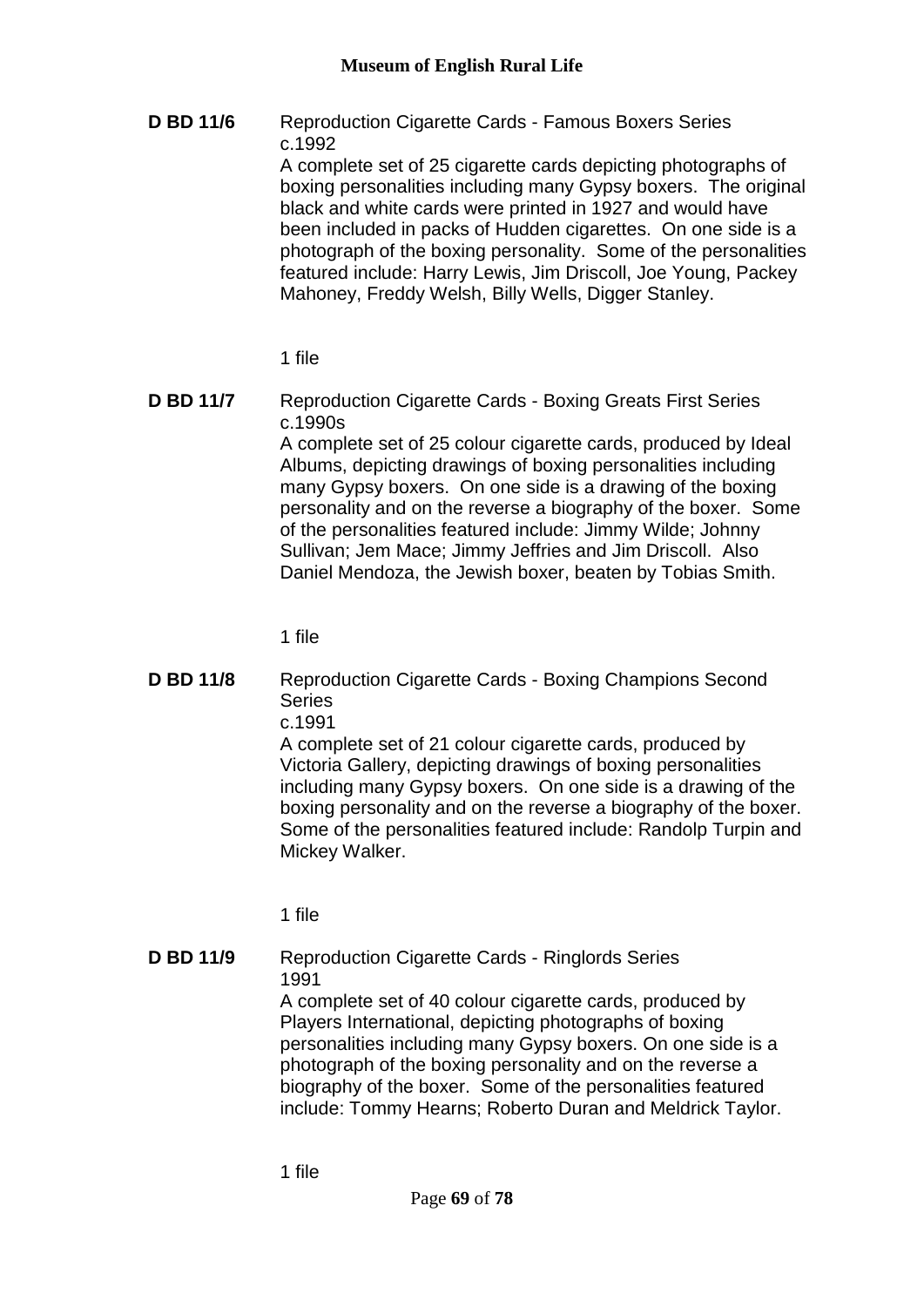**D BD 11/6** Reproduction Cigarette Cards - Famous Boxers Series
c.1992
A complete set of 25 cigarette cards depicting photographs of boxing personalities including many Gypsy boxers. The original black and white cards were printed in 1927 and would have been included in packs of Hudden cigarettes. On one side is a photograph of the boxing personality. Some of the personalities featured include: Harry Lewis, Jim Driscoll, Joe Young, Packey Mahoney, Freddy Welsh, Billy Wells, Digger Stanley.

1 file

**D BD 11/7** Reproduction Cigarette Cards - Boxing Greats First Series
c.1990s
A complete set of 25 colour cigarette cards, produced by Ideal Albums, depicting drawings of boxing personalities including many Gypsy boxers. On one side is a drawing of the boxing personality and on the reverse a biography of the boxer. Some of the personalities featured include: Jimmy Wilde; Johnny Sullivan; Jem Mace; Jimmy Jeffries and Jim Driscoll. Also Daniel Mendoza, the Jewish boxer, beaten by Tobias Smith.

1 file

**D BD 11/8** Reproduction Cigarette Cards - Boxing Champions Second Series
c.1991
A complete set of 21 colour cigarette cards, produced by Victoria Gallery, depicting drawings of boxing personalities including many Gypsy boxers. On one side is a drawing of the boxing personality and on the reverse a biography of the boxer. Some of the personalities featured include: Randolp Turpin and Mickey Walker.

1 file

**D BD 11/9** Reproduction Cigarette Cards - Ringlords Series
1991
A complete set of 40 colour cigarette cards, produced by Players International, depicting photographs of boxing personalities including many Gypsy boxers. On one side is a photograph of the boxing personality and on the reverse a biography of the boxer. Some of the personalities featured include: Tommy Hearns; Roberto Duran and Meldrick Taylor.

1 file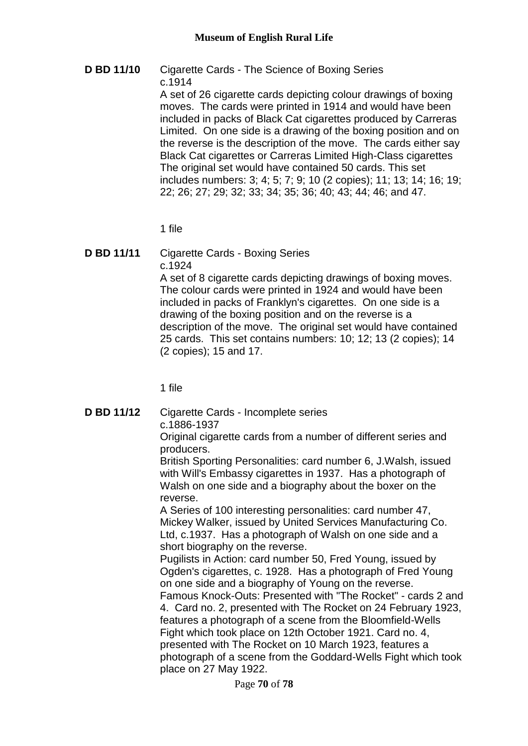**D BD 11/10** Cigarette Cards - The Science of Boxing Series
c.1914
A set of 26 cigarette cards depicting colour drawings of boxing moves. The cards were printed in 1914 and would have been included in packs of Black Cat cigarettes produced by Carreras Limited. On one side is a drawing of the boxing position and on the reverse is the description of the move. The cards either say Black Cat cigarettes or Carreras Limited High-Class cigarettes The original set would have contained 50 cards. This set includes numbers: 3; 4; 5; 7; 9; 10 (2 copies); 11; 13; 14; 16; 19; 22; 26; 27; 29; 32; 33; 34; 35; 36; 40; 43; 44; 46; and 47.

1 file

**D BD 11/11** Cigarette Cards - Boxing Series
c.1924
A set of 8 cigarette cards depicting drawings of boxing moves. The colour cards were printed in 1924 and would have been included in packs of Franklyn's cigarettes. On one side is a drawing of the boxing position and on the reverse is a description of the move. The original set would have contained 25 cards. This set contains numbers: 10; 12; 13 (2 copies); 14 (2 copies); 15 and 17.

1 file

**D BD 11/12** Cigarette Cards - Incomplete series
c.1886-1937
Original cigarette cards from a number of different series and producers.
British Sporting Personalities: card number 6, J.Walsh, issued with Will's Embassy cigarettes in 1937. Has a photograph of Walsh on one side and a biography about the boxer on the reverse.
A Series of 100 interesting personalities: card number 47, Mickey Walker, issued by United Services Manufacturing Co. Ltd, c.1937. Has a photograph of Walsh on one side and a short biography on the reverse.
Pugilists in Action: card number 50, Fred Young, issued by Ogden's cigarettes, c. 1928. Has a photograph of Fred Young on one side and a biography of Young on the reverse.
Famous Knock-Outs: Presented with "The Rocket" - cards 2 and 4. Card no. 2, presented with The Rocket on 24 February 1923, features a photograph of a scene from the Bloomfield-Wells Fight which took place on 12th October 1921. Card no. 4, presented with The Rocket on 10 March 1923, features a photograph of a scene from the Goddard-Wells Fight which took place on 27 May 1922.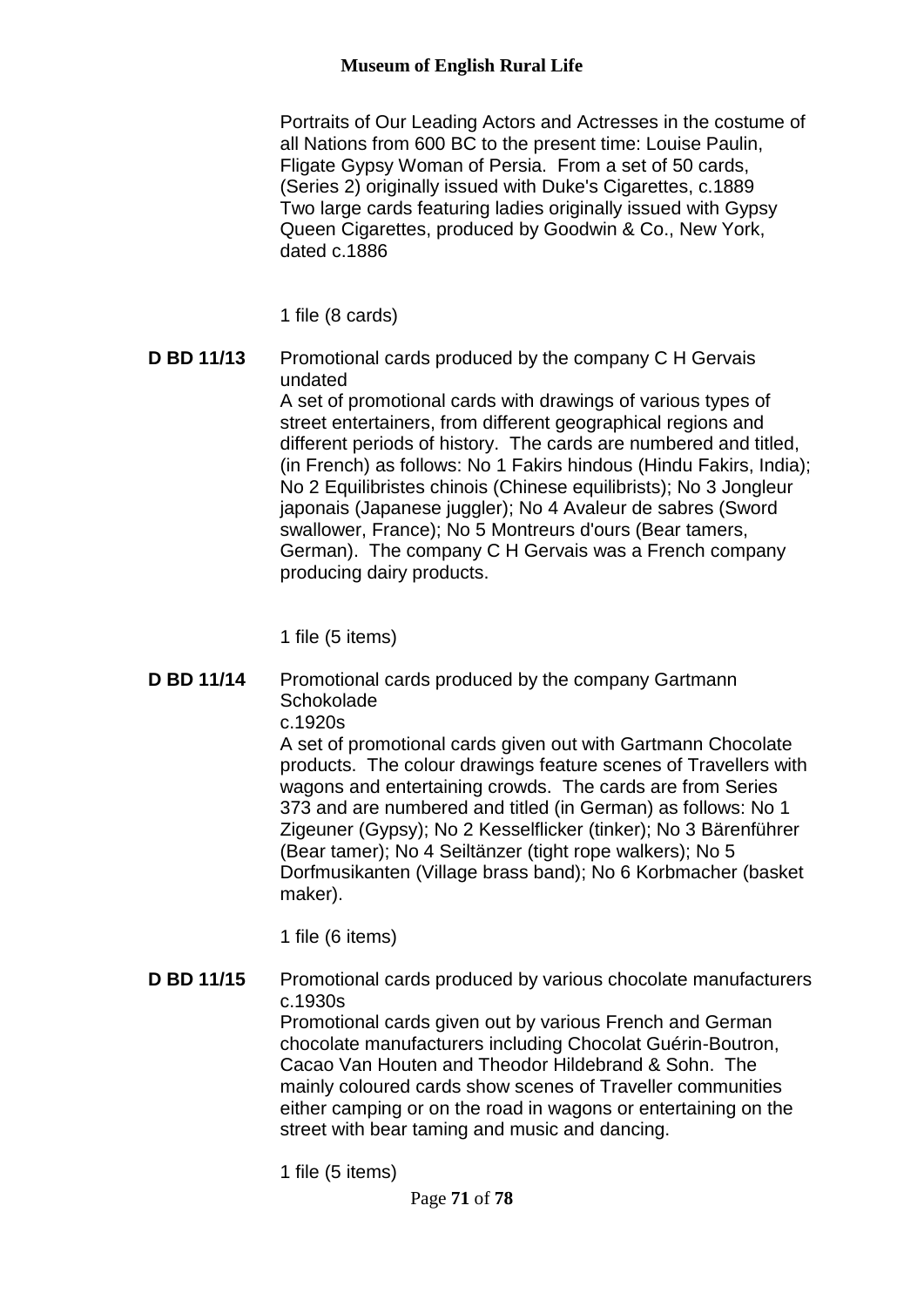Portraits of Our Leading Actors and Actresses in the costume of all Nations from 600 BC to the present time: Louise Paulin, Fligate Gypsy Woman of Persia. From a set of 50 cards, (Series 2) originally issued with Duke's Cigarettes, c.1889
Two large cards featuring ladies originally issued with Gypsy Queen Cigarettes, produced by Goodwin & Co., New York, dated c.1886

1 file (8 cards)

**D BD 11/13** Promotional cards produced by the company C H Gervais
undated
A set of promotional cards with drawings of various types of street entertainers, from different geographical regions and different periods of history. The cards are numbered and titled, (in French) as follows: No 1 Fakirs hindous (Hindu Fakirs, India); No 2 Equilibristes chinois (Chinese equilibrists); No 3 Jongleur japonais (Japanese juggler); No 4 Avaleur de sabres (Sword swallower, France); No 5 Montreurs d'ours (Bear tamers, German). The company C H Gervais was a French company producing dairy products.

1 file (5 items)

**D BD 11/14** Promotional cards produced by the company Gartmann Schokolade
c.1920s
A set of promotional cards given out with Gartmann Chocolate products. The colour drawings feature scenes of Travellers with wagons and entertaining crowds. The cards are from Series 373 and are numbered and titled (in German) as follows: No 1 Zigeuner (Gypsy); No 2 Kesselflicker (tinker); No 3 Bärenführer (Bear tamer); No 4 Seiltänzer (tight rope walkers); No 5 Dorfmusikanten (Village brass band); No 6 Korbmacher (basket maker).

1 file (6 items)

**D BD 11/15** Promotional cards produced by various chocolate manufacturers
c.1930s
Promotional cards given out by various French and German chocolate manufacturers including Chocolat Guérin-Boutron, Cacao Van Houten and Theodor Hildebrand & Sohn. The mainly coloured cards show scenes of Traveller communities either camping or on the road in wagons or entertaining on the street with bear taming and music and dancing.

1 file (5 items)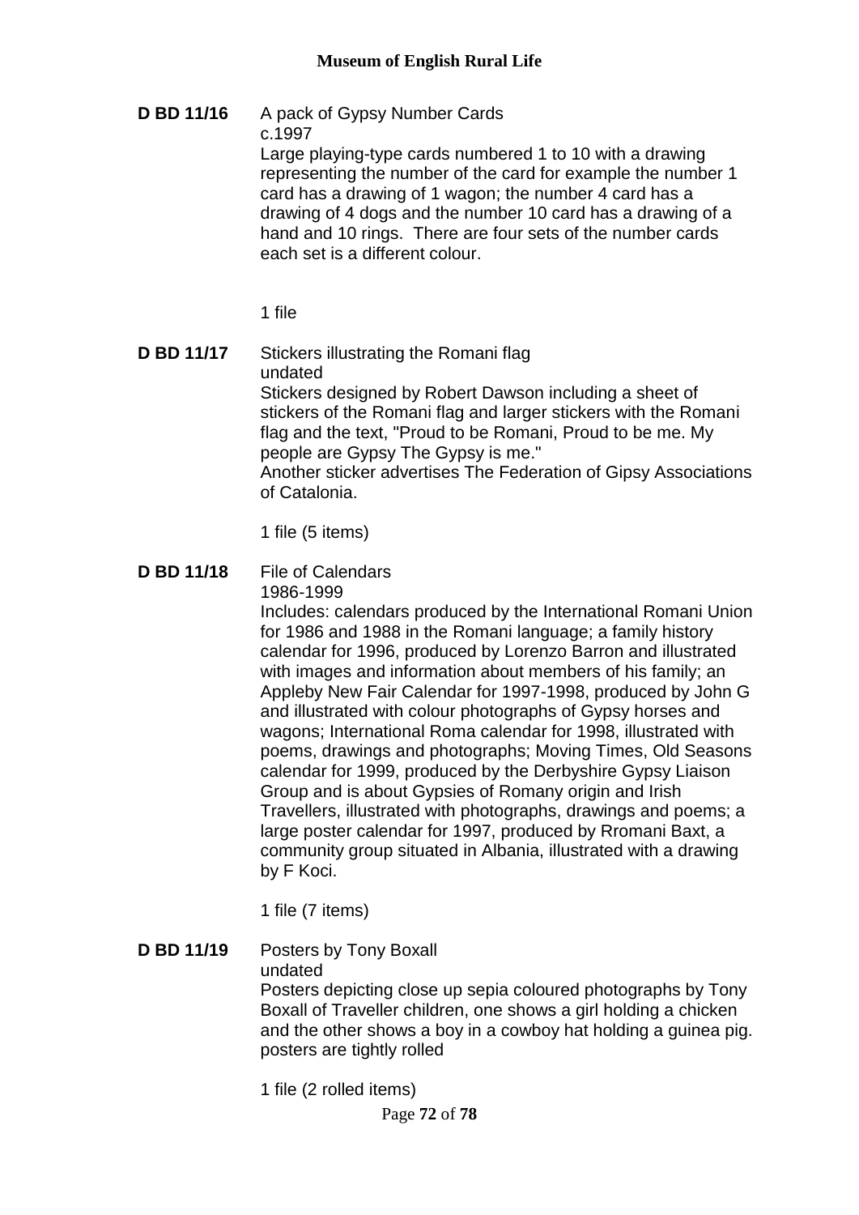**D BD 11/16** A pack of Gypsy Number Cards

c.1997

Large playing-type cards numbered 1 to 10 with a drawing representing the number of the card for example the number 1 card has a drawing of 1 wagon; the number 4 card has a drawing of 4 dogs and the number 10 card has a drawing of a hand and 10 rings. There are four sets of the number cards each set is a different colour.

1 file

**D BD 11/17** Stickers illustrating the Romani flag

undated

Stickers designed by Robert Dawson including a sheet of stickers of the Romani flag and larger stickers with the Romani flag and the text, "Proud to be Romani, Proud to be me. My people are Gypsy The Gypsy is me."

Another sticker advertises The Federation of Gipsy Associations of Catalonia.

1 file (5 items)

**D BD 11/18** File of Calendars

1986-1999

Includes: calendars produced by the International Romani Union for 1986 and 1988 in the Romani language; a family history calendar for 1996, produced by Lorenzo Barron and illustrated with images and information about members of his family; an Appleby New Fair Calendar for 1997-1998, produced by John G and illustrated with colour photographs of Gypsy horses and wagons; International Roma calendar for 1998, illustrated with poems, drawings and photographs; Moving Times, Old Seasons calendar for 1999, produced by the Derbyshire Gypsy Liaison Group and is about Gypsies of Romany origin and Irish Travellers, illustrated with photographs, drawings and poems; a large poster calendar for 1997, produced by Rromani Baxt, a community group situated in Albania, illustrated with a drawing by F Koci.

1 file (7 items)

**D BD 11/19** Posters by Tony Boxall

undated

Posters depicting close up sepia coloured photographs by Tony Boxall of Traveller children, one shows a girl holding a chicken and the other shows a boy in a cowboy hat holding a guinea pig. posters are tightly rolled

1 file (2 rolled items)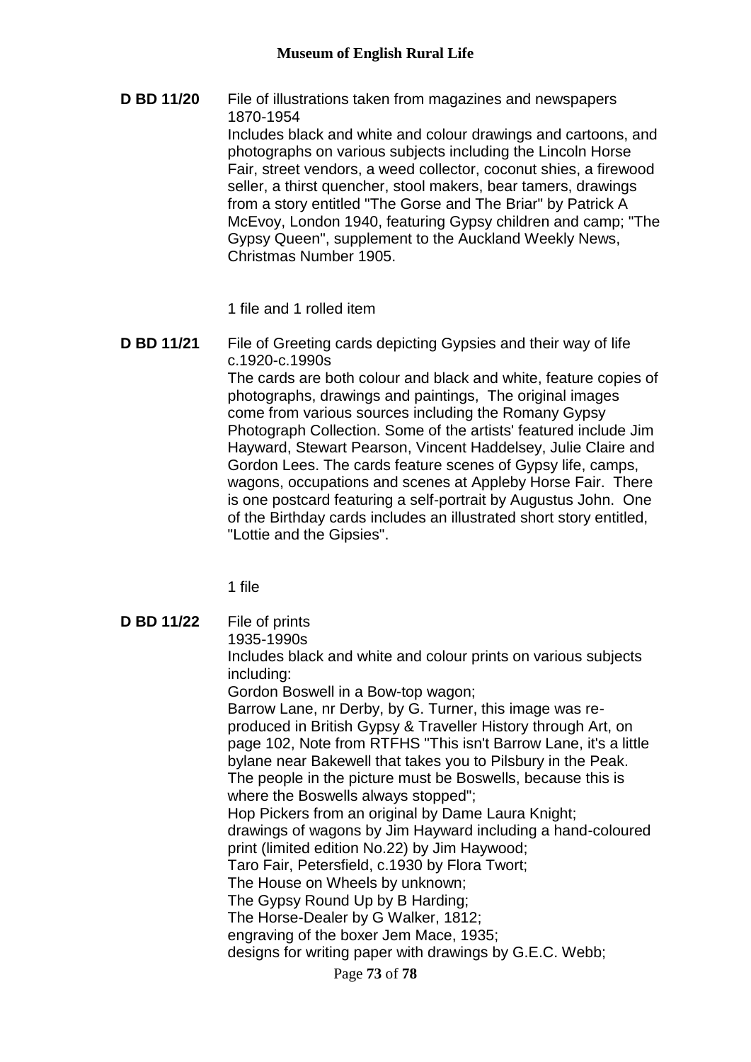**D BD 11/20** File of illustrations taken from magazines and newspapers
1870-1954
Includes black and white and colour drawings and cartoons, and photographs on various subjects including the Lincoln Horse Fair, street vendors, a weed collector, coconut shies, a firewood seller, a thirst quencher, stool makers, bear tamers, drawings from a story entitled "The Gorse and The Briar" by Patrick A McEvoy, London 1940, featuring Gypsy children and camp; "The Gypsy Queen", supplement to the Auckland Weekly News, Christmas Number 1905.

1 file and 1 rolled item

**D BD 11/21** File of Greeting cards depicting Gypsies and their way of life
c.1920-c.1990s
The cards are both colour and black and white, feature copies of photographs, drawings and paintings, The original images come from various sources including the Romany Gypsy Photograph Collection. Some of the artists' featured include Jim Hayward, Stewart Pearson, Vincent Haddelsey, Julie Claire and Gordon Lees. The cards feature scenes of Gypsy life, camps, wagons, occupations and scenes at Appleby Horse Fair. There is one postcard featuring a self-portrait by Augustus John. One of the Birthday cards includes an illustrated short story entitled, "Lottie and the Gipsies".

1 file

**D BD 11/22** File of prints
1935-1990s
Includes black and white and colour prints on various subjects including:
Gordon Boswell in a Bow-top wagon;
Barrow Lane, nr Derby, by G. Turner, this image was re-produced in British Gypsy & Traveller History through Art, on page 102, Note from RTFHS "This isn't Barrow Lane, it's a little bylane near Bakewell that takes you to Pilsbury in the Peak. The people in the picture must be Boswells, because this is where the Boswells always stopped";
Hop Pickers from an original by Dame Laura Knight;
drawings of wagons by Jim Hayward including a hand-coloured print (limited edition No.22) by Jim Haywood;
Taro Fair, Petersfield, c.1930 by Flora Twort;
The House on Wheels by unknown;
The Gypsy Round Up by B Harding;
The Horse-Dealer by G Walker, 1812;
engraving of the boxer Jem Mace, 1935;
designs for writing paper with drawings by G.E.C. Webb;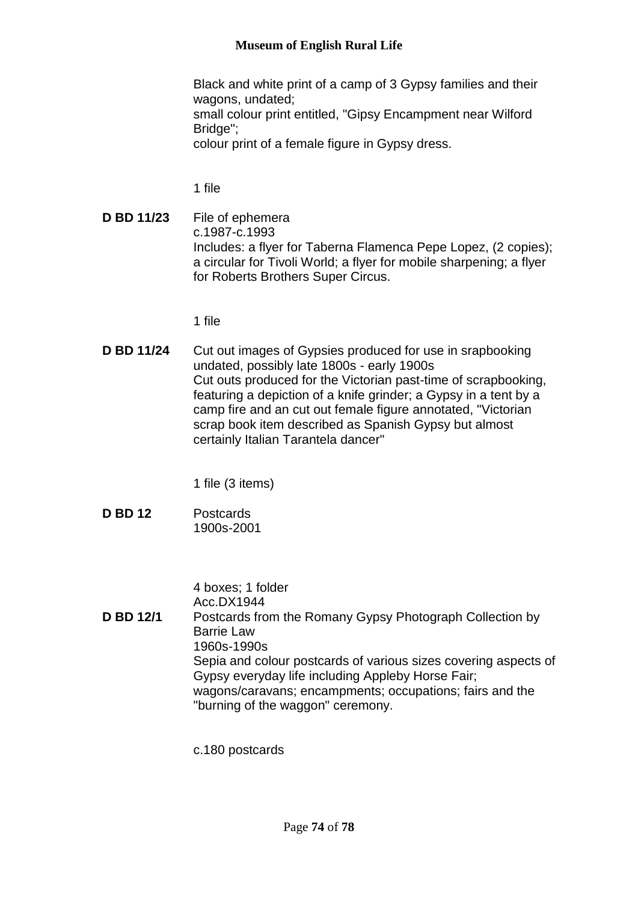Black and white print of a camp of 3 Gypsy families and their wagons, undated;
small colour print entitled, "Gipsy Encampment near Wilford Bridge";
colour print of a female figure in Gypsy dress.

1 file

**D BD 11/23** File of ephemera
c.1987-c.1993
Includes: a flyer for Taberna Flamenca Pepe Lopez, (2 copies); a circular for Tivoli World; a flyer for mobile sharpening; a flyer for Roberts Brothers Super Circus.

1 file

**D BD 11/24** Cut out images of Gypsies produced for use in srapbooking
undated, possibly late 1800s - early 1900s
Cut outs produced for the Victorian past-time of scrapbooking, featuring a depiction of a knife grinder; a Gypsy in a tent by a camp fire and an cut out female figure annotated, "Victorian scrap book item described as Spanish Gypsy but almost certainly Italian Tarantela dancer"

1 file (3 items)

**D BD 12** Postcards
1900s-2001

4 boxes; 1 folder
Acc.DX1944

**D BD 12/1** Postcards from the Romany Gypsy Photograph Collection by Barrie Law
1960s-1990s
Sepia and colour postcards of various sizes covering aspects of Gypsy everyday life including Appleby Horse Fair; wagons/caravans; encampments; occupations; fairs and the "burning of the waggon" ceremony.

c.180 postcards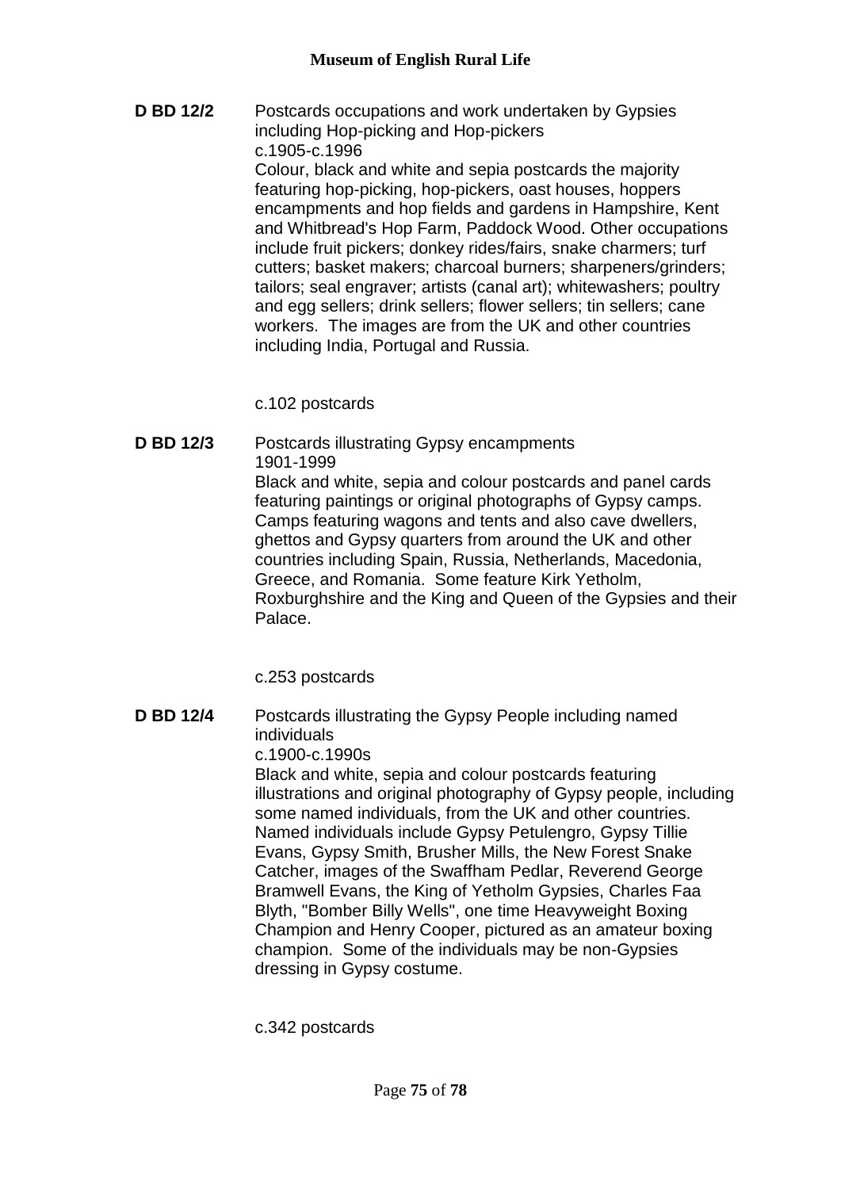**D BD 12/2** Postcards occupations and work undertaken by Gypsies including Hop-picking and Hop-pickers
c.1905-c.1996
Colour, black and white and sepia postcards the majority featuring hop-picking, hop-pickers, oast houses, hoppers encampments and hop fields and gardens in Hampshire, Kent and Whitbread's Hop Farm, Paddock Wood. Other occupations include fruit pickers; donkey rides/fairs, snake charmers; turf cutters; basket makers; charcoal burners; sharpeners/grinders; tailors; seal engraver; artists (canal art); whitewashers; poultry and egg sellers; drink sellers; flower sellers; tin sellers; cane workers. The images are from the UK and other countries including India, Portugal and Russia.

c.102 postcards

**D BD 12/3** Postcards illustrating Gypsy encampments
1901-1999
Black and white, sepia and colour postcards and panel cards featuring paintings or original photographs of Gypsy camps. Camps featuring wagons and tents and also cave dwellers, ghettos and Gypsy quarters from around the UK and other countries including Spain, Russia, Netherlands, Macedonia, Greece, and Romania. Some feature Kirk Yetholm, Roxburghshire and the King and Queen of the Gypsies and their Palace.

c.253 postcards

**D BD 12/4** Postcards illustrating the Gypsy People including named individuals
c.1900-c.1990s
Black and white, sepia and colour postcards featuring illustrations and original photography of Gypsy people, including some named individuals, from the UK and other countries. Named individuals include Gypsy Petulengro, Gypsy Tillie Evans, Gypsy Smith, Brusher Mills, the New Forest Snake Catcher, images of the Swaffham Pedlar, Reverend George Bramwell Evans, the King of Yetholm Gypsies, Charles Faa Blyth, "Bomber Billy Wells", one time Heavyweight Boxing Champion and Henry Cooper, pictured as an amateur boxing champion. Some of the individuals may be non-Gypsies dressing in Gypsy costume.

c.342 postcards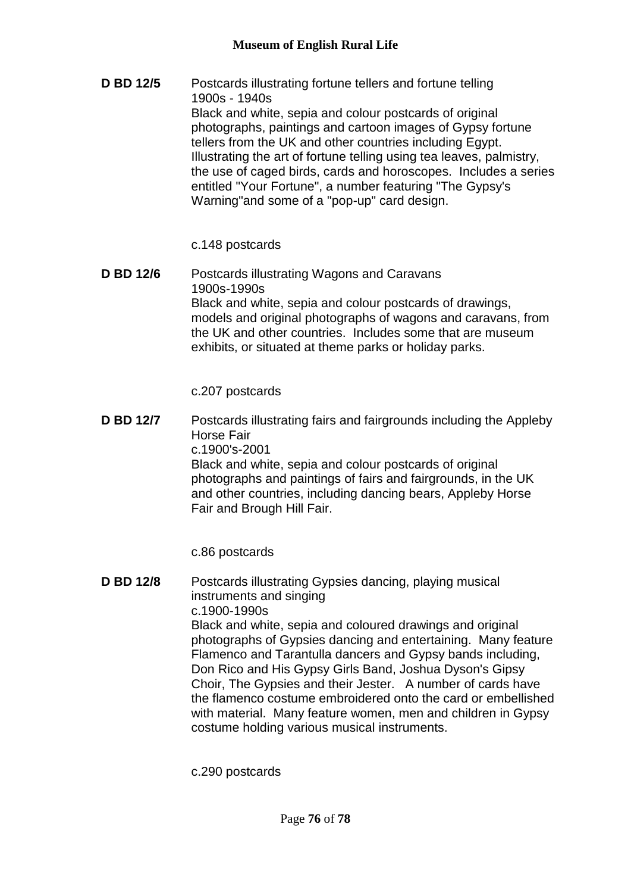**D BD 12/5** Postcards illustrating fortune tellers and fortune telling
1900s - 1940s
Black and white, sepia and colour postcards of original photographs, paintings and cartoon images of Gypsy fortune tellers from the UK and other countries including Egypt. Illustrating the art of fortune telling using tea leaves, palmistry, the use of caged birds, cards and horoscopes. Includes a series entitled "Your Fortune", a number featuring "The Gypsy's Warning"and some of a "pop-up" card design.

c.148 postcards

**D BD 12/6** Postcards illustrating Wagons and Caravans
1900s-1990s
Black and white, sepia and colour postcards of drawings, models and original photographs of wagons and caravans, from the UK and other countries. Includes some that are museum exhibits, or situated at theme parks or holiday parks.

c.207 postcards

**D BD 12/7** Postcards illustrating fairs and fairgrounds including the Appleby Horse Fair
c.1900's-2001
Black and white, sepia and colour postcards of original photographs and paintings of fairs and fairgrounds, in the UK and other countries, including dancing bears, Appleby Horse Fair and Brough Hill Fair.

c.86 postcards

**D BD 12/8** Postcards illustrating Gypsies dancing, playing musical instruments and singing
c.1900-1990s
Black and white, sepia and coloured drawings and original photographs of Gypsies dancing and entertaining. Many feature Flamenco and Tarantulla dancers and Gypsy bands including, Don Rico and His Gypsy Girls Band, Joshua Dyson's Gipsy Choir, The Gypsies and their Jester. A number of cards have the flamenco costume embroidered onto the card or embellished with material. Many feature women, men and children in Gypsy costume holding various musical instruments.

c.290 postcards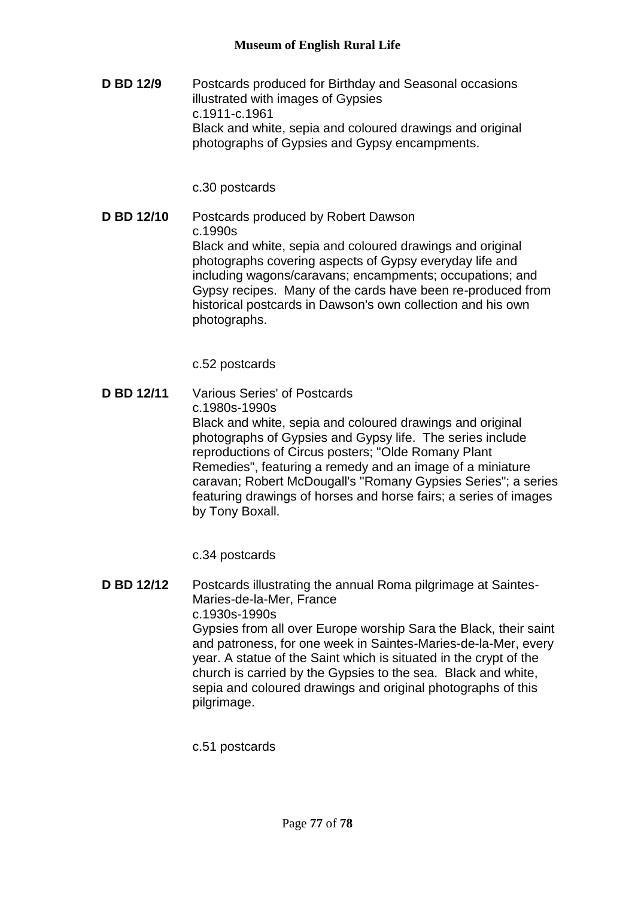**D BD 12/9** Postcards produced for Birthday and Seasonal occasions illustrated with images of Gypsies
c.1911-c.1961
Black and white, sepia and coloured drawings and original photographs of Gypsies and Gypsy encampments.

c.30 postcards

**D BD 12/10** Postcards produced by Robert Dawson
c.1990s
Black and white, sepia and coloured drawings and original photographs covering aspects of Gypsy everyday life and including wagons/caravans; encampments; occupations; and Gypsy recipes. Many of the cards have been re-produced from historical postcards in Dawson's own collection and his own photographs.

c.52 postcards

**D BD 12/11** Various Series' of Postcards
c.1980s-1990s
Black and white, sepia and coloured drawings and original photographs of Gypsies and Gypsy life. The series include reproductions of Circus posters; "Olde Romany Plant Remedies", featuring a remedy and an image of a miniature caravan; Robert McDougall's "Romany Gypsies Series"; a series featuring drawings of horses and horse fairs; a series of images by Tony Boxall.

c.34 postcards

**D BD 12/12** Postcards illustrating the annual Roma pilgrimage at Saintes-Maries-de-la-Mer, France
c.1930s-1990s
Gypsies from all over Europe worship Sara the Black, their saint and patroness, for one week in Saintes-Maries-de-la-Mer, every year. A statue of the Saint which is situated in the crypt of the church is carried by the Gypsies to the sea. Black and white, sepia and coloured drawings and original photographs of this pilgrimage.

c.51 postcards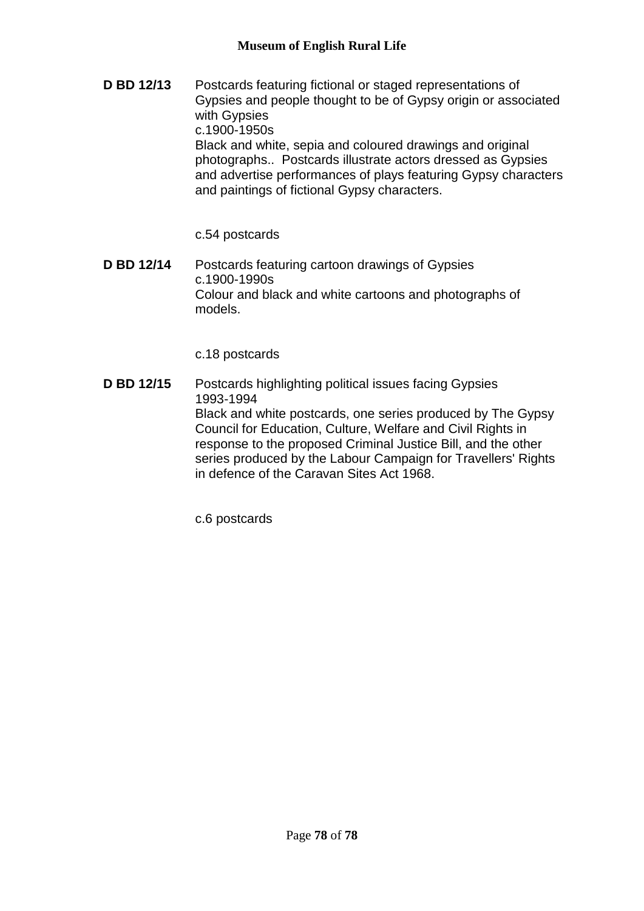**D BD 12/13** Postcards featuring fictional or staged representations of Gypsies and people thought to be of Gypsy origin or associated with Gypsies
c.1900-1950s
Black and white, sepia and coloured drawings and original photographs.. Postcards illustrate actors dressed as Gypsies and advertise performances of plays featuring Gypsy characters and paintings of fictional Gypsy characters.

c.54 postcards

**D BD 12/14** Postcards featuring cartoon drawings of Gypsies
c.1900-1990s
Colour and black and white cartoons and photographs of models.

c.18 postcards

**D BD 12/15** Postcards highlighting political issues facing Gypsies
1993-1994
Black and white postcards, one series produced by The Gypsy Council for Education, Culture, Welfare and Civil Rights in response to the proposed Criminal Justice Bill, and the other series produced by the Labour Campaign for Travellers' Rights in defence of the Caravan Sites Act 1968.

c.6 postcards